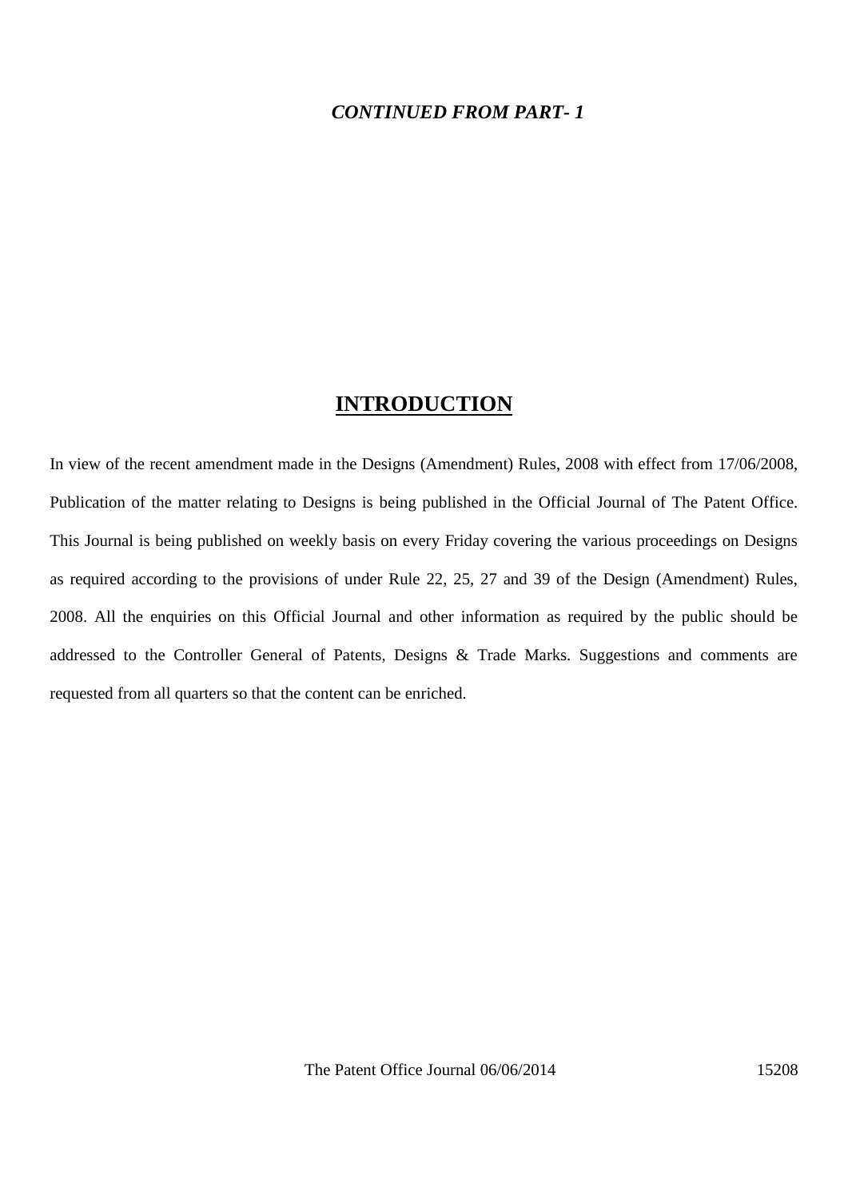***CONTINUED FROM PART- 1***

# INTRODUCTION

In view of the recent amendment made in the Designs (Amendment) Rules, 2008 with effect from 17/06/2008, Publication of the matter relating to Designs is being published in the Official Journal of The Patent Office. This Journal is being published on weekly basis on every Friday covering the various proceedings on Designs as required according to the provisions of under Rule 22, 25, 27 and 39 of the Design (Amendment) Rules, 2008. All the enquiries on this Official Journal and other information as required by the public should be addressed to the Controller General of Patents, Designs & Trade Marks. Suggestions and comments are requested from all quarters so that the content can be enriched.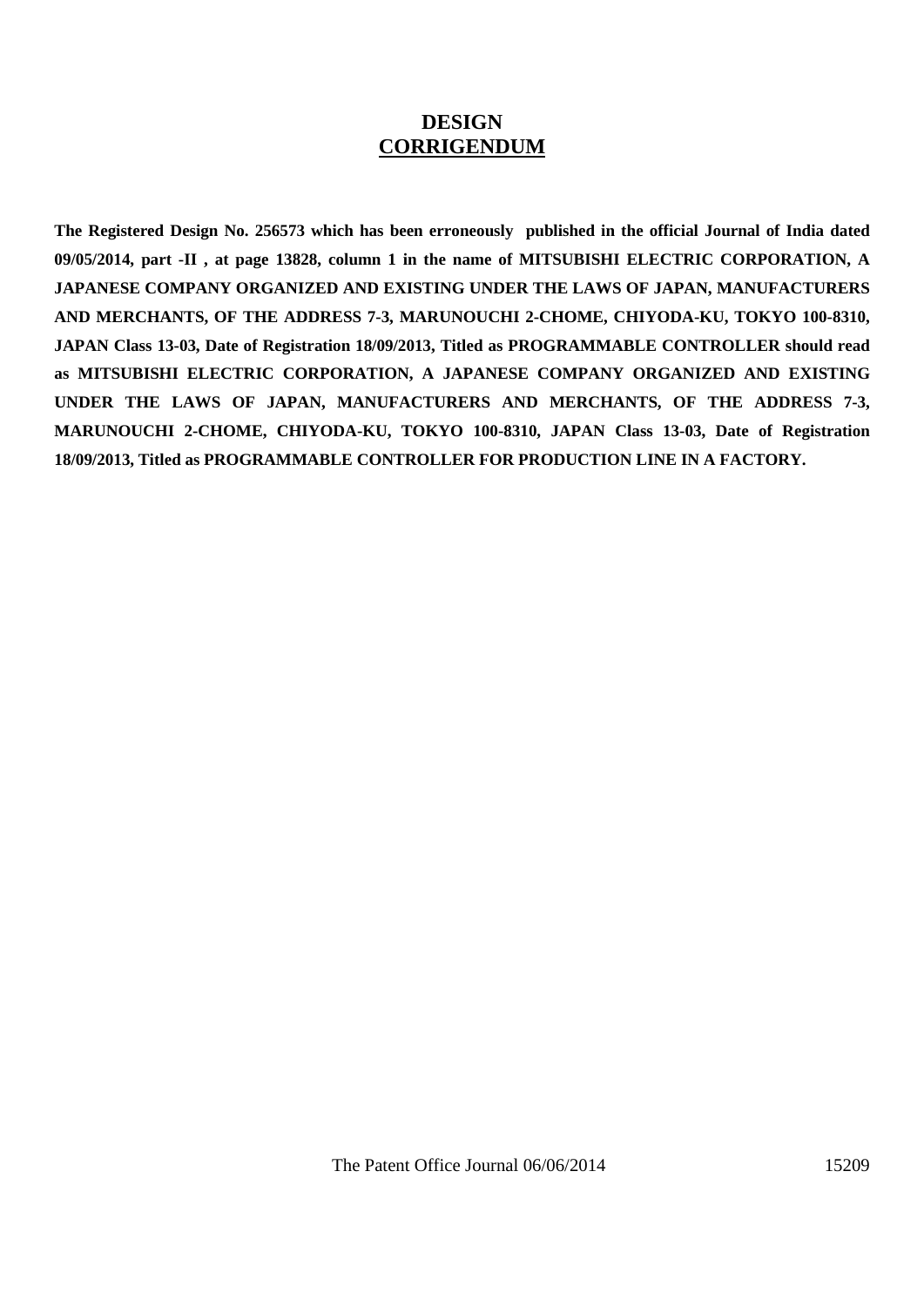# DESIGN
## CORRIGENDUM

**The Registered Design No. 256573 which has been erroneously published in the official Journal of India dated 09/05/2014, part -II , at page 13828, column 1 in the name of MITSUBISHI ELECTRIC CORPORATION, A JAPANESE COMPANY ORGANIZED AND EXISTING UNDER THE LAWS OF JAPAN, MANUFACTURERS AND MERCHANTS, OF THE ADDRESS 7-3, MARUNOUCHI 2-CHOME, CHIYODA-KU, TOKYO 100-8310, JAPAN Class 13-03, Date of Registration 18/09/2013, Titled as PROGRAMMABLE CONTROLLER should read as MITSUBISHI ELECTRIC CORPORATION, A JAPANESE COMPANY ORGANIZED AND EXISTING UNDER THE LAWS OF JAPAN, MANUFACTURERS AND MERCHANTS, OF THE ADDRESS 7-3, MARUNOUCHI 2-CHOME, CHIYODA-KU, TOKYO 100-8310, JAPAN Class 13-03, Date of Registration 18/09/2013, Titled as PROGRAMMABLE CONTROLLER FOR PRODUCTION LINE IN A FACTORY.**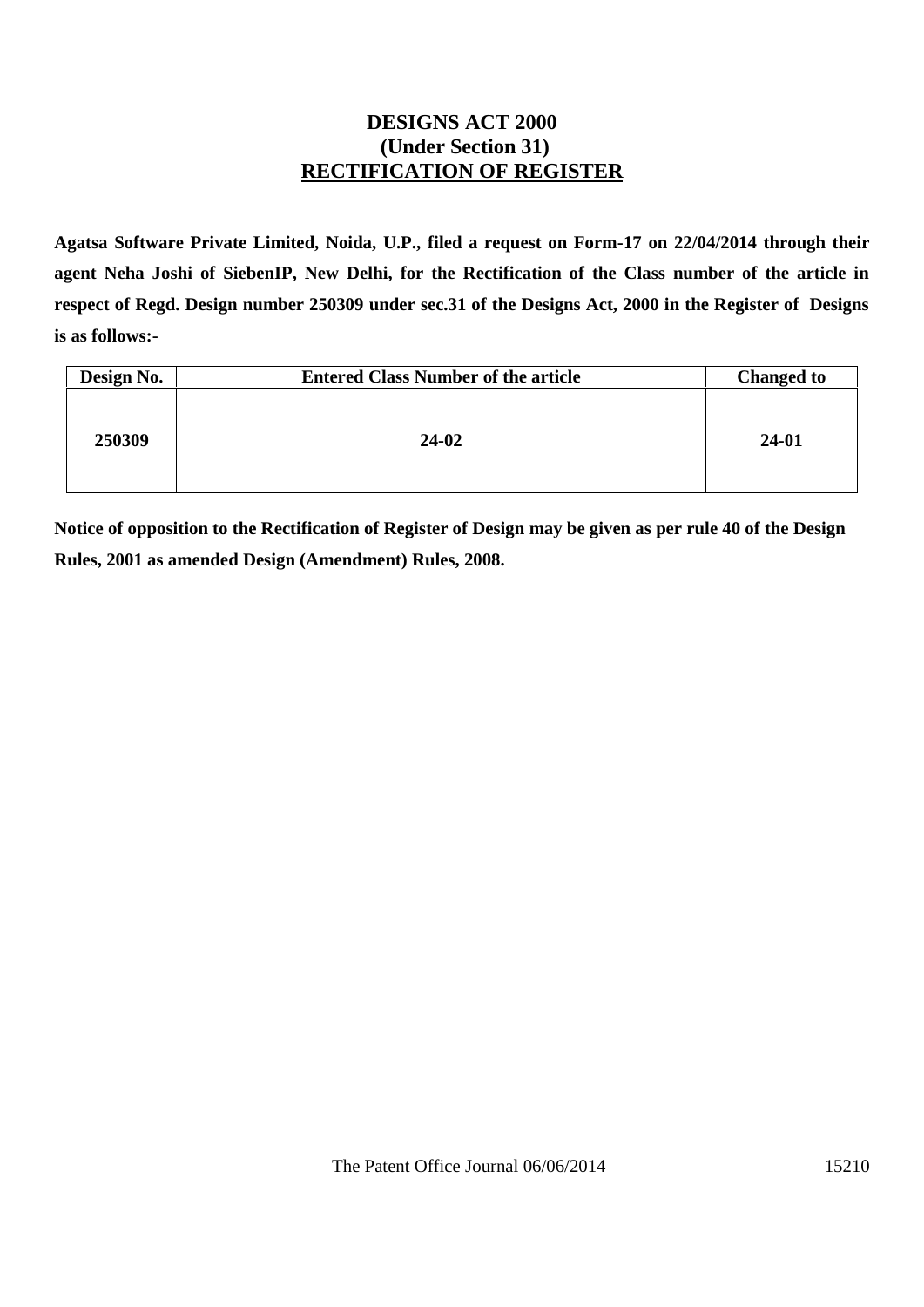# DESIGNS ACT 2000
## (Under Section 31)
## RECTIFICATION OF REGISTER

**Agatsa Software Private Limited, Noida, U.P., filed a request on Form-17 on 22/04/2014 through their agent Neha Joshi of SiebenIP, New Delhi, for the Rectification of the Class number of the article in respect of Regd. Design number 250309 under sec.31 of the Designs Act, 2000 in the Register of Designs is as follows:-**

| Design No. | Entered Class Number of the article | Changed to |
|---|---|---|
| **250309** | **24-02** | **24-01** |

**Notice of opposition to the Rectification of Register of Design may be given as per rule 40 of the Design Rules, 2001 as amended Design (Amendment) Rules, 2008.**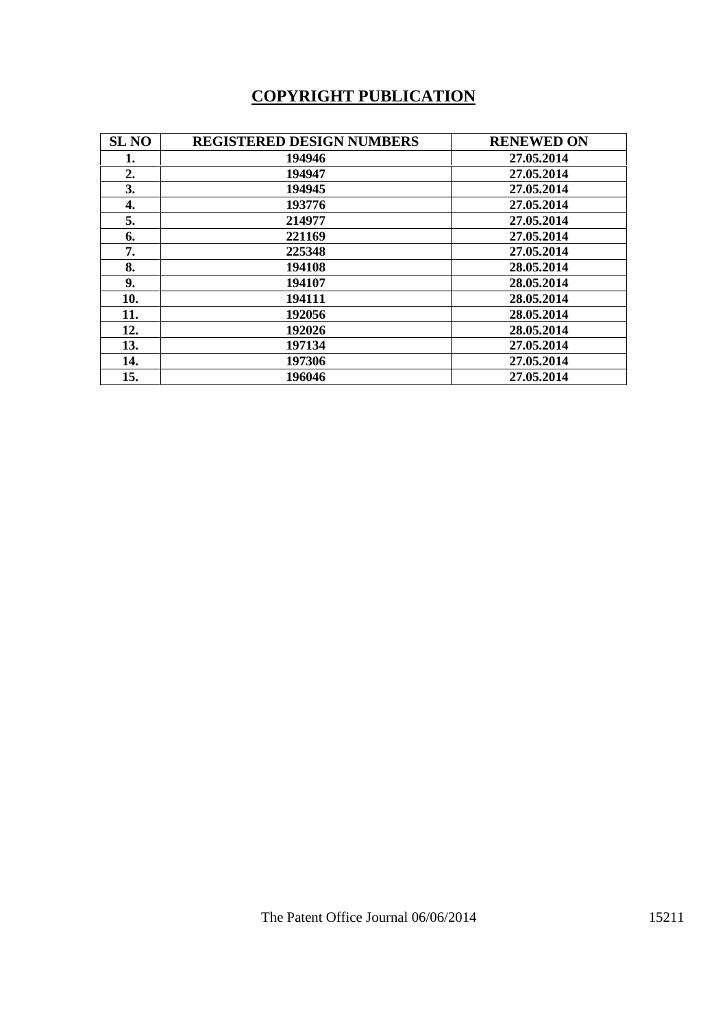# COPYRIGHT PUBLICATION

| SL NO | REGISTERED DESIGN NUMBERS | RENEWED ON |
|---|---|---|
| 1. | 194946 | 27.05.2014 |
| 2. | 194947 | 27.05.2014 |
| 3. | 194945 | 27.05.2014 |
| 4. | 193776 | 27.05.2014 |
| 5. | 214977 | 27.05.2014 |
| 6. | 221169 | 27.05.2014 |
| 7. | 225348 | 27.05.2014 |
| 8. | 194108 | 28.05.2014 |
| 9. | 194107 | 28.05.2014 |
| 10. | 194111 | 28.05.2014 |
| 11. | 192056 | 28.05.2014 |
| 12. | 192026 | 28.05.2014 |
| 13. | 197134 | 27.05.2014 |
| 14. | 197306 | 27.05.2014 |
| 15. | 196046 | 27.05.2014 |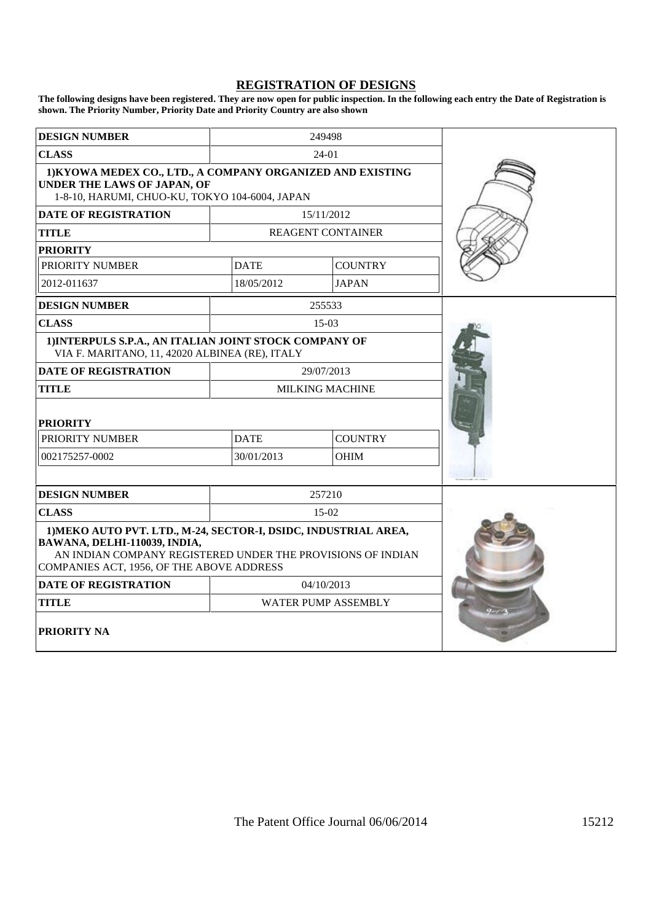## REGISTRATION OF DESIGNS

**The following designs have been registered. They are now open for public inspection. In the following each entry the Date of Registration is shown. The Priority Number, Priority Date and Priority Country are also shown**

| | | |
|---|---|---|
| **DESIGN NUMBER** | 249498 | |
| **CLASS** | 24-01 | |
| **1)KYOWA MEDEX CO., LTD., A COMPANY ORGANIZED AND EXISTING UNDER THE LAWS OF JAPAN, OF** 1-8-10, HARUMI, CHUO-KU, TOKYO 104-6004, JAPAN | | |
| **DATE OF REGISTRATION** | 15/11/2012 | |
| **TITLE** | REAGENT CONTAINER | |
| **PRIORITY** | | |
| PRIORITY NUMBER | DATE | COUNTRY |
| 2012-011637 | 18/05/2012 | JAPAN |

| | | |
|---|---|---|
| **DESIGN NUMBER** | 255533 | |
| **CLASS** | 15-03 | |
| **1)INTERPULS S.P.A., AN ITALIAN JOINT STOCK COMPANY OF** VIA F. MARITANO, 11, 42020 ALBINEA (RE), ITALY | | |
| **DATE OF REGISTRATION** | 29/07/2013 | |
| **TITLE** | MILKING MACHINE | |
| **PRIORITY** | | |
| PRIORITY NUMBER | DATE | COUNTRY |
| 002175257-0002 | 30/01/2013 | OHIM |

| | |
|---|---|
| **DESIGN NUMBER** | 257210 |
| **CLASS** | 15-02 |
| **1)MEKO AUTO PVT. LTD., M-24, SECTOR-I, DSIDC, INDUSTRIAL AREA, BAWANA, DELHI-110039, INDIA,** AN INDIAN COMPANY REGISTERED UNDER THE PROVISIONS OF INDIAN COMPANIES ACT, 1956, OF THE ABOVE ADDRESS | |
| **DATE OF REGISTRATION** | 04/10/2013 |
| **TITLE** | WATER PUMP ASSEMBLY |
| **PRIORITY NA** | |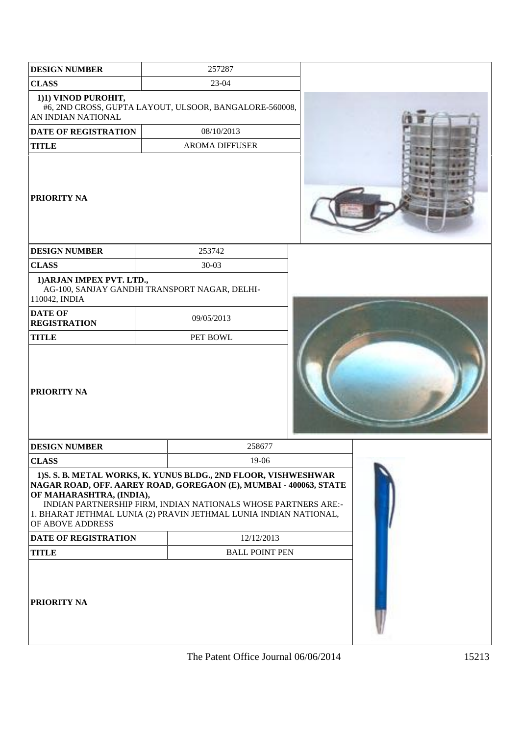| | |
|---|---|
| **DESIGN NUMBER** | 257287 |
| **CLASS** | 23-04 |
| **1)1) VINOD PUROHIT,** #6, 2ND CROSS, GUPTA LAYOUT, ULSOOR, BANGALORE-560008, AN INDIAN NATIONAL | |
| **DATE OF REGISTRATION** | 08/10/2013 |
| **TITLE** | AROMA DIFFUSER |
| **PRIORITY NA** | |

| | |
|---|---|
| **DESIGN NUMBER** | 253742 |
| **CLASS** | 30-03 |
| **1)ARJAN IMPEX PVT. LTD.,** AG-100, SANJAY GANDHI TRANSPORT NAGAR, DELHI-110042, INDIA | |
| **DATE OF REGISTRATION** | 09/05/2013 |
| **TITLE** | PET BOWL |
| **PRIORITY NA** | |

| | |
|---|---|
| **DESIGN NUMBER** | 258677 |
| **CLASS** | 19-06 |
| **1)S. S. B. METAL WORKS, K. YUNUS BLDG., 2ND FLOOR, VISHWESHWAR NAGAR ROAD, OFF. AAREY ROAD, GOREGAON (E), MUMBAI - 400063, STATE OF MAHARASHTRA, (INDIA),** INDIAN PARTNERSHIP FIRM, INDIAN NATIONALS WHOSE PARTNERS ARE:- 1. BHARAT JETHMAL LUNIA (2) PRAVIN JETHMAL LUNIA INDIAN NATIONAL, OF ABOVE ADDRESS | |
| **DATE OF REGISTRATION** | 12/12/2013 |
| **TITLE** | BALL POINT PEN |
| **PRIORITY NA** | |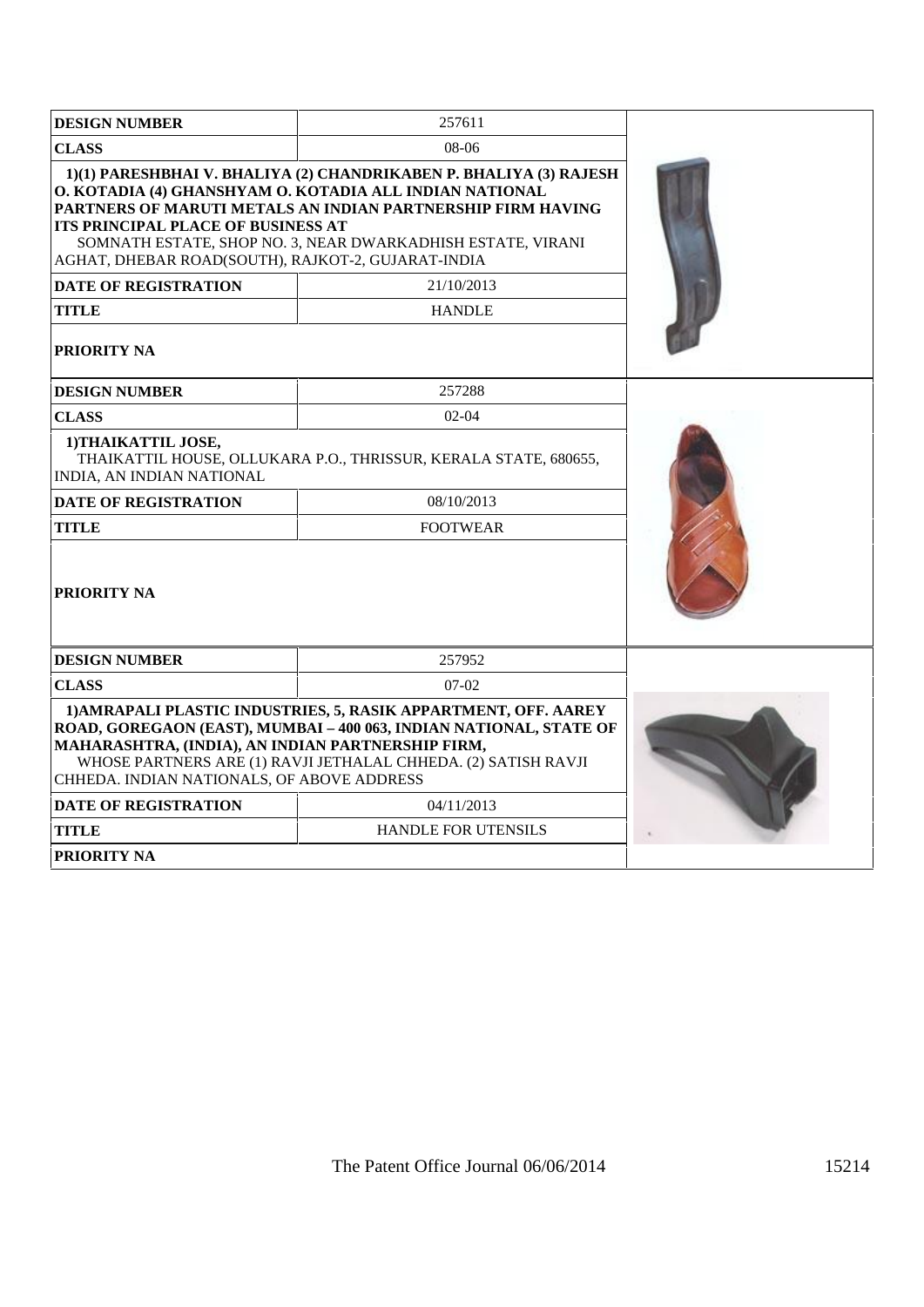| DESIGN NUMBER | 257611 |
| --- | --- |
| CLASS | 08-06 |
| **1)(1) PARESHBHAI V. BHALIYA (2) CHANDRIKABEN P. BHALIYA (3) RAJESH O. KOTADIA (4) GHANSHYAM O. KOTADIA ALL INDIAN NATIONAL PARTNERS OF MARUTI METALS AN INDIAN PARTNERSHIP FIRM HAVING ITS PRINCIPAL PLACE OF BUSINESS AT** SOMNATH ESTATE, SHOP NO. 3, NEAR DWARKADHISH ESTATE, VIRANI AGHAT, DHEBAR ROAD(SOUTH), RAJKOT-2, GUJARAT-INDIA | |
| DATE OF REGISTRATION | 21/10/2013 |
| TITLE | HANDLE |
| PRIORITY NA | |

| DESIGN NUMBER | 257288 |
| --- | --- |
| CLASS | 02-04 |
| **1)THAIKATTIL JOSE,** THAIKATTIL HOUSE, OLLUKARA P.O., THRISSUR, KERALA STATE, 680655, INDIA, AN INDIAN NATIONAL | |
| DATE OF REGISTRATION | 08/10/2013 |
| TITLE | FOOTWEAR |
| PRIORITY NA | |

| DESIGN NUMBER | 257952 |
| --- | --- |
| CLASS | 07-02 |
| **1)AMRAPALI PLASTIC INDUSTRIES, 5, RASIK APPARTMENT, OFF. AAREY ROAD, GOREGAON (EAST), MUMBAI – 400 063, INDIAN NATIONAL, STATE OF MAHARASHTRA, (INDIA), AN INDIAN PARTNERSHIP FIRM,** WHOSE PARTNERS ARE (1) RAVJI JETHALAL CHHEDA. (2) SATISH RAVJI CHHEDA. INDIAN NATIONALS, OF ABOVE ADDRESS | |
| DATE OF REGISTRATION | 04/11/2013 |
| TITLE | HANDLE FOR UTENSILS |
| PRIORITY NA | |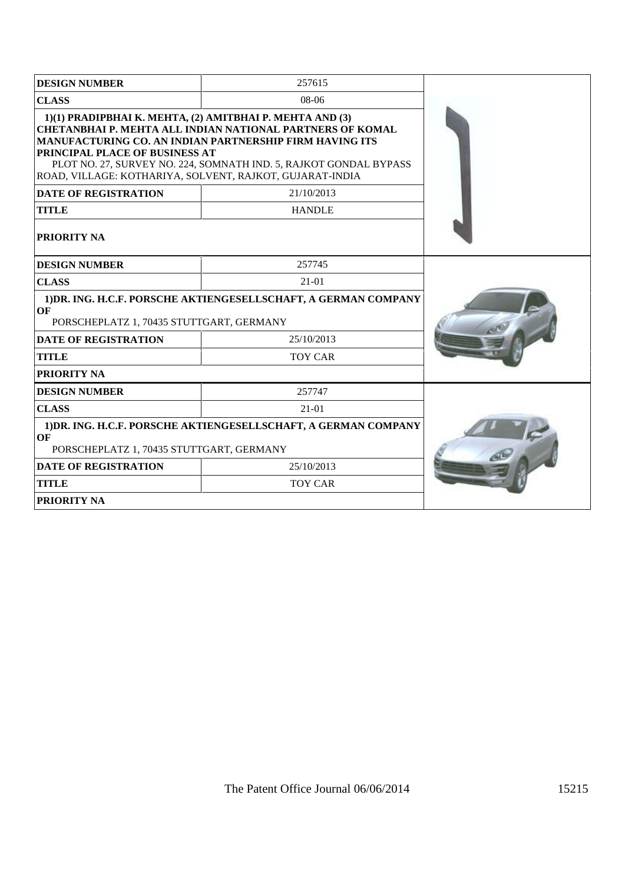| | |
|---|---|
| **DESIGN NUMBER** | 257615 |
| **CLASS** | 08-06 |
| **1)(1) PRADIPBHAI K. MEHTA, (2) AMITBHAI P. MEHTA AND (3) CHETANBHAI P. MEHTA ALL INDIAN NATIONAL PARTNERS OF KOMAL MANUFACTURING CO. AN INDIAN PARTNERSHIP FIRM HAVING ITS PRINCIPAL PLACE OF BUSINESS AT** PLOT NO. 27, SURVEY NO. 224, SOMNATH IND. 5, RAJKOT GONDAL BYPASS ROAD, VILLAGE: KOTHARIYA, SOLVENT, RAJKOT, GUJARAT-INDIA | |
| **DATE OF REGISTRATION** | 21/10/2013 |
| **TITLE** | HANDLE |
| **PRIORITY NA** | |

| | |
|---|---|
| **DESIGN NUMBER** | 257745 |
| **CLASS** | 21-01 |
| **1)DR. ING. H.C.F. PORSCHE AKTIENGESELLSCHAFT, A GERMAN COMPANY OF** PORSCHEPLATZ 1, 70435 STUTTGART, GERMANY | |
| **DATE OF REGISTRATION** | 25/10/2013 |
| **TITLE** | TOY CAR |
| **PRIORITY NA** | |

| | |
|---|---|
| **DESIGN NUMBER** | 257747 |
| **CLASS** | 21-01 |
| **1)DR. ING. H.C.F. PORSCHE AKTIENGESELLSCHAFT, A GERMAN COMPANY OF** PORSCHEPLATZ 1, 70435 STUTTGART, GERMANY | |
| **DATE OF REGISTRATION** | 25/10/2013 |
| **TITLE** | TOY CAR |
| **PRIORITY NA** | |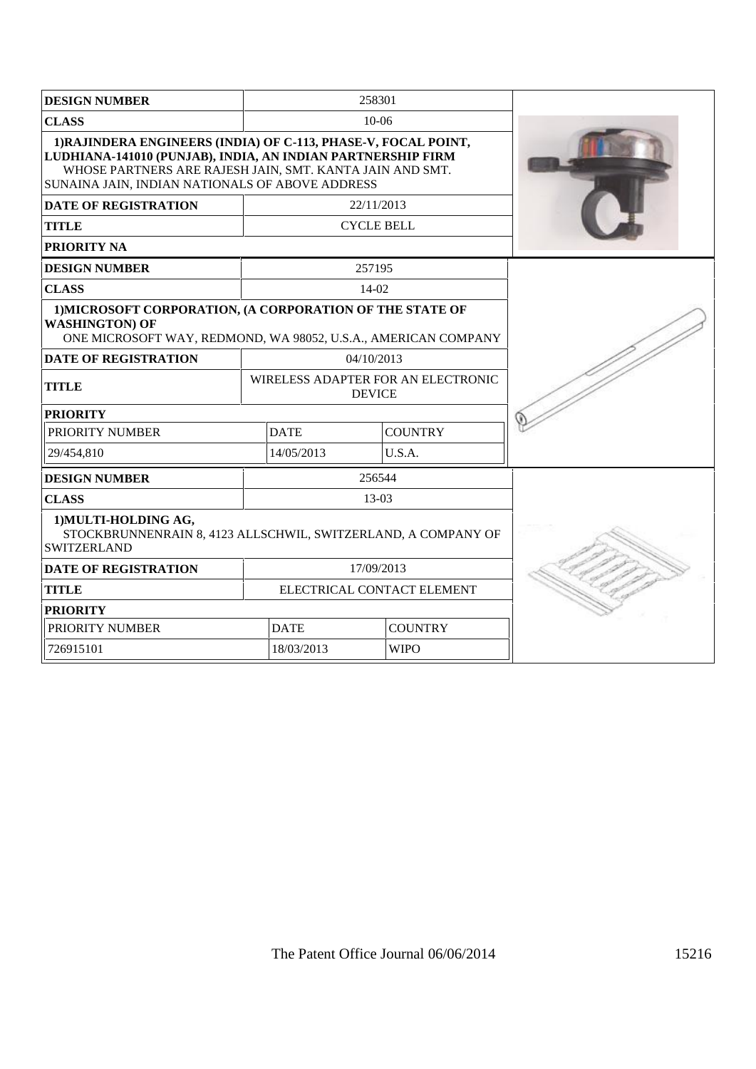| | |
|---|---|
| **DESIGN NUMBER** | 258301 |
| **CLASS** | 10-06 |
| **1)RAJINDERA ENGINEERS (INDIA) OF C-113, PHASE-V, FOCAL POINT, LUDHIANA-141010 (PUNJAB), INDIA, AN INDIAN PARTNERSHIP FIRM** WHOSE PARTNERS ARE RAJESH JAIN, SMT. KANTA JAIN AND SMT. SUNAINA JAIN, INDIAN NATIONALS OF ABOVE ADDRESS | |
| **DATE OF REGISTRATION** | 22/11/2013 |
| **TITLE** | CYCLE BELL |
| **PRIORITY NA** | |

| | |
|---|---|
| **DESIGN NUMBER** | 257195 |
| **CLASS** | 14-02 |
| **1)MICROSOFT CORPORATION, (A CORPORATION OF THE STATE OF WASHINGTON) OF** ONE MICROSOFT WAY, REDMOND, WA 98052, U.S.A., AMERICAN COMPANY | |
| **DATE OF REGISTRATION** | 04/10/2013 |
| **TITLE** | WIRELESS ADAPTER FOR AN ELECTRONIC DEVICE |
| **PRIORITY** | |

| PRIORITY NUMBER | DATE | COUNTRY |
|---|---|---|
| 29/454,810 | 14/05/2013 | U.S.A. |

| | |
|---|---|
| **DESIGN NUMBER** | 256544 |
| **CLASS** | 13-03 |
| **1)MULTI-HOLDING AG,** STOCKBRUNNENRAIN 8, 4123 ALLSCHWIL, SWITZERLAND, A COMPANY OF SWITZERLAND | |
| **DATE OF REGISTRATION** | 17/09/2013 |
| **TITLE** | ELECTRICAL CONTACT ELEMENT |
| **PRIORITY** | |

| PRIORITY NUMBER | DATE | COUNTRY |
|---|---|---|
| 726915101 | 18/03/2013 | WIPO |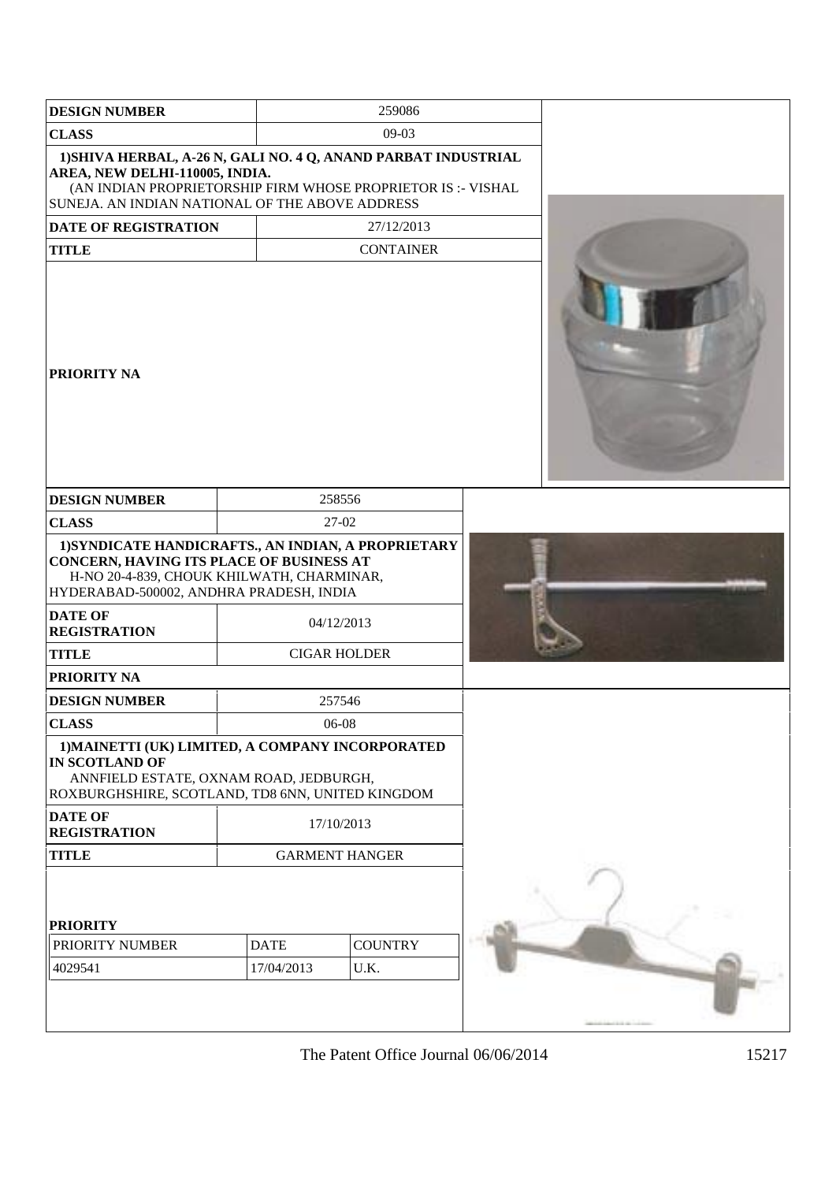| | |
|---|---|
| **DESIGN NUMBER** | 259086 |
| **CLASS** | 09-03 |
| **1)SHIVA HERBAL, A-26 N, GALI NO. 4 Q, ANAND PARBAT INDUSTRIAL AREA, NEW DELHI-110005, INDIA.** (AN INDIAN PROPRIETORSHIP FIRM WHOSE PROPRIETOR IS :- VISHAL SUNEJA. AN INDIAN NATIONAL OF THE ABOVE ADDRESS | |
| **DATE OF REGISTRATION** | 27/12/2013 |
| **TITLE** | CONTAINER |
| **PRIORITY NA** | |

| | |
|---|---|
| **DESIGN NUMBER** | 258556 |
| **CLASS** | 27-02 |
| **1)SYNDICATE HANDICRAFTS., AN INDIAN, A PROPRIETARY CONCERN, HAVING ITS PLACE OF BUSINESS AT** H-NO 20-4-839, CHOUK KHILWATH, CHARMINAR, HYDERABAD-500002, ANDHRA PRADESH, INDIA | |
| **DATE OF REGISTRATION** | 04/12/2013 |
| **TITLE** | CIGAR HOLDER |
| **PRIORITY NA** | |

| | |
|---|---|
| **DESIGN NUMBER** | 257546 |
| **CLASS** | 06-08 |
| **1)MAINETTI (UK) LIMITED, A COMPANY INCORPORATED IN SCOTLAND OF** ANNFIELD ESTATE, OXNAM ROAD, JEDBURGH, ROXBURGHSHIRE, SCOTLAND, TD8 6NN, UNITED KINGDOM | |
| **DATE OF REGISTRATION** | 17/10/2013 |
| **TITLE** | GARMENT HANGER |

**PRIORITY**

| PRIORITY NUMBER | DATE | COUNTRY |
|---|---|---|
| 4029541 | 17/04/2013 | U.K. |

The Patent Office Journal 06/06/2014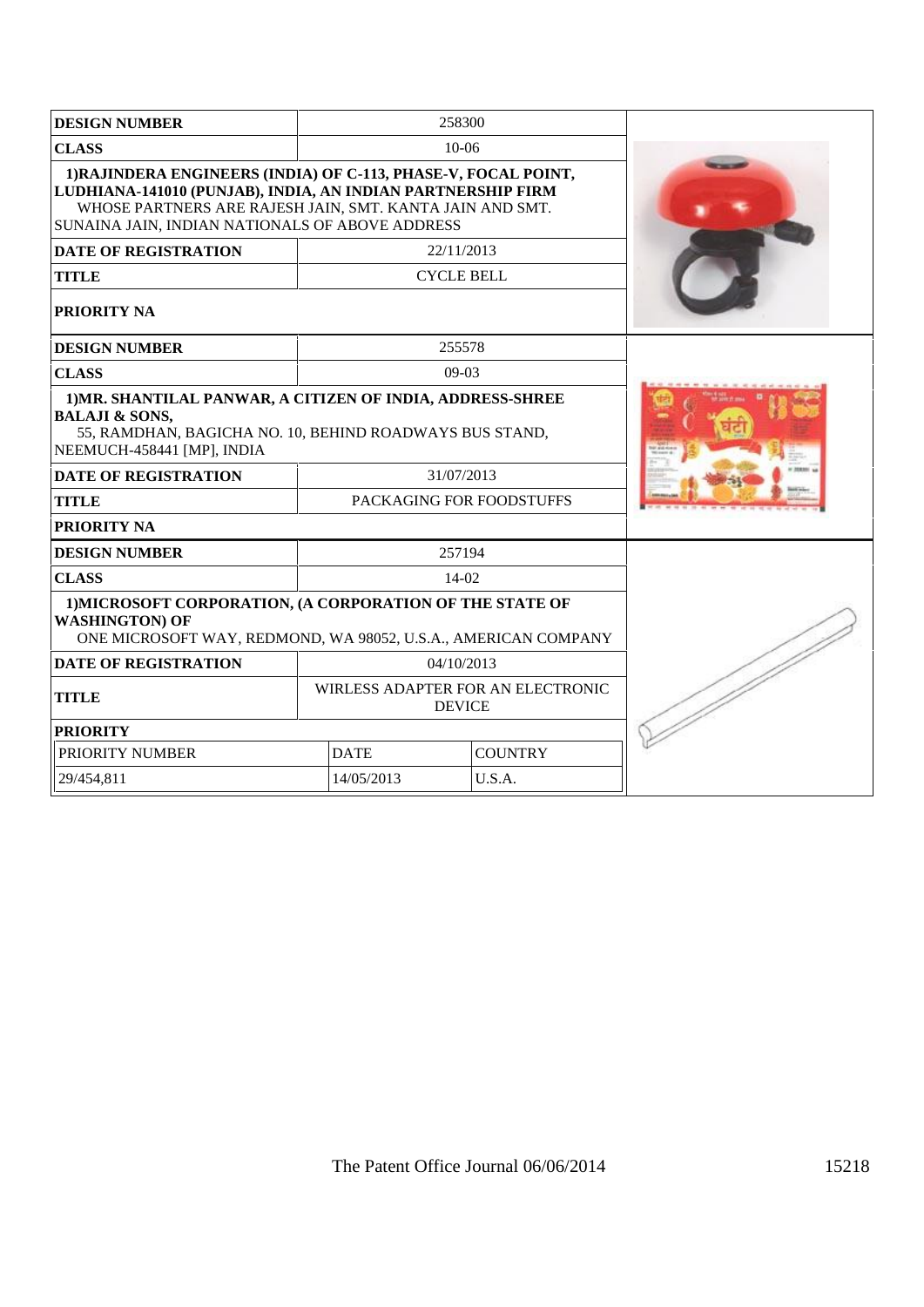| | |
|---|---|
| **DESIGN NUMBER** | 258300 |
| **CLASS** | 10-06 |
| **1)RAJINDERA ENGINEERS (INDIA) OF C-113, PHASE-V, FOCAL POINT, LUDHIANA-141010 (PUNJAB), INDIA, AN INDIAN PARTNERSHIP FIRM** WHOSE PARTNERS ARE RAJESH JAIN, SMT. KANTA JAIN AND SMT. SUNAINA JAIN, INDIAN NATIONALS OF ABOVE ADDRESS | |
| **DATE OF REGISTRATION** | 22/11/2013 |
| **TITLE** | CYCLE BELL |
| **PRIORITY NA** | |

| | |
|---|---|
| **DESIGN NUMBER** | 255578 |
| **CLASS** | 09-03 |
| **1)MR. SHANTILAL PANWAR, A CITIZEN OF INDIA, ADDRESS-SHREE BALAJI & SONS,** 55, RAMDHAN, BAGICHA NO. 10, BEHIND ROADWAYS BUS STAND, NEEMUCH-458441 [MP], INDIA | |
| **DATE OF REGISTRATION** | 31/07/2013 |
| **TITLE** | PACKAGING FOR FOODSTUFFS |
| **PRIORITY NA** | |

| | | |
|---|---|---|
| **DESIGN NUMBER** | 257194 | |
| **CLASS** | 14-02 | |
| **1)MICROSOFT CORPORATION, (A CORPORATION OF THE STATE OF WASHINGTON) OF** ONE MICROSOFT WAY, REDMOND, WA 98052, U.S.A., AMERICAN COMPANY | | |
| **DATE OF REGISTRATION** | 04/10/2013 | |
| **TITLE** | WIRLESS ADAPTER FOR AN ELECTRONIC DEVICE | |
| **PRIORITY** | | |
| PRIORITY NUMBER | DATE | COUNTRY |
| 29/454,811 | 14/05/2013 | U.S.A. |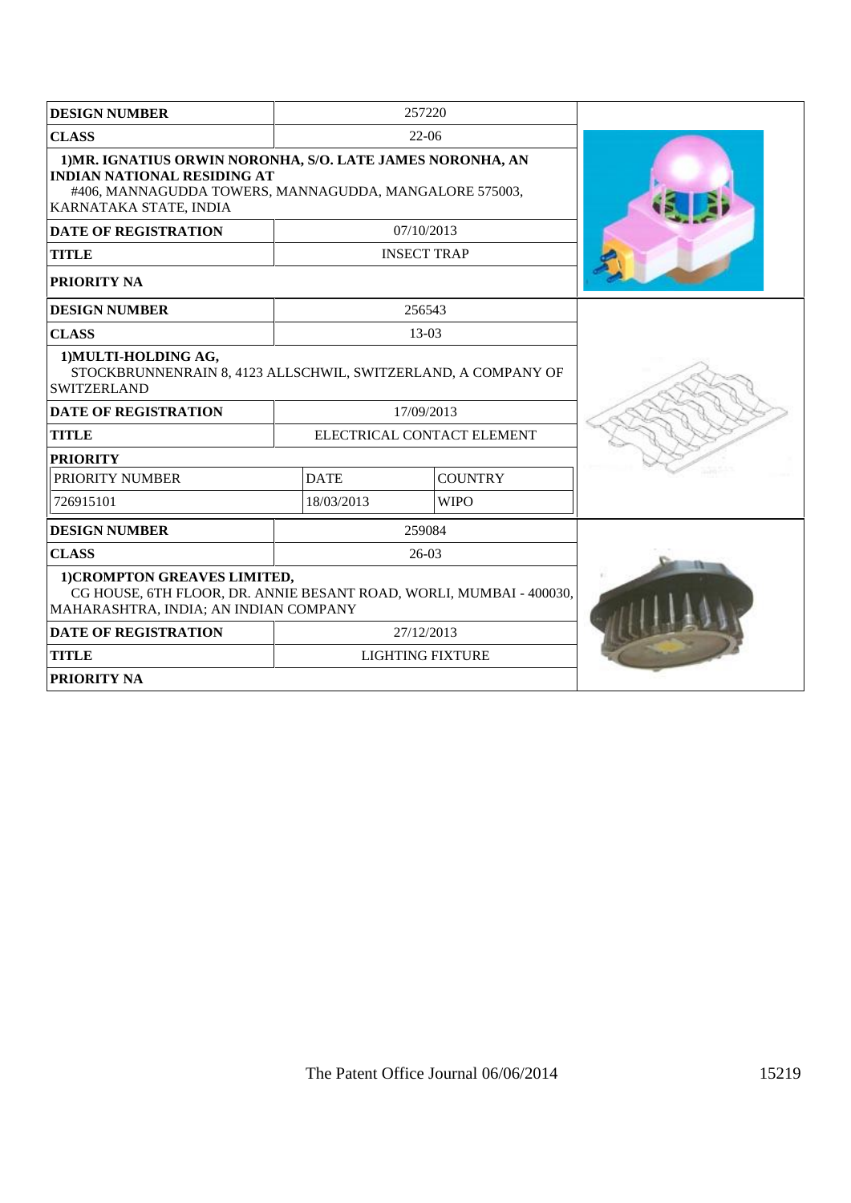| | | |
|---|---|---|
| **DESIGN NUMBER** | 257220 | |
| **CLASS** | 22-06 | |
| **1)MR. IGNATIUS ORWIN NORONHA, S/O. LATE JAMES NORONHA, AN INDIAN NATIONAL RESIDING AT** #406, MANNAGUDDA TOWERS, MANNAGUDDA, MANGALORE 575003, KARNATAKA STATE, INDIA | | |
| **DATE OF REGISTRATION** | 07/10/2013 | |
| **TITLE** | INSECT TRAP | |
| **PRIORITY NA** | | |

| | | |
|---|---|---|
| **DESIGN NUMBER** | 256543 | |
| **CLASS** | 13-03 | |
| **1)MULTI-HOLDING AG,** STOCKBRUNNENRAIN 8, 4123 ALLSCHWIL, SWITZERLAND, A COMPANY OF SWITZERLAND | | |
| **DATE OF REGISTRATION** | 17/09/2013 | |
| **TITLE** | ELECTRICAL CONTACT ELEMENT | |
| **PRIORITY** | | |
| PRIORITY NUMBER | DATE | COUNTRY |
| 726915101 | 18/03/2013 | WIPO |

| | |
|---|---|
| **DESIGN NUMBER** | 259084 |
| **CLASS** | 26-03 |
| **1)CROMPTON GREAVES LIMITED,** CG HOUSE, 6TH FLOOR, DR. ANNIE BESANT ROAD, WORLI, MUMBAI - 400030, MAHARASHTRA, INDIA; AN INDIAN COMPANY | |
| **DATE OF REGISTRATION** | 27/12/2013 |
| **TITLE** | LIGHTING FIXTURE |
| **PRIORITY NA** | |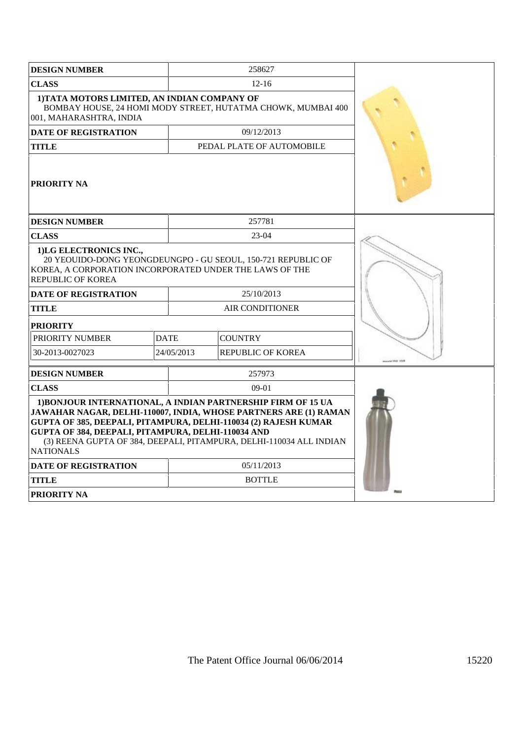| | |
|---|---|
| **DESIGN NUMBER** | 258627 |
| **CLASS** | 12-16 |
| **1)TATA MOTORS LIMITED, AN INDIAN COMPANY OF** BOMBAY HOUSE, 24 HOMI MODY STREET, HUTATMA CHOWK, MUMBAI 400 001, MAHARASHTRA, INDIA | |
| **DATE OF REGISTRATION** | 09/12/2013 |
| **TITLE** | PEDAL PLATE OF AUTOMOBILE |
| **PRIORITY NA** | |

| | | |
|---|---|---|
| **DESIGN NUMBER** | 257781 | |
| **CLASS** | 23-04 | |
| **1)LG ELECTRONICS INC.,** 20 YEOUIDO-DONG YEONGDEUNGPO - GU SEOUL, 150-721 REPUBLIC OF KOREA, A CORPORATION INCORPORATED UNDER THE LAWS OF THE REPUBLIC OF KOREA | | |
| **DATE OF REGISTRATION** | 25/10/2013 | |
| **TITLE** | AIR CONDITIONER | |
| **PRIORITY** | | |
| PRIORITY NUMBER | DATE | COUNTRY |
| 30-2013-0027023 | 24/05/2013 | REPUBLIC OF KOREA |

| | |
|---|---|
| **DESIGN NUMBER** | 257973 |
| **CLASS** | 09-01 |
| **1)BONJOUR INTERNATIONAL, A INDIAN PARTNERSHIP FIRM OF 15 UA JAWAHAR NAGAR, DELHI-110007, INDIA, WHOSE PARTNERS ARE (1) RAMAN GUPTA OF 385, DEEPALI, PITAMPURA, DELHI-110034 (2) RAJESH KUMAR GUPTA OF 384, DEEPALI, PITAMPURA, DELHI-110034 AND** (3) REENA GUPTA OF 384, DEEPALI, PITAMPURA, DELHI-110034 ALL INDIAN NATIONALS | |
| **DATE OF REGISTRATION** | 05/11/2013 |
| **TITLE** | BOTTLE |
| **PRIORITY NA** | |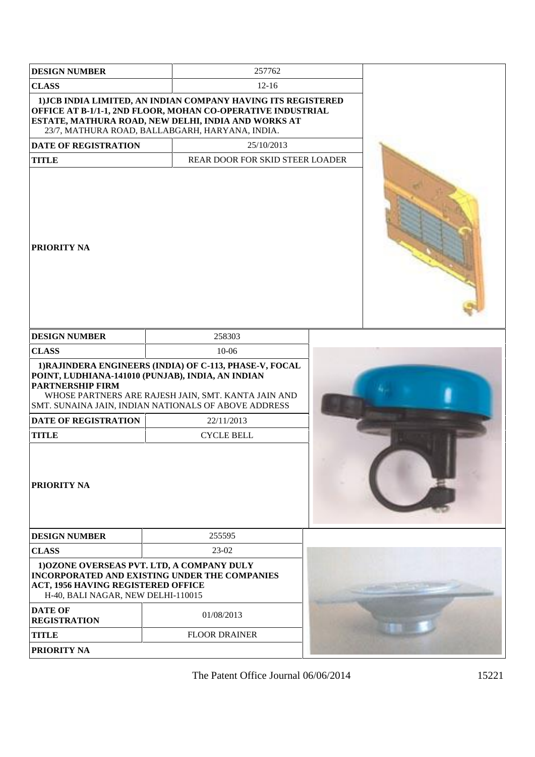| | |
|---|---|
| **DESIGN NUMBER** | 257762 |
| **CLASS** | 12-16 |
| **1)JCB INDIA LIMITED, AN INDIAN COMPANY HAVING ITS REGISTERED OFFICE AT B-1/1-1, 2ND FLOOR, MOHAN CO-OPERATIVE INDUSTRIAL ESTATE, MATHURA ROAD, NEW DELHI, INDIA AND WORKS AT** 23/7, MATHURA ROAD, BALLABGARH, HARYANA, INDIA. | |
| **DATE OF REGISTRATION** | 25/10/2013 |
| **TITLE** | REAR DOOR FOR SKID STEER LOADER |
| **PRIORITY NA** | |

| | |
|---|---|
| **DESIGN NUMBER** | 258303 |
| **CLASS** | 10-06 |
| **1)RAJINDERA ENGINEERS (INDIA) OF C-113, PHASE-V, FOCAL POINT, LUDHIANA-141010 (PUNJAB), INDIA, AN INDIAN PARTNERSHIP FIRM** WHOSE PARTNERS ARE RAJESH JAIN, SMT. KANTA JAIN AND SMT. SUNAINA JAIN, INDIAN NATIONALS OF ABOVE ADDRESS | |
| **DATE OF REGISTRATION** | 22/11/2013 |
| **TITLE** | CYCLE BELL |
| **PRIORITY NA** | |

| | |
|---|---|
| **DESIGN NUMBER** | 255595 |
| **CLASS** | 23-02 |
| **1)OZONE OVERSEAS PVT. LTD, A COMPANY DULY INCORPORATED AND EXISTING UNDER THE COMPANIES ACT, 1956 HAVING REGISTERED OFFICE** H-40, BALI NAGAR, NEW DELHI-110015 | |
| **DATE OF REGISTRATION** | 01/08/2013 |
| **TITLE** | FLOOR DRAINER |
| **PRIORITY NA** | |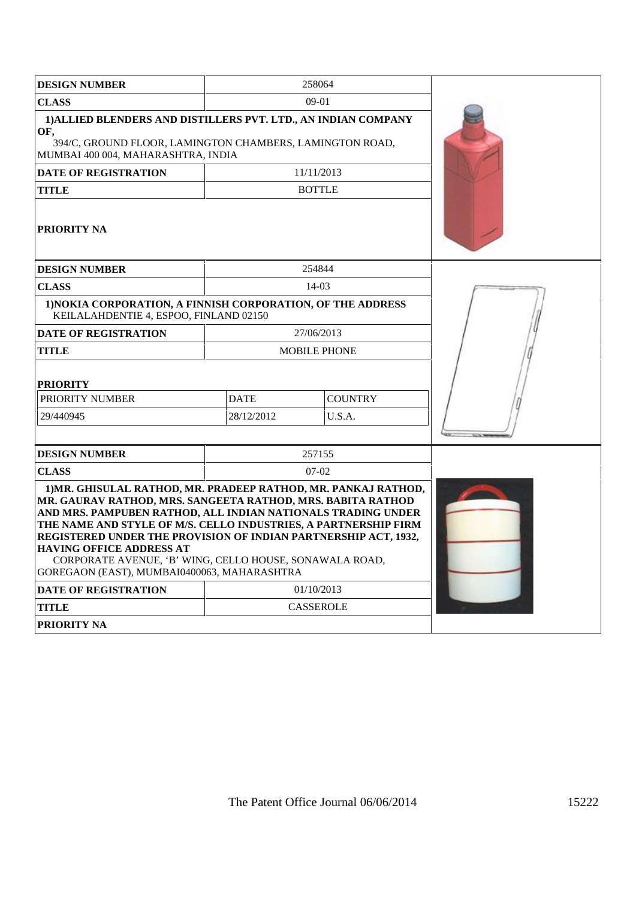| | |
|---|---|
| **DESIGN NUMBER** | 258064 |
| **CLASS** | 09-01 |
| **1)ALLIED BLENDERS AND DISTILLERS PVT. LTD., AN INDIAN COMPANY OF,** 394/C, GROUND FLOOR, LAMINGTON CHAMBERS, LAMINGTON ROAD, MUMBAI 400 004, MAHARASHTRA, INDIA | |
| **DATE OF REGISTRATION** | 11/11/2013 |
| **TITLE** | BOTTLE |
| **PRIORITY NA** | |

| | |
|---|---|
| **DESIGN NUMBER** | 254844 |
| **CLASS** | 14-03 |
| **1)NOKIA CORPORATION, A FINNISH CORPORATION, OF THE ADDRESS** KEILALAHDENTIE 4, ESPOO, FINLAND 02150 | |
| **DATE OF REGISTRATION** | 27/06/2013 |
| **TITLE** | MOBILE PHONE |

**PRIORITY**

| PRIORITY NUMBER | DATE | COUNTRY |
|---|---|---|
| 29/440945 | 28/12/2012 | U.S.A. |

| | |
|---|---|
| **DESIGN NUMBER** | 257155 |
| **CLASS** | 07-02 |
| **1)MR. GHISULAL RATHOD, MR. PRADEEP RATHOD, MR. PANKAJ RATHOD, MR. GAURAV RATHOD, MRS. SANGEETA RATHOD, MRS. BABITA RATHOD AND MRS. PAMPUBEN RATHOD, ALL INDIAN NATIONALS TRADING UNDER THE NAME AND STYLE OF M/S. CELLO INDUSTRIES, A PARTNERSHIP FIRM REGISTERED UNDER THE PROVISION OF INDIAN PARTNERSHIP ACT, 1932, HAVING OFFICE ADDRESS AT** CORPORATE AVENUE, 'B' WING, CELLO HOUSE, SONAWALA ROAD, GOREGAON (EAST), MUMBAI0400063, MAHARASHTRA | |
| **DATE OF REGISTRATION** | 01/10/2013 |
| **TITLE** | CASSEROLE |
| **PRIORITY NA** | |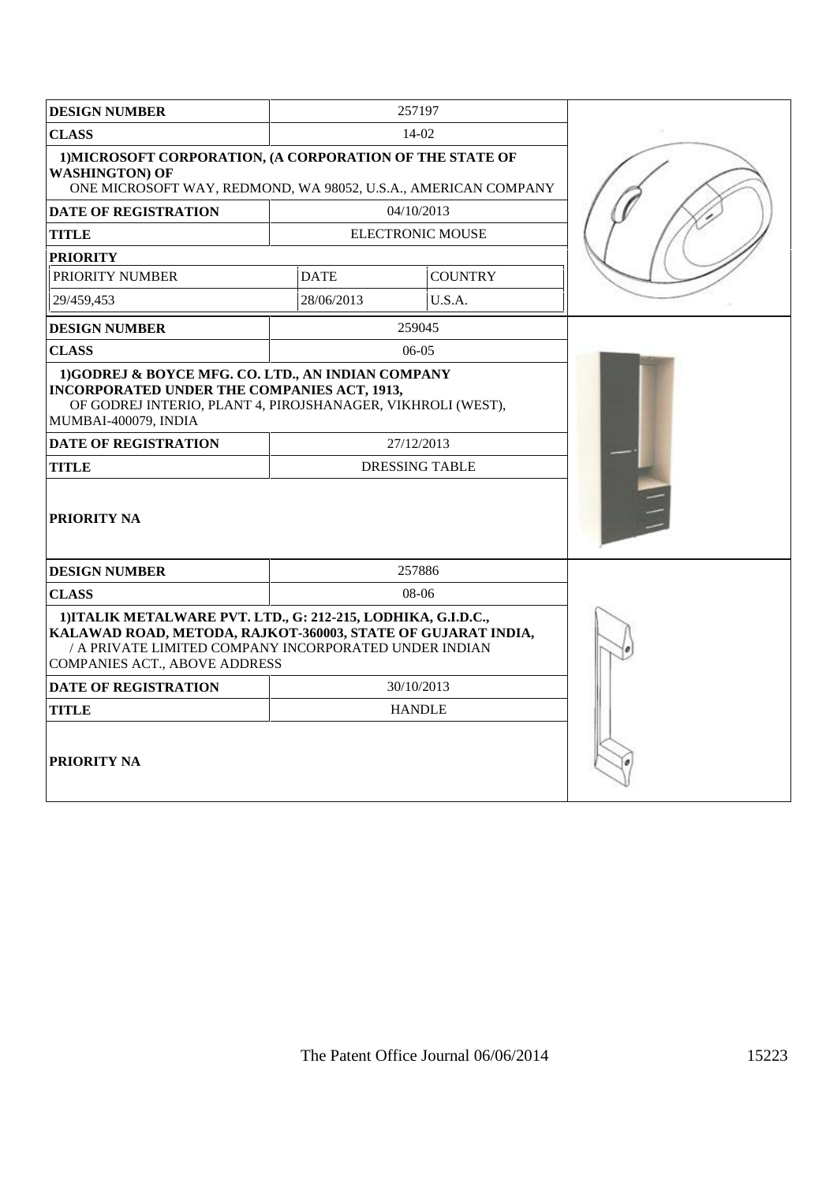| | | | |
|---|---|---|---|
| **DESIGN NUMBER** | 257197 | | |
| **CLASS** | 14-02 | | |
| **1)MICROSOFT CORPORATION, (A CORPORATION OF THE STATE OF WASHINGTON) OF** ONE MICROSOFT WAY, REDMOND, WA 98052, U.S.A., AMERICAN COMPANY | | | |
| **DATE OF REGISTRATION** | 04/10/2013 | | |
| **TITLE** | ELECTRONIC MOUSE | | |
| **PRIORITY** | | | |
| PRIORITY NUMBER | DATE | COUNTRY | |
| 29/459,453 | 28/06/2013 | U.S.A. | |

| | | |
|---|---|---|
| **DESIGN NUMBER** | 259045 | |
| **CLASS** | 06-05 | |
| **1)GODREJ & BOYCE MFG. CO. LTD., AN INDIAN COMPANY INCORPORATED UNDER THE COMPANIES ACT, 1913,** OF GODREJ INTERIO, PLANT 4, PIROJSHANAGER, VIKHROLI (WEST), MUMBAI-400079, INDIA | | |
| **DATE OF REGISTRATION** | 27/12/2013 | |
| **TITLE** | DRESSING TABLE | |
| **PRIORITY NA** | | |

| | | |
|---|---|---|
| **DESIGN NUMBER** | 257886 | |
| **CLASS** | 08-06 | |
| **1)ITALIK METALWARE PVT. LTD., G: 212-215, LODHIKA, G.I.D.C., KALAWAD ROAD, METODA, RAJKOT-360003, STATE OF GUJARAT INDIA,** / A PRIVATE LIMITED COMPANY INCORPORATED UNDER INDIAN COMPANIES ACT., ABOVE ADDRESS | | |
| **DATE OF REGISTRATION** | 30/10/2013 | |
| **TITLE** | HANDLE | |
| **PRIORITY NA** | | |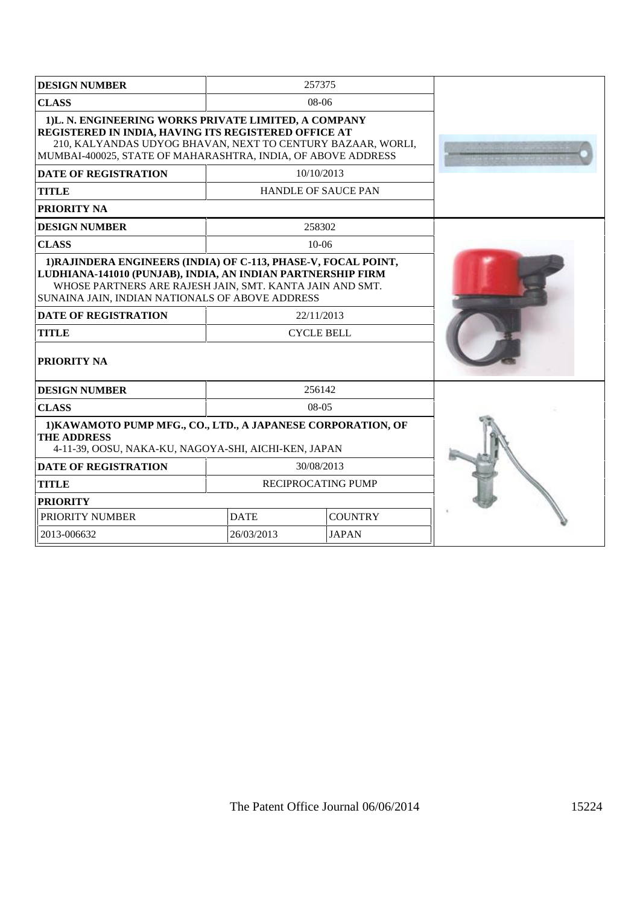| | | |
|---|---|---|
| **DESIGN NUMBER** | 257375 | |
| **CLASS** | 08-06 | |
| **1)L. N. ENGINEERING WORKS PRIVATE LIMITED, A COMPANY REGISTERED IN INDIA, HAVING ITS REGISTERED OFFICE AT** 210, KALYANDAS UDYOG BHAVAN, NEXT TO CENTURY BAZAAR, WORLI, MUMBAI-400025, STATE OF MAHARASHTRA, INDIA, OF ABOVE ADDRESS | | |
| **DATE OF REGISTRATION** | 10/10/2013 | |
| **TITLE** | HANDLE OF SAUCE PAN | |
| **PRIORITY NA** | | |

| | | |
|---|---|---|
| **DESIGN NUMBER** | 258302 | |
| **CLASS** | 10-06 | |
| **1)RAJINDERA ENGINEERS (INDIA) OF C-113, PHASE-V, FOCAL POINT, LUDHIANA-141010 (PUNJAB), INDIA, AN INDIAN PARTNERSHIP FIRM** WHOSE PARTNERS ARE RAJESH JAIN, SMT. KANTA JAIN AND SMT. SUNAINA JAIN, INDIAN NATIONALS OF ABOVE ADDRESS | | |
| **DATE OF REGISTRATION** | 22/11/2013 | |
| **TITLE** | CYCLE BELL | |
| **PRIORITY NA** | | |

| | | |
|---|---|---|
| **DESIGN NUMBER** | 256142 | |
| **CLASS** | 08-05 | |
| **1)KAWAMOTO PUMP MFG., CO., LTD., A JAPANESE CORPORATION, OF THE ADDRESS** 4-11-39, OOSU, NAKA-KU, NAGOYA-SHI, AICHI-KEN, JAPAN | | |
| **DATE OF REGISTRATION** | 30/08/2013 | |
| **TITLE** | RECIPROCATING PUMP | |
| **PRIORITY** | | |
| PRIORITY NUMBER | DATE | COUNTRY |
| 2013-006632 | 26/03/2013 | JAPAN |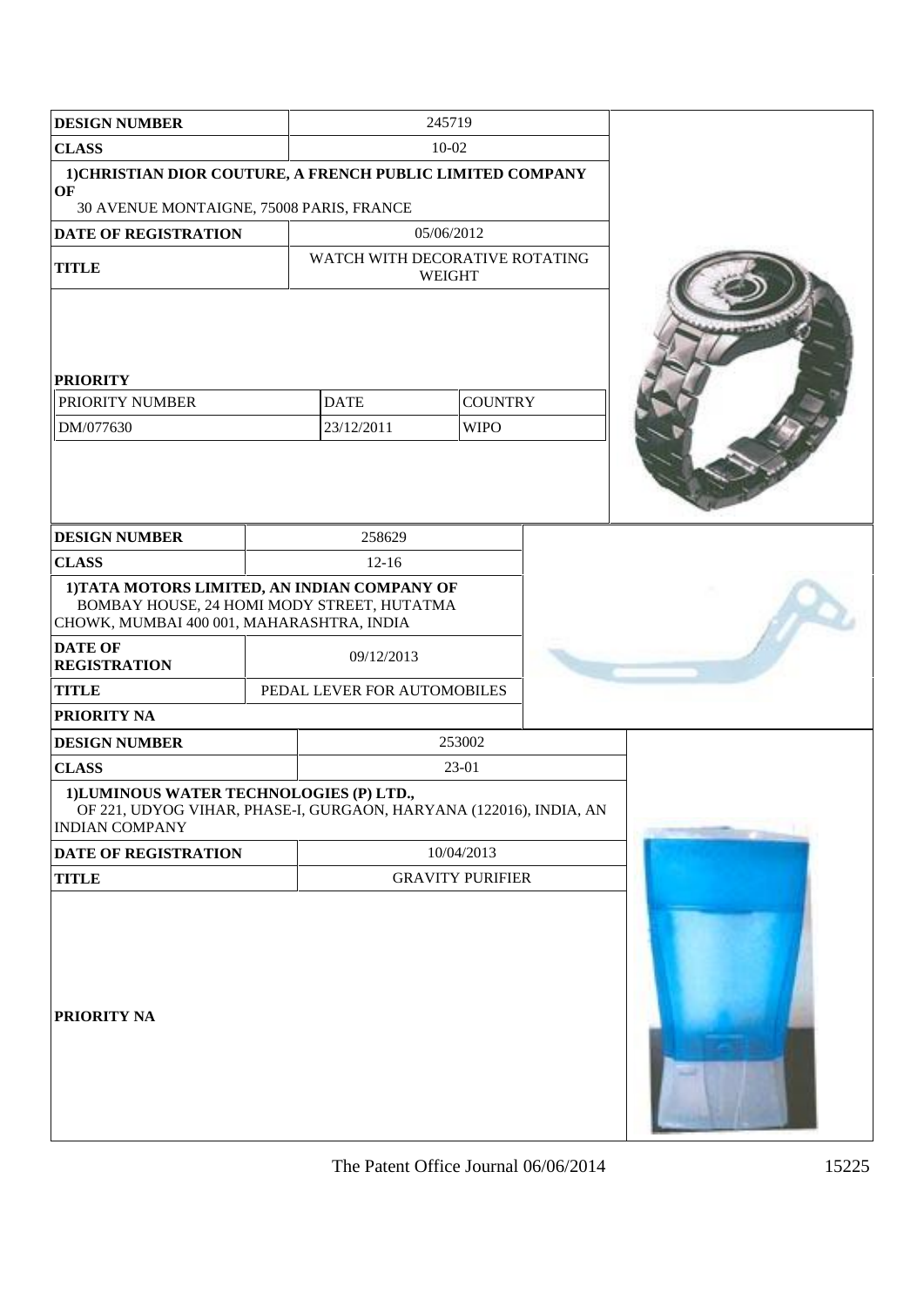| | | | |
|---|---|---|---|
| **DESIGN NUMBER** | 245719 | | |
| **CLASS** | 10-02 | | |
| **1)CHRISTIAN DIOR COUTURE, A FRENCH PUBLIC LIMITED COMPANY OF** 30 AVENUE MONTAIGNE, 75008 PARIS, FRANCE | | | |
| **DATE OF REGISTRATION** | 05/06/2012 | | |
| **TITLE** | WATCH WITH DECORATIVE ROTATING WEIGHT | | |
| **PRIORITY** | | | |
| PRIORITY NUMBER | DATE | COUNTRY | |
| DM/077630 | 23/12/2011 | WIPO | |

| | |
|---|---|
| **DESIGN NUMBER** | 258629 |
| **CLASS** | 12-16 |
| **1)TATA MOTORS LIMITED, AN INDIAN COMPANY OF** BOMBAY HOUSE, 24 HOMI MODY STREET, HUTATMA CHOWK, MUMBAI 400 001, MAHARASHTRA, INDIA | |
| **DATE OF REGISTRATION** | 09/12/2013 |
| **TITLE** | PEDAL LEVER FOR AUTOMOBILES |
| **PRIORITY NA** | |

| | |
|---|---|
| **DESIGN NUMBER** | 253002 |
| **CLASS** | 23-01 |
| **1)LUMINOUS WATER TECHNOLOGIES (P) LTD.,** OF 221, UDYOG VIHAR, PHASE-I, GURGAON, HARYANA (122016), INDIA, AN INDIAN COMPANY | |
| **DATE OF REGISTRATION** | 10/04/2013 |
| **TITLE** | GRAVITY PURIFIER |
| **PRIORITY NA** | |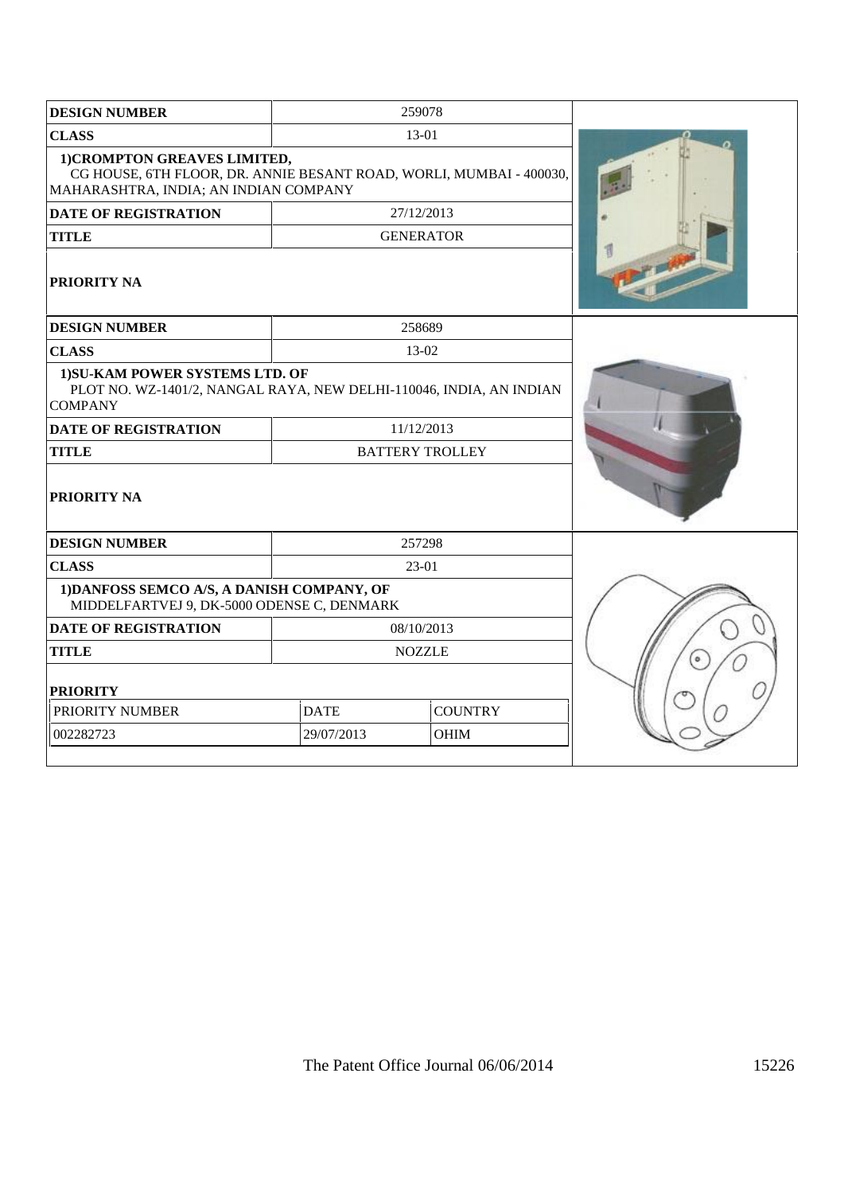| | |
|---|---|
| **DESIGN NUMBER** | 259078 |
| **CLASS** | 13-01 |
| **1)CROMPTON GREAVES LIMITED,** CG HOUSE, 6TH FLOOR, DR. ANNIE BESANT ROAD, WORLI, MUMBAI - 400030, MAHARASHTRA, INDIA; AN INDIAN COMPANY | |
| **DATE OF REGISTRATION** | 27/12/2013 |
| **TITLE** | GENERATOR |
| **PRIORITY NA** | |

| | |
|---|---|
| **DESIGN NUMBER** | 258689 |
| **CLASS** | 13-02 |
| **1)SU-KAM POWER SYSTEMS LTD. OF** PLOT NO. WZ-1401/2, NANGAL RAYA, NEW DELHI-110046, INDIA, AN INDIAN COMPANY | |
| **DATE OF REGISTRATION** | 11/12/2013 |
| **TITLE** | BATTERY TROLLEY |
| **PRIORITY NA** | |

| | |
|---|---|
| **DESIGN NUMBER** | 257298 |
| **CLASS** | 23-01 |
| **1)DANFOSS SEMCO A/S, A DANISH COMPANY, OF** MIDDELFARTVEJ 9, DK-5000 ODENSE C, DENMARK | |
| **DATE OF REGISTRATION** | 08/10/2013 |
| **TITLE** | NOZZLE |

**PRIORITY**

| PRIORITY NUMBER | DATE | COUNTRY |
|---|---|---|
| 002282723 | 29/07/2013 | OHIM |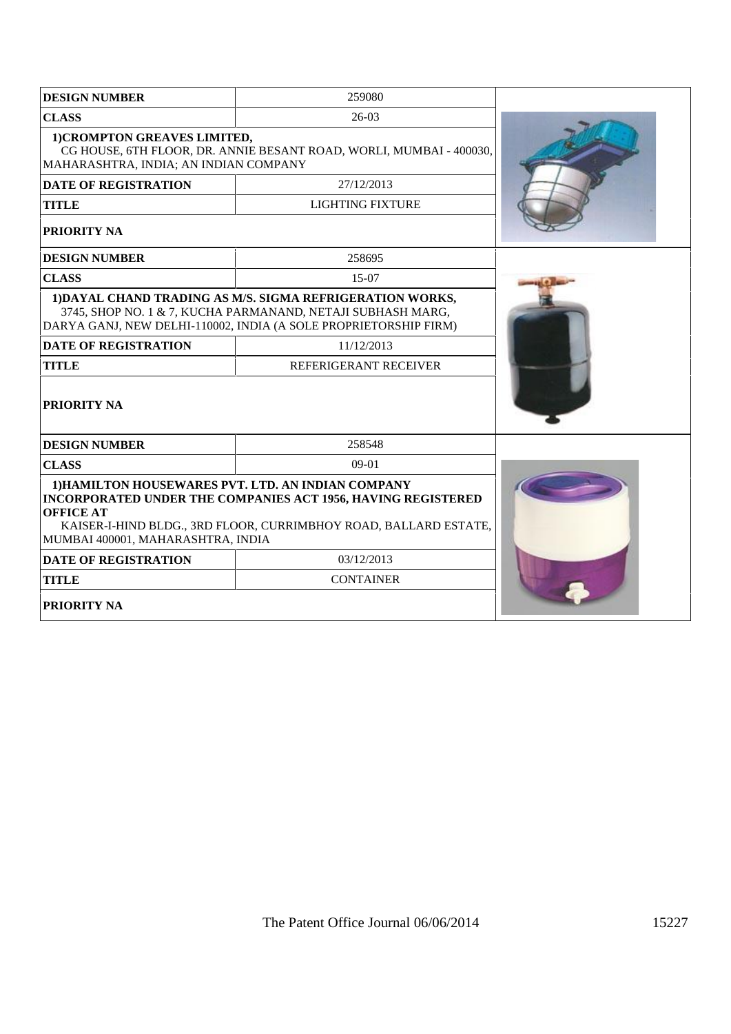| | | |
|---|---|---|
| **DESIGN NUMBER** | 259080 | |
| **CLASS** | 26-03 | |
| **1)CROMPTON GREAVES LIMITED,** CG HOUSE, 6TH FLOOR, DR. ANNIE BESANT ROAD, WORLI, MUMBAI - 400030, MAHARASHTRA, INDIA; AN INDIAN COMPANY | | |
| **DATE OF REGISTRATION** | 27/12/2013 | |
| **TITLE** | LIGHTING FIXTURE | |
| **PRIORITY NA** | | |
| **DESIGN NUMBER** | 258695 | |
| **CLASS** | 15-07 | |
| **1)DAYAL CHAND TRADING AS M/S. SIGMA REFRIGERATION WORKS,** 3745, SHOP NO. 1 & 7, KUCHA PARMANAND, NETAJI SUBHASH MARG, DARYA GANJ, NEW DELHI-110002, INDIA (A SOLE PROPRIETORSHIP FIRM) | | |
| **DATE OF REGISTRATION** | 11/12/2013 | |
| **TITLE** | REFERIGERANT RECEIVER | |
| **PRIORITY NA** | | |
| **DESIGN NUMBER** | 258548 | |
| **CLASS** | 09-01 | |
| **1)HAMILTON HOUSEWARES PVT. LTD. AN INDIAN COMPANY INCORPORATED UNDER THE COMPANIES ACT 1956, HAVING REGISTERED OFFICE AT** KAISER-I-HIND BLDG., 3RD FLOOR, CURRIMBHOY ROAD, BALLARD ESTATE, MUMBAI 400001, MAHARASHTRA, INDIA | | |
| **DATE OF REGISTRATION** | 03/12/2013 | |
| **TITLE** | CONTAINER | |
| **PRIORITY NA** | | |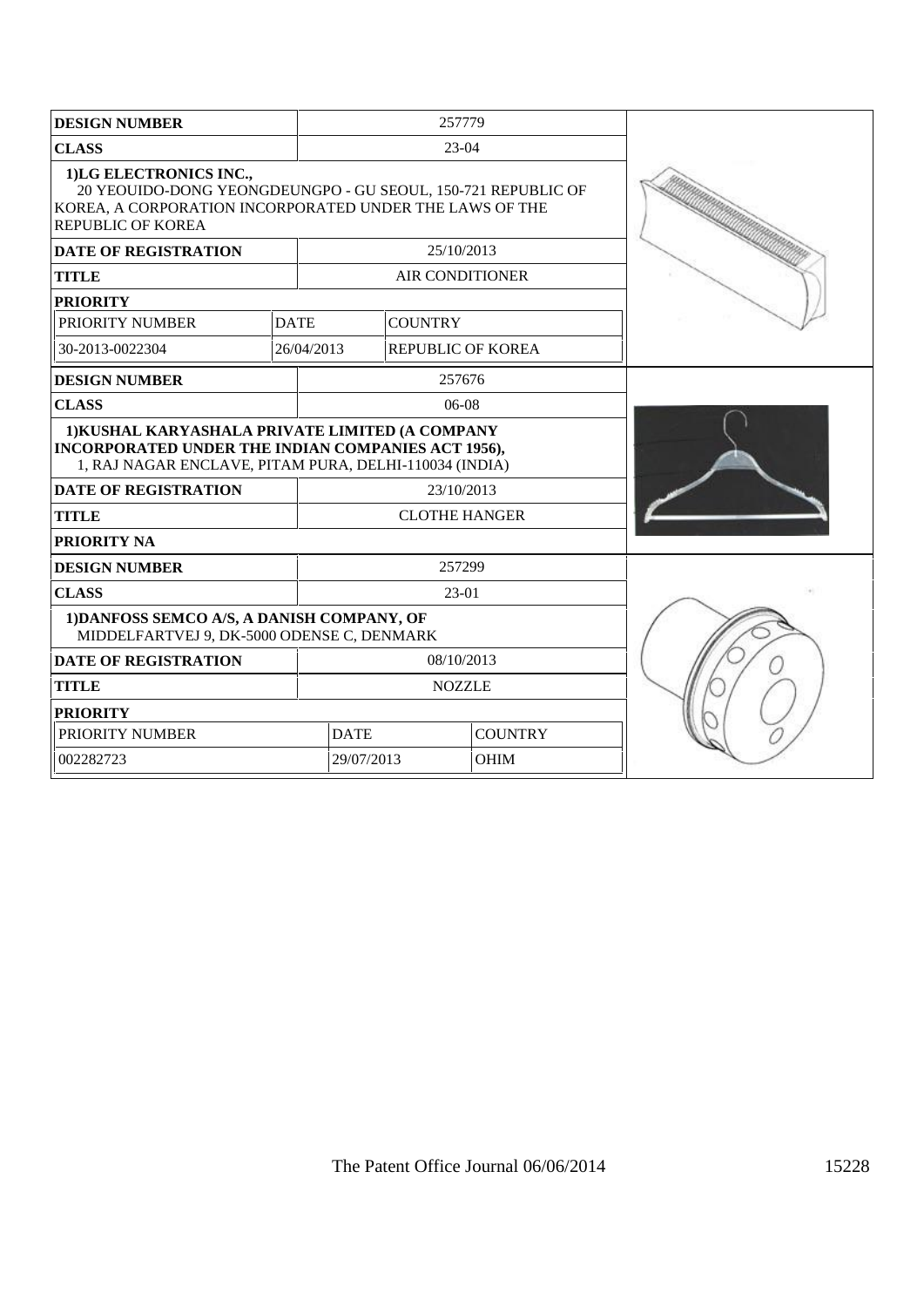| DESIGN NUMBER | 257779 | | |
|---|---|---|---|
| CLASS | 23-04 | | |
| **1)LG ELECTRONICS INC.,** 20 YEOUIDO-DONG YEONGDEUNGPO - GU SEOUL, 150-721 REPUBLIC OF KOREA, A CORPORATION INCORPORATED UNDER THE LAWS OF THE REPUBLIC OF KOREA | | | |
| DATE OF REGISTRATION | 25/10/2013 | | |
| TITLE | AIR CONDITIONER | | |
| PRIORITY | | | |
| PRIORITY NUMBER | DATE | COUNTRY | |
| 30-2013-0022304 | 26/04/2013 | REPUBLIC OF KOREA | |

| DESIGN NUMBER | 257676 |
|---|---|
| CLASS | 06-08 |
| **1)KUSHAL KARYASHALA PRIVATE LIMITED (A COMPANY INCORPORATED UNDER THE INDIAN COMPANIES ACT 1956),** 1, RAJ NAGAR ENCLAVE, PITAM PURA, DELHI-110034 (INDIA) | |
| DATE OF REGISTRATION | 23/10/2013 |
| TITLE | CLOTHE HANGER |
| PRIORITY NA | |

| DESIGN NUMBER | 257299 | |
|---|---|---|
| CLASS | 23-01 | |
| **1)DANFOSS SEMCO A/S, A DANISH COMPANY, OF** MIDDELFARTVEJ 9, DK-5000 ODENSE C, DENMARK | | |
| DATE OF REGISTRATION | 08/10/2013 | |
| TITLE | NOZZLE | |
| PRIORITY | | |
| PRIORITY NUMBER | DATE | COUNTRY |
| 002282723 | 29/07/2013 | OHIM |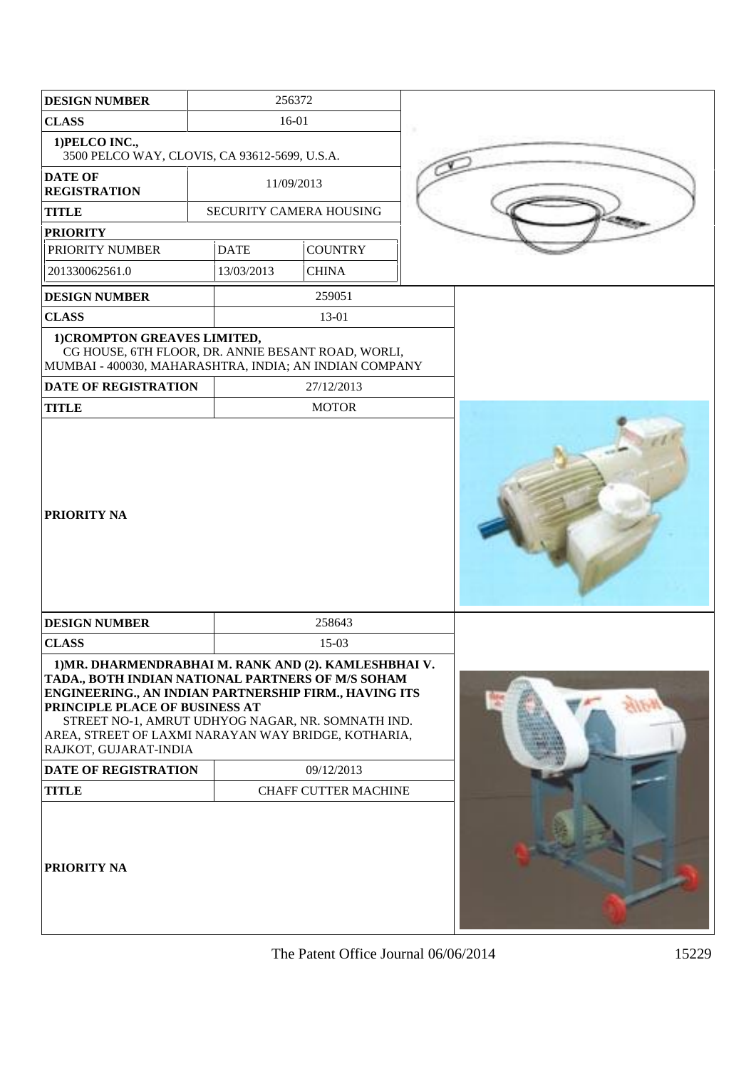| DESIGN NUMBER | 256372 | |
|---|---|---|
| CLASS | 16-01 | |
| 1)PELCO INC., 3500 PELCO WAY, CLOVIS, CA 93612-5699, U.S.A. | | |
| DATE OF REGISTRATION | 11/09/2013 | |
| TITLE | SECURITY CAMERA HOUSING | |
| PRIORITY | | |
| PRIORITY NUMBER | DATE | COUNTRY |
| 201330062561.0 | 13/03/2013 | CHINA |

| DESIGN NUMBER | 259051 |
|---|---|
| CLASS | 13-01 |
| 1)CROMPTON GREAVES LIMITED, CG HOUSE, 6TH FLOOR, DR. ANNIE BESANT ROAD, WORLI, MUMBAI - 400030, MAHARASHTRA, INDIA; AN INDIAN COMPANY | |
| DATE OF REGISTRATION | 27/12/2013 |
| TITLE | MOTOR |
| PRIORITY NA | |

| DESIGN NUMBER | 258643 |
|---|---|
| CLASS | 15-03 |
| 1)MR. DHARMENDRABHAI M. RANK AND (2). KAMLESHBHAI V. TADA., BOTH INDIAN NATIONAL PARTNERS OF M/S SOHAM ENGINEERING., AN INDIAN PARTNERSHIP FIRM., HAVING ITS PRINCIPLE PLACE OF BUSINESS AT STREET NO-1, AMRUT UDHYOG NAGAR, NR. SOMNATH IND. AREA, STREET OF LAXMI NARAYAN WAY BRIDGE, KOTHARIA, RAJKOT, GUJARAT-INDIA | |
| DATE OF REGISTRATION | 09/12/2013 |
| TITLE | CHAFF CUTTER MACHINE |
| PRIORITY NA | |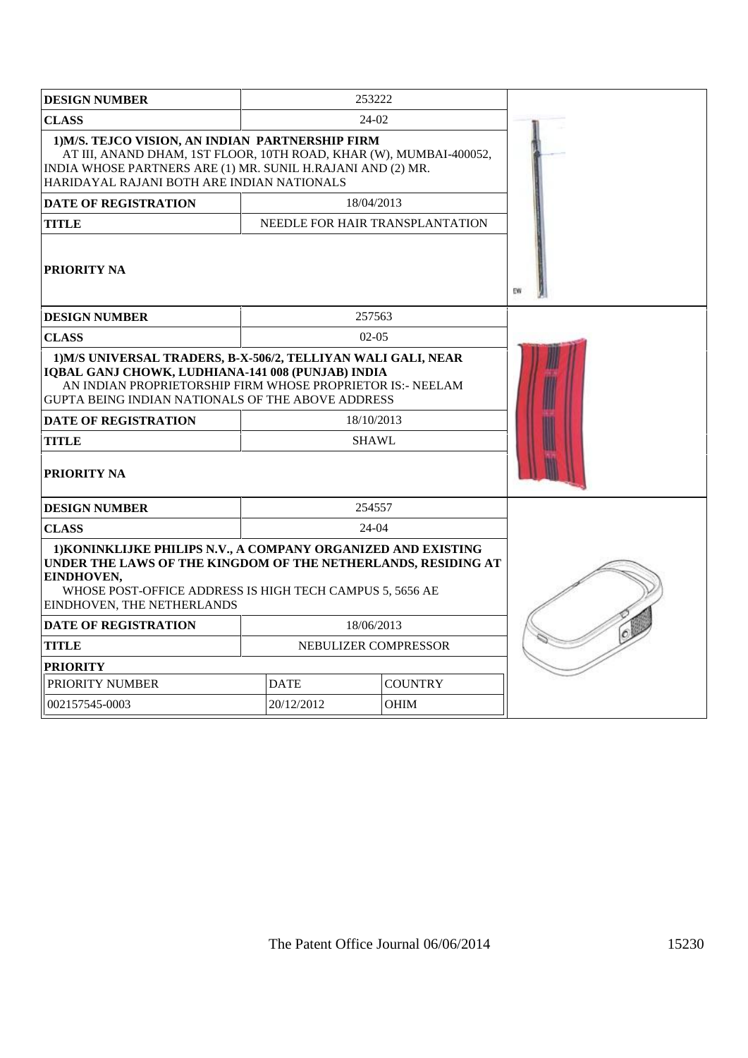| DESIGN NUMBER | 253222 | |
|---|---|---|
| CLASS | 24-02 | |
| 1)M/S. TEJCO VISION, AN INDIAN PARTNERSHIP FIRM AT III, ANAND DHAM, 1ST FLOOR, 10TH ROAD, KHAR (W), MUMBAI-400052, INDIA WHOSE PARTNERS ARE (1) MR. SUNIL H.RAJANI AND (2) MR. HARIDAYAL RAJANI BOTH ARE INDIAN NATIONALS | | |
| DATE OF REGISTRATION | 18/04/2013 | |
| TITLE | NEEDLE FOR HAIR TRANSPLANTATION | |
| PRIORITY NA | | |

| DESIGN NUMBER | 257563 | |
|---|---|---|
| CLASS | 02-05 | |
| 1)M/S UNIVERSAL TRADERS, B-X-506/2, TELLIYAN WALI GALI, NEAR IQBAL GANJ CHOWK, LUDHIANA-141 008 (PUNJAB) INDIA AN INDIAN PROPRIETORSHIP FIRM WHOSE PROPRIETOR IS:- NEELAM GUPTA BEING INDIAN NATIONALS OF THE ABOVE ADDRESS | | |
| DATE OF REGISTRATION | 18/10/2013 | |
| TITLE | SHAWL | |
| PRIORITY NA | | |

| DESIGN NUMBER | 254557 | |
|---|---|---|
| CLASS | 24-04 | |
| 1)KONINKLIJKE PHILIPS N.V., A COMPANY ORGANIZED AND EXISTING UNDER THE LAWS OF THE KINGDOM OF THE NETHERLANDS, RESIDING AT EINDHOVEN, WHOSE POST-OFFICE ADDRESS IS HIGH TECH CAMPUS 5, 5656 AE EINDHOVEN, THE NETHERLANDS | | |
| DATE OF REGISTRATION | 18/06/2013 | |
| TITLE | NEBULIZER COMPRESSOR | |
| PRIORITY | | |
| PRIORITY NUMBER | DATE | COUNTRY |
| 002157545-0003 | 20/12/2012 | OHIM |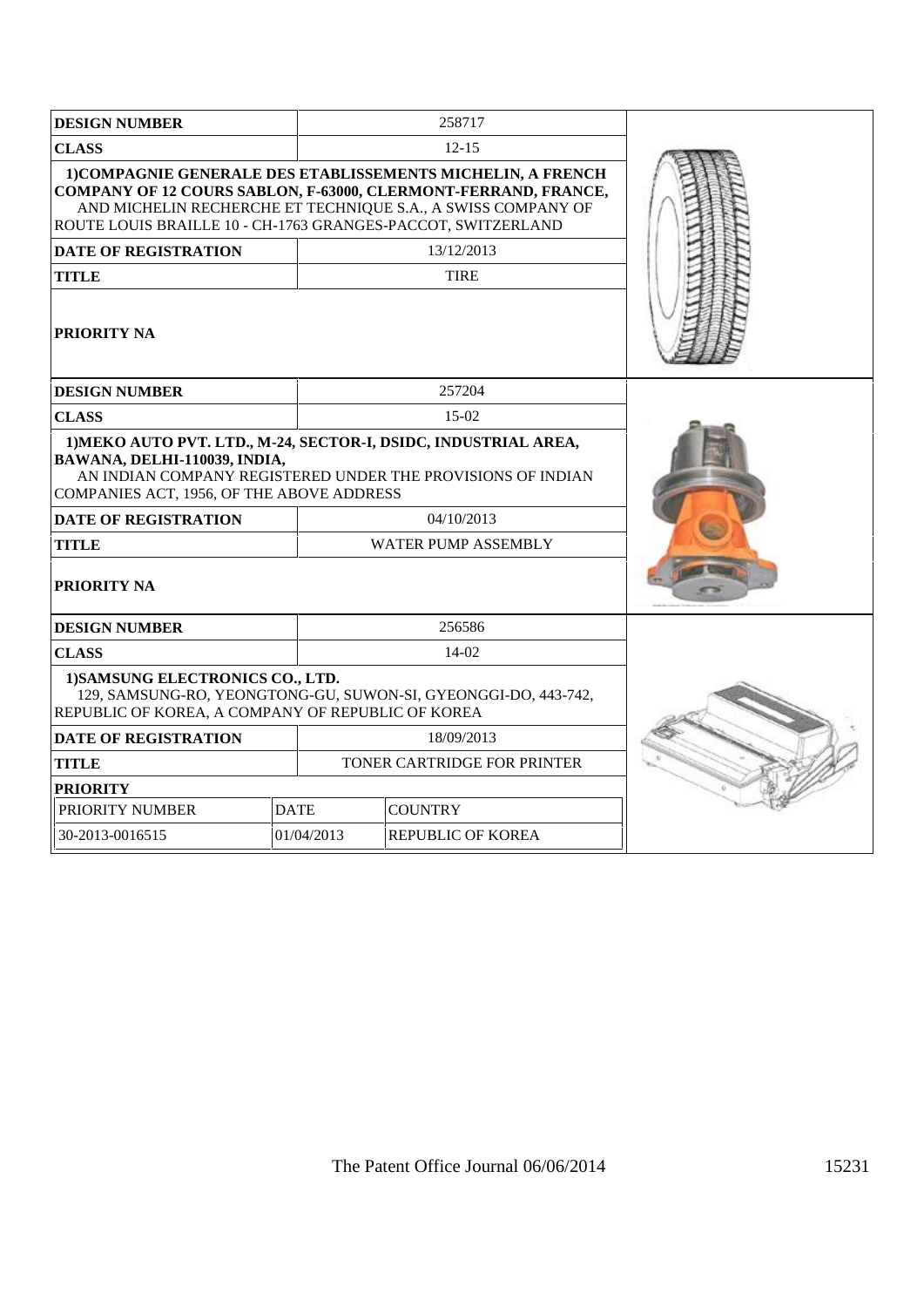| | | |
|---|---|---|
| **DESIGN NUMBER** | 258717 | |
| **CLASS** | 12-15 | |
| **1)COMPAGNIE GENERALE DES ETABLISSEMENTS MICHELIN, A FRENCH COMPANY OF 12 COURS SABLON, F-63000, CLERMONT-FERRAND, FRANCE,** AND MICHELIN RECHERCHE ET TECHNIQUE S.A., A SWISS COMPANY OF ROUTE LOUIS BRAILLE 10 - CH-1763 GRANGES-PACCOT, SWITZERLAND | | |
| **DATE OF REGISTRATION** | 13/12/2013 | |
| **TITLE** | TIRE | |
| **PRIORITY NA** | | |

| | | |
|---|---|---|
| **DESIGN NUMBER** | 257204 | |
| **CLASS** | 15-02 | |
| **1)MEKO AUTO PVT. LTD., M-24, SECTOR-I, DSIDC, INDUSTRIAL AREA, BAWANA, DELHI-110039, INDIA,** AN INDIAN COMPANY REGISTERED UNDER THE PROVISIONS OF INDIAN COMPANIES ACT, 1956, OF THE ABOVE ADDRESS | | |
| **DATE OF REGISTRATION** | 04/10/2013 | |
| **TITLE** | WATER PUMP ASSEMBLY | |
| **PRIORITY NA** | | |

| | | |
|---|---|---|
| **DESIGN NUMBER** | 256586 | |
| **CLASS** | 14-02 | |
| **1)SAMSUNG ELECTRONICS CO., LTD.** 129, SAMSUNG-RO, YEONGTONG-GU, SUWON-SI, GYEONGGI-DO, 443-742, REPUBLIC OF KOREA, A COMPANY OF REPUBLIC OF KOREA | | |
| **DATE OF REGISTRATION** | 18/09/2013 | |
| **TITLE** | TONER CARTRIDGE FOR PRINTER | |
| **PRIORITY** | | |
| PRIORITY NUMBER | DATE | COUNTRY |
| 30-2013-0016515 | 01/04/2013 | REPUBLIC OF KOREA |

The Patent Office Journal 06/06/2014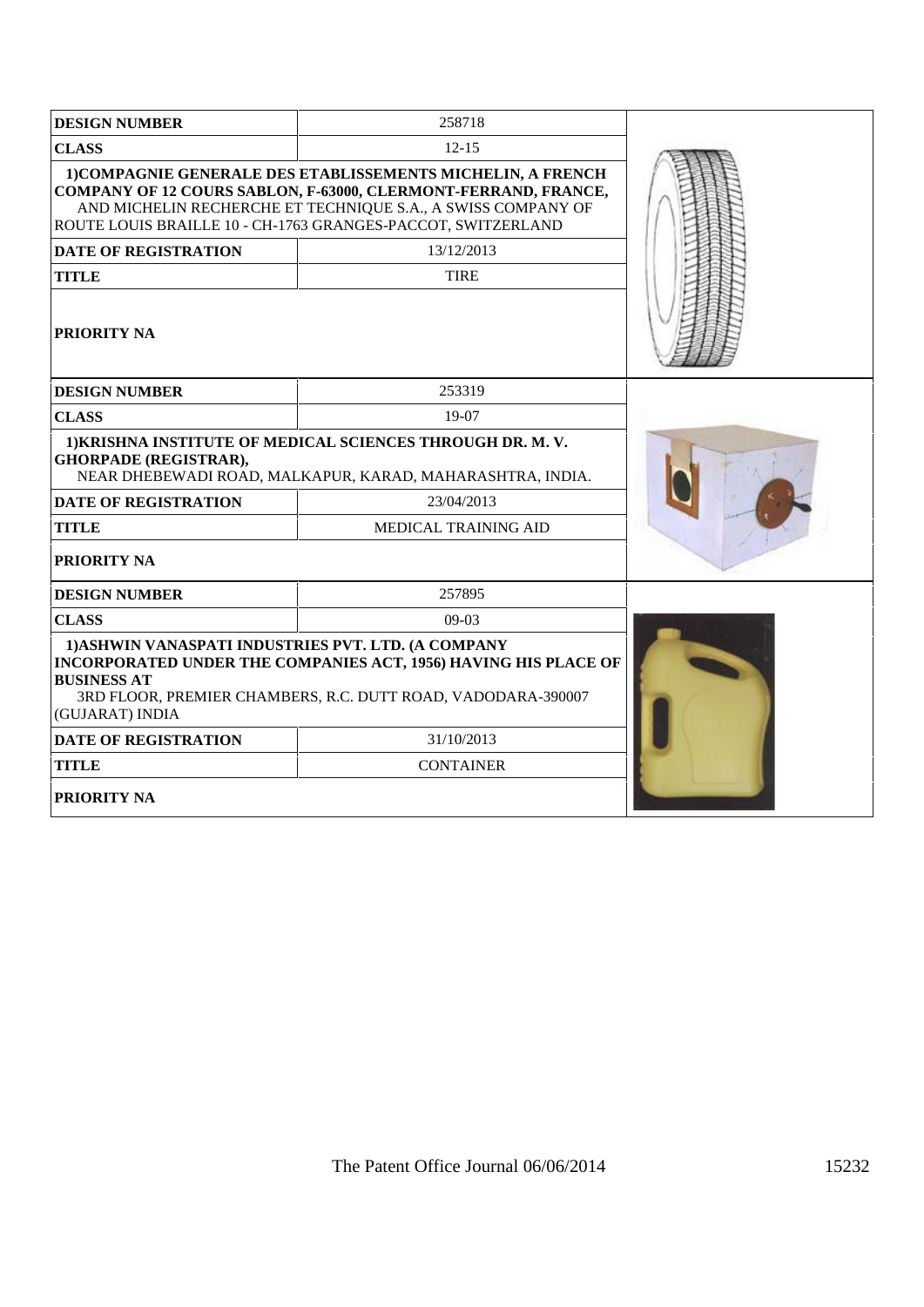| | |
|---|---|
| **DESIGN NUMBER** | 258718 |
| **CLASS** | 12-15 |
| **1)COMPAGNIE GENERALE DES ETABLISSEMENTS MICHELIN, A FRENCH COMPANY OF 12 COURS SABLON, F-63000, CLERMONT-FERRAND, FRANCE,** AND MICHELIN RECHERCHE ET TECHNIQUE S.A., A SWISS COMPANY OF ROUTE LOUIS BRAILLE 10 - CH-1763 GRANGES-PACCOT, SWITZERLAND | |
| **DATE OF REGISTRATION** | 13/12/2013 |
| **TITLE** | TIRE |
| **PRIORITY NA** | |

| | |
|---|---|
| **DESIGN NUMBER** | 253319 |
| **CLASS** | 19-07 |
| **1)KRISHNA INSTITUTE OF MEDICAL SCIENCES THROUGH DR. M. V. GHORPADE (REGISTRAR),** NEAR DHEBEWADI ROAD, MALKAPUR, KARAD, MAHARASHTRA, INDIA. | |
| **DATE OF REGISTRATION** | 23/04/2013 |
| **TITLE** | MEDICAL TRAINING AID |
| **PRIORITY NA** | |

| | |
|---|---|
| **DESIGN NUMBER** | 257895 |
| **CLASS** | 09-03 |
| **1)ASHWIN VANASPATI INDUSTRIES PVT. LTD. (A COMPANY INCORPORATED UNDER THE COMPANIES ACT, 1956) HAVING HIS PLACE OF BUSINESS AT** 3RD FLOOR, PREMIER CHAMBERS, R.C. DUTT ROAD, VADODARA-390007 (GUJARAT) INDIA | |
| **DATE OF REGISTRATION** | 31/10/2013 |
| **TITLE** | CONTAINER |
| **PRIORITY NA** | |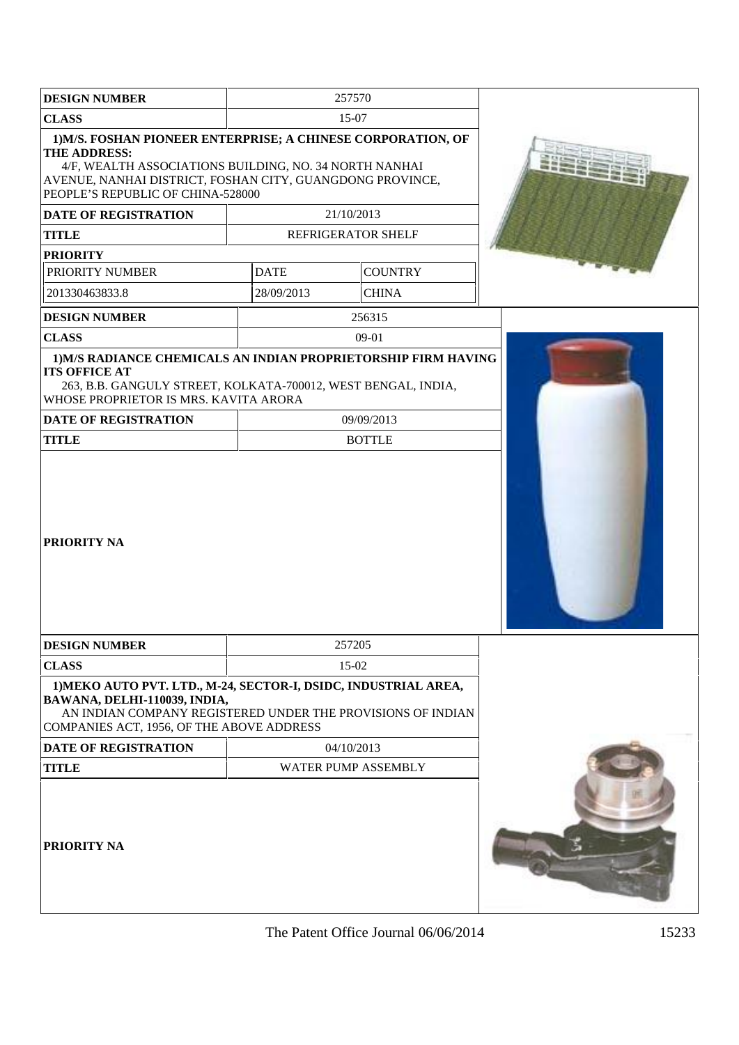| DESIGN NUMBER | 257570 | |
|---|---|---|
| CLASS | 15-07 | |
| 1)M/S. FOSHAN PIONEER ENTERPRISE; A CHINESE CORPORATION, OF THE ADDRESS: 4/F, WEALTH ASSOCIATIONS BUILDING, NO. 34 NORTH NANHAI AVENUE, NANHAI DISTRICT, FOSHAN CITY, GUANGDONG PROVINCE, PEOPLE'S REPUBLIC OF CHINA-528000 | | |
| DATE OF REGISTRATION | 21/10/2013 | |
| TITLE | REFRIGERATOR SHELF | |
| PRIORITY | | |
| PRIORITY NUMBER | DATE | COUNTRY |
| 201330463833.8 | 28/09/2013 | CHINA |

| DESIGN NUMBER | 256315 |
|---|---|
| CLASS | 09-01 |
| 1)M/S RADIANCE CHEMICALS AN INDIAN PROPRIETORSHIP FIRM HAVING ITS OFFICE AT 263, B.B. GANGULY STREET, KOLKATA-700012, WEST BENGAL, INDIA, WHOSE PROPRIETOR IS MRS. KAVITA ARORA | |
| DATE OF REGISTRATION | 09/09/2013 |
| TITLE | BOTTLE |
| PRIORITY NA | |

| DESIGN NUMBER | 257205 |
|---|---|
| CLASS | 15-02 |
| 1)MEKO AUTO PVT. LTD., M-24, SECTOR-I, DSIDC, INDUSTRIAL AREA, BAWANA, DELHI-110039, INDIA, AN INDIAN COMPANY REGISTERED UNDER THE PROVISIONS OF INDIAN COMPANIES ACT, 1956, OF THE ABOVE ADDRESS | |
| DATE OF REGISTRATION | 04/10/2013 |
| TITLE | WATER PUMP ASSEMBLY |
| PRIORITY NA | |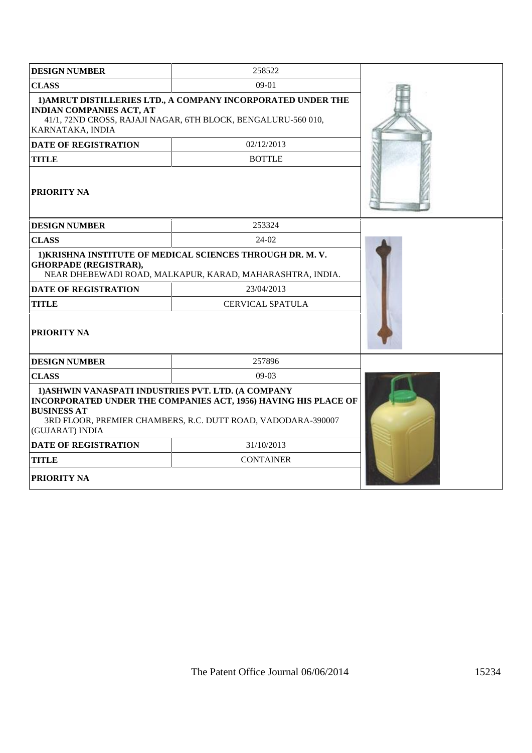| | |
|---|---|
| **DESIGN NUMBER** | 258522 |
| **CLASS** | 09-01 |
| **1)AMRUT DISTILLERIES LTD., A COMPANY INCORPORATED UNDER THE INDIAN COMPANIES ACT, AT** 41/1, 72ND CROSS, RAJAJI NAGAR, 6TH BLOCK, BENGALURU-560 010, KARNATAKA, INDIA | |
| **DATE OF REGISTRATION** | 02/12/2013 |
| **TITLE** | BOTTLE |
| **PRIORITY NA** | |

| | |
|---|---|
| **DESIGN NUMBER** | 253324 |
| **CLASS** | 24-02 |
| **1)KRISHNA INSTITUTE OF MEDICAL SCIENCES THROUGH DR. M. V. GHORPADE (REGISTRAR),** NEAR DHEBEWADI ROAD, MALKAPUR, KARAD, MAHARASHTRA, INDIA. | |
| **DATE OF REGISTRATION** | 23/04/2013 |
| **TITLE** | CERVICAL SPATULA |
| **PRIORITY NA** | |

| | |
|---|---|
| **DESIGN NUMBER** | 257896 |
| **CLASS** | 09-03 |
| **1)ASHWIN VANASPATI INDUSTRIES PVT. LTD. (A COMPANY INCORPORATED UNDER THE COMPANIES ACT, 1956) HAVING HIS PLACE OF BUSINESS AT** 3RD FLOOR, PREMIER CHAMBERS, R.C. DUTT ROAD, VADODARA-390007 (GUJARAT) INDIA | |
| **DATE OF REGISTRATION** | 31/10/2013 |
| **TITLE** | CONTAINER |
| **PRIORITY NA** | |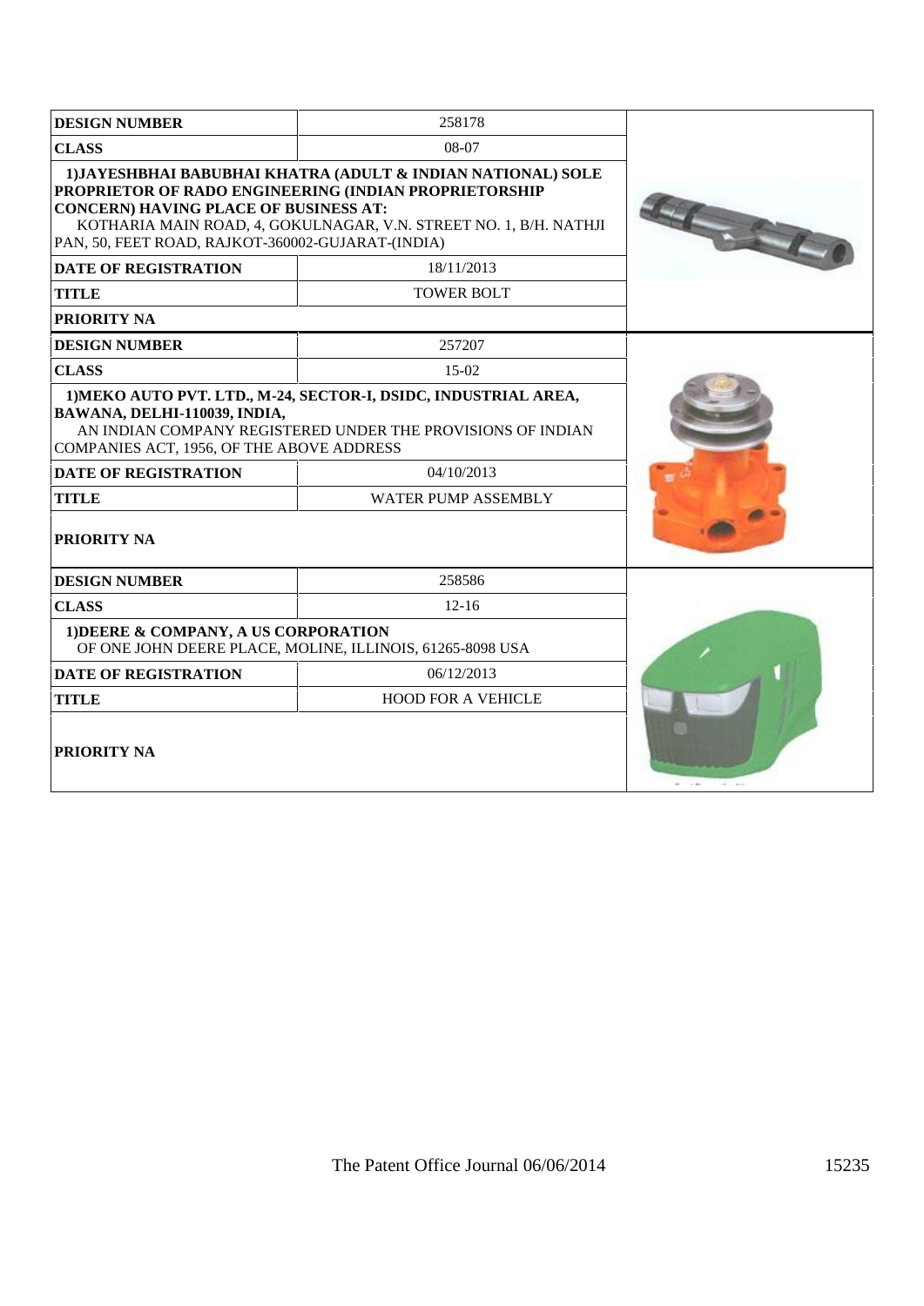| | |
|---|---|
| **DESIGN NUMBER** | 258178 |
| **CLASS** | 08-07 |
| **1)JAYESHBHAI BABUBHAI KHATRA (ADULT & INDIAN NATIONAL) SOLE PROPRIETOR OF RADO ENGINEERING (INDIAN PROPRIETORSHIP CONCERN) HAVING PLACE OF BUSINESS AT:** KOTHARIA MAIN ROAD, 4, GOKULNAGAR, V.N. STREET NO. 1, B/H. NATHJI PAN, 50, FEET ROAD, RAJKOT-360002-GUJARAT-(INDIA) | |
| **DATE OF REGISTRATION** | 18/11/2013 |
| **TITLE** | TOWER BOLT |
| **PRIORITY NA** | |

| | |
|---|---|
| **DESIGN NUMBER** | 257207 |
| **CLASS** | 15-02 |
| **1)MEKO AUTO PVT. LTD., M-24, SECTOR-I, DSIDC, INDUSTRIAL AREA, BAWANA, DELHI-110039, INDIA,** AN INDIAN COMPANY REGISTERED UNDER THE PROVISIONS OF INDIAN COMPANIES ACT, 1956, OF THE ABOVE ADDRESS | |
| **DATE OF REGISTRATION** | 04/10/2013 |
| **TITLE** | WATER PUMP ASSEMBLY |
| **PRIORITY NA** | |

| | |
|---|---|
| **DESIGN NUMBER** | 258586 |
| **CLASS** | 12-16 |
| **1)DEERE & COMPANY, A US CORPORATION** OF ONE JOHN DEERE PLACE, MOLINE, ILLINOIS, 61265-8098 USA | |
| **DATE OF REGISTRATION** | 06/12/2013 |
| **TITLE** | HOOD FOR A VEHICLE |
| **PRIORITY NA** | |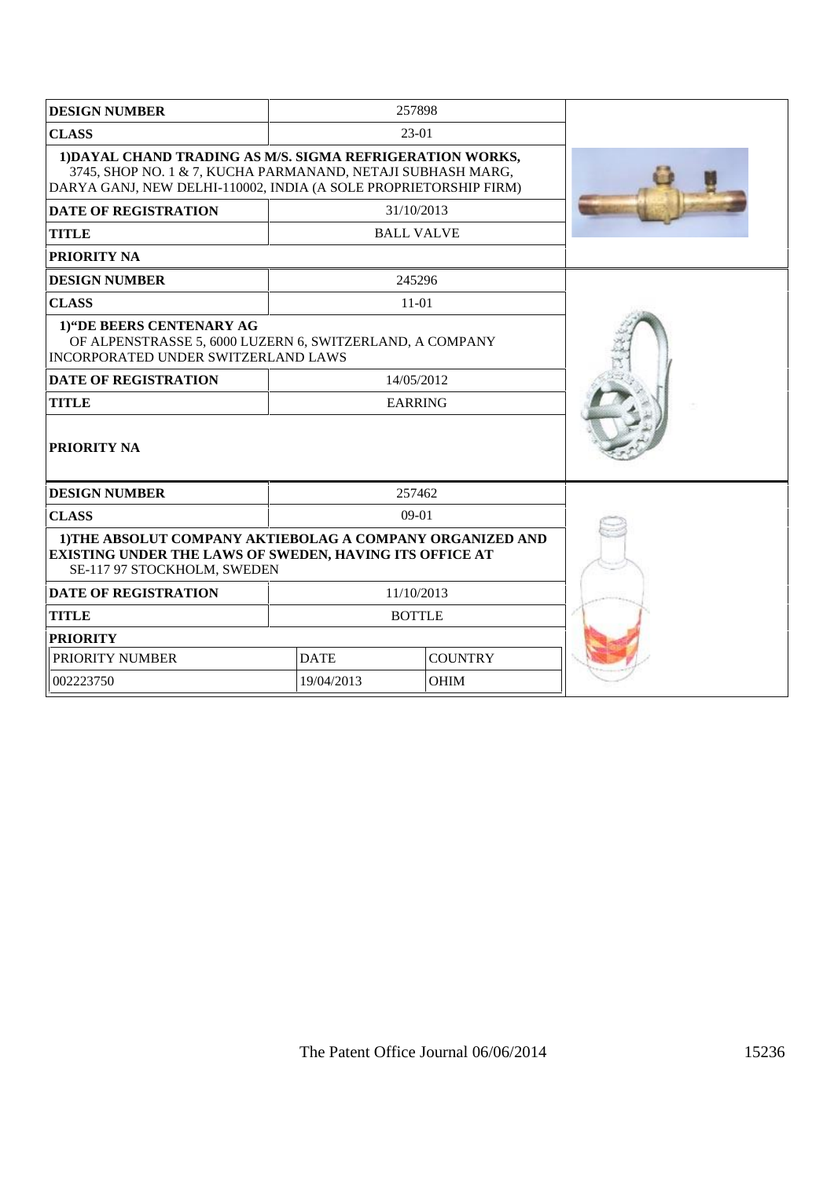| DESIGN NUMBER | 257898 | |
|---|---|---|
| CLASS | 23-01 | |
| 1)DAYAL CHAND TRADING AS M/S. SIGMA REFRIGERATION WORKS, 3745, SHOP NO. 1 & 7, KUCHA PARMANAND, NETAJI SUBHASH MARG, DARYA GANJ, NEW DELHI-110002, INDIA (A SOLE PROPRIETORSHIP FIRM) | | |
| DATE OF REGISTRATION | 31/10/2013 | |
| TITLE | BALL VALVE | |
| PRIORITY NA | | |

| DESIGN NUMBER | 245296 | |
|---|---|---|
| CLASS | 11-01 | |
| 1)"DE BEERS CENTENARY AG OF ALPENSTRASSE 5, 6000 LUZERN 6, SWITZERLAND, A COMPANY INCORPORATED UNDER SWITZERLAND LAWS | | |
| DATE OF REGISTRATION | 14/05/2012 | |
| TITLE | EARRING | |
| PRIORITY NA | | |

| DESIGN NUMBER | 257462 | |
|---|---|---|
| CLASS | 09-01 | |
| 1)THE ABSOLUT COMPANY AKTIEBOLAG A COMPANY ORGANIZED AND EXISTING UNDER THE LAWS OF SWEDEN, HAVING ITS OFFICE AT SE-117 97 STOCKHOLM, SWEDEN | | |
| DATE OF REGISTRATION | 11/10/2013 | |
| TITLE | BOTTLE | |
| PRIORITY | | |
| PRIORITY NUMBER | DATE | COUNTRY |
| 002223750 | 19/04/2013 | OHIM |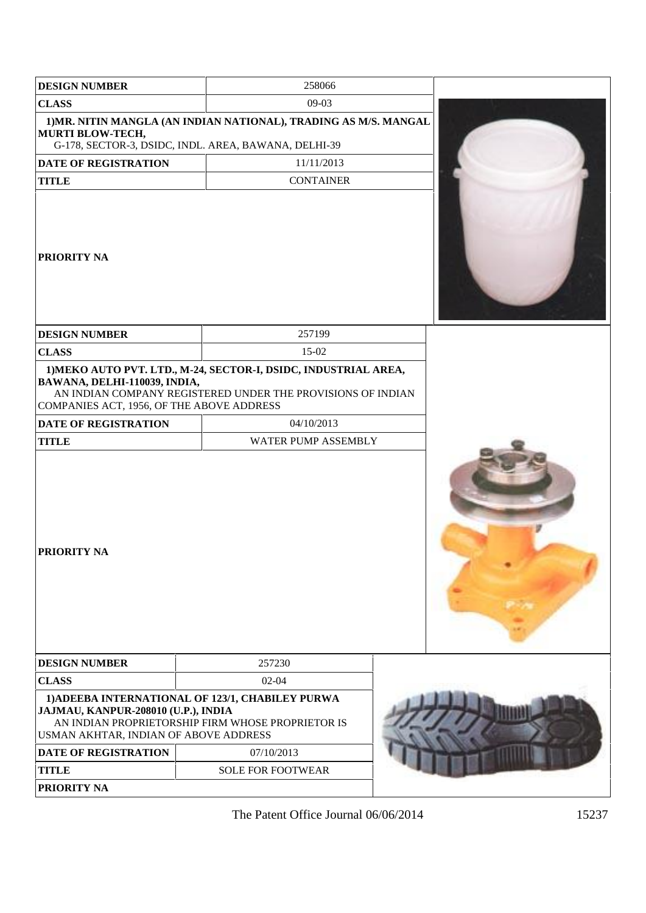| | |
|---|---|
| **DESIGN NUMBER** | 258066 |
| **CLASS** | 09-03 |
| **1)MR. NITIN MANGLA (AN INDIAN NATIONAL), TRADING AS M/S. MANGAL MURTI BLOW-TECH,** G-178, SECTOR-3, DSIDC, INDL. AREA, BAWANA, DELHI-39 | |
| **DATE OF REGISTRATION** | 11/11/2013 |
| **TITLE** | CONTAINER |
| **PRIORITY NA** | |

| | |
|---|---|
| **DESIGN NUMBER** | 257199 |
| **CLASS** | 15-02 |
| **1)MEKO AUTO PVT. LTD., M-24, SECTOR-I, DSIDC, INDUSTRIAL AREA, BAWANA, DELHI-110039, INDIA,** AN INDIAN COMPANY REGISTERED UNDER THE PROVISIONS OF INDIAN COMPANIES ACT, 1956, OF THE ABOVE ADDRESS | |
| **DATE OF REGISTRATION** | 04/10/2013 |
| **TITLE** | WATER PUMP ASSEMBLY |
| **PRIORITY NA** | |

| | |
|---|---|
| **DESIGN NUMBER** | 257230 |
| **CLASS** | 02-04 |
| **1)ADEEBA INTERNATIONAL OF 123/1, CHABILEY PURWA JAJMAU, KANPUR-208010 (U.P.), INDIA** AN INDIAN PROPRIETORSHIP FIRM WHOSE PROPRIETOR IS USMAN AKHTAR, INDIAN OF ABOVE ADDRESS | |
| **DATE OF REGISTRATION** | 07/10/2013 |
| **TITLE** | SOLE FOR FOOTWEAR |
| **PRIORITY NA** | |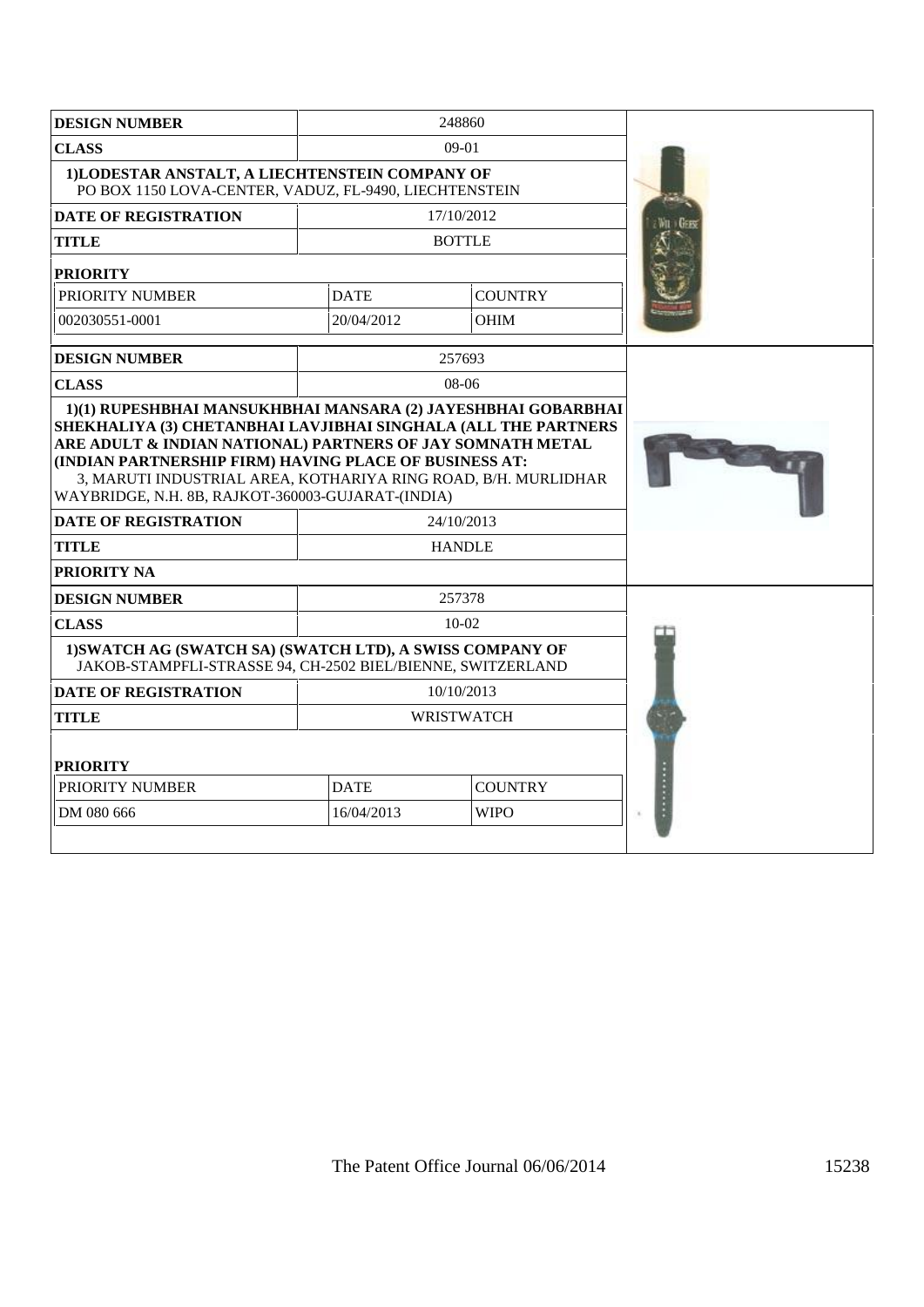| DESIGN NUMBER | 248860 | |
|---|---|---|
| CLASS | 09-01 | |
| 1)LODESTAR ANSTALT, A LIECHTENSTEIN COMPANY OF PO BOX 1150 LOVA-CENTER, VADUZ, FL-9490, LIECHTENSTEIN | | |
| DATE OF REGISTRATION | 17/10/2012 | |
| TITLE | BOTTLE | |
| PRIORITY | | |
| PRIORITY NUMBER | DATE | COUNTRY |
| 002030551-0001 | 20/04/2012 | OHIM |

| DESIGN NUMBER | 257693 |
|---|---|
| CLASS | 08-06 |
| 1)(1) RUPESHBHAI MANSUKHBHAI MANSARA (2) JAYESHBHAI GOBARBHAI SHEKHALIYA (3) CHETANBHAI LAVJIBHAI SINGHALA (ALL THE PARTNERS ARE ADULT & INDIAN NATIONAL) PARTNERS OF JAY SOMNATH METAL (INDIAN PARTNERSHIP FIRM) HAVING PLACE OF BUSINESS AT: 3, MARUTI INDUSTRIAL AREA, KOTHARIYA RING ROAD, B/H. MURLIDHAR WAYBRIDGE, N.H. 8B, RAJKOT-360003-GUJARAT-(INDIA) | |
| DATE OF REGISTRATION | 24/10/2013 |
| TITLE | HANDLE |
| PRIORITY NA | |

| DESIGN NUMBER | 257378 | |
|---|---|---|
| CLASS | 10-02 | |
| 1)SWATCH AG (SWATCH SA) (SWATCH LTD), A SWISS COMPANY OF JAKOB-STAMPFLI-STRASSE 94, CH-2502 BIEL/BIENNE, SWITZERLAND | | |
| DATE OF REGISTRATION | 10/10/2013 | |
| TITLE | WRISTWATCH | |
| PRIORITY | | |
| PRIORITY NUMBER | DATE | COUNTRY |
| DM 080 666 | 16/04/2013 | WIPO |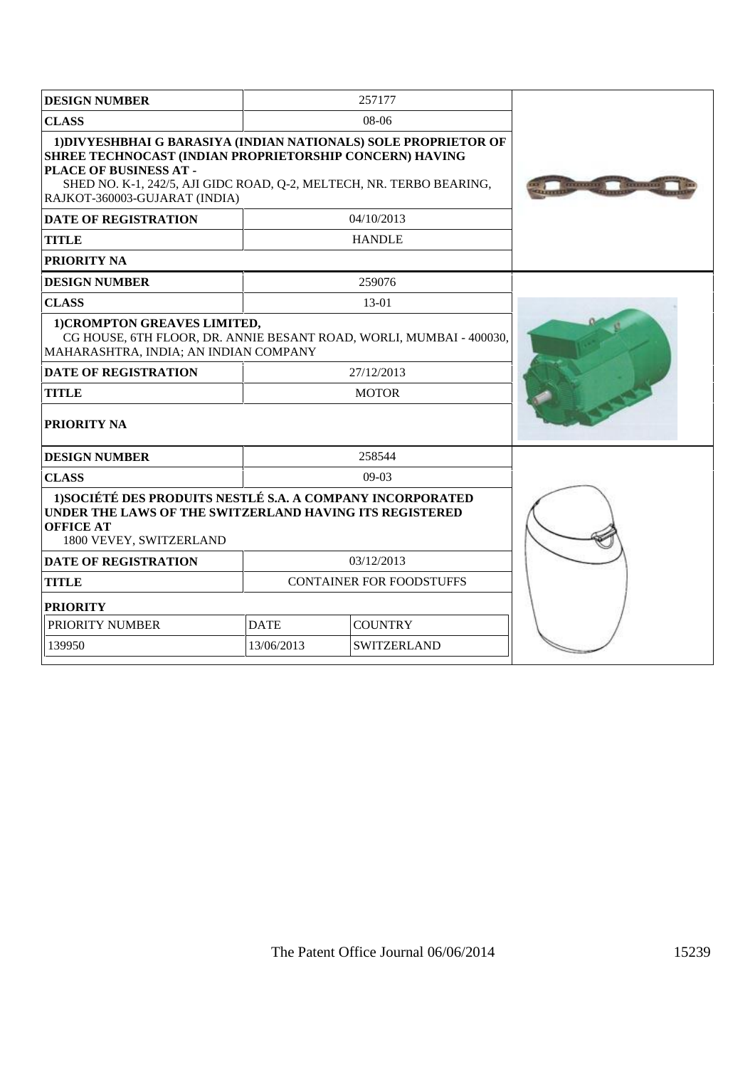| | | |
|---|---|---|
| **DESIGN NUMBER** | 257177 | |
| **CLASS** | 08-06 | |
| **1)DIVYESHBHAI G BARASIYA (INDIAN NATIONALS) SOLE PROPRIETOR OF SHREE TECHNOCAST (INDIAN PROPRIETORSHIP CONCERN) HAVING PLACE OF BUSINESS AT -** SHED NO. K-1, 242/5, AJI GIDC ROAD, Q-2, MELTECH, NR. TERBO BEARING, RAJKOT-360003-GUJARAT (INDIA) | | |
| **DATE OF REGISTRATION** | 04/10/2013 | |
| **TITLE** | HANDLE | |
| **PRIORITY NA** | | |

| | | |
|---|---|---|
| **DESIGN NUMBER** | 259076 | |
| **CLASS** | 13-01 | |
| **1)CROMPTON GREAVES LIMITED,** CG HOUSE, 6TH FLOOR, DR. ANNIE BESANT ROAD, WORLI, MUMBAI - 400030, MAHARASHTRA, INDIA; AN INDIAN COMPANY | | |
| **DATE OF REGISTRATION** | 27/12/2013 | |
| **TITLE** | MOTOR | |
| **PRIORITY NA** | | |

| | | |
|---|---|---|
| **DESIGN NUMBER** | 258544 | |
| **CLASS** | 09-03 | |
| **1)SOCIÉTÉ DES PRODUITS NESTLÉ S.A. A COMPANY INCORPORATED UNDER THE LAWS OF THE SWITZERLAND HAVING ITS REGISTERED OFFICE AT** 1800 VEVEY, SWITZERLAND | | |
| **DATE OF REGISTRATION** | 03/12/2013 | |
| **TITLE** | CONTAINER FOR FOODSTUFFS | |
| **PRIORITY** | | |
| PRIORITY NUMBER | DATE | COUNTRY |
| 139950 | 13/06/2013 | SWITZERLAND |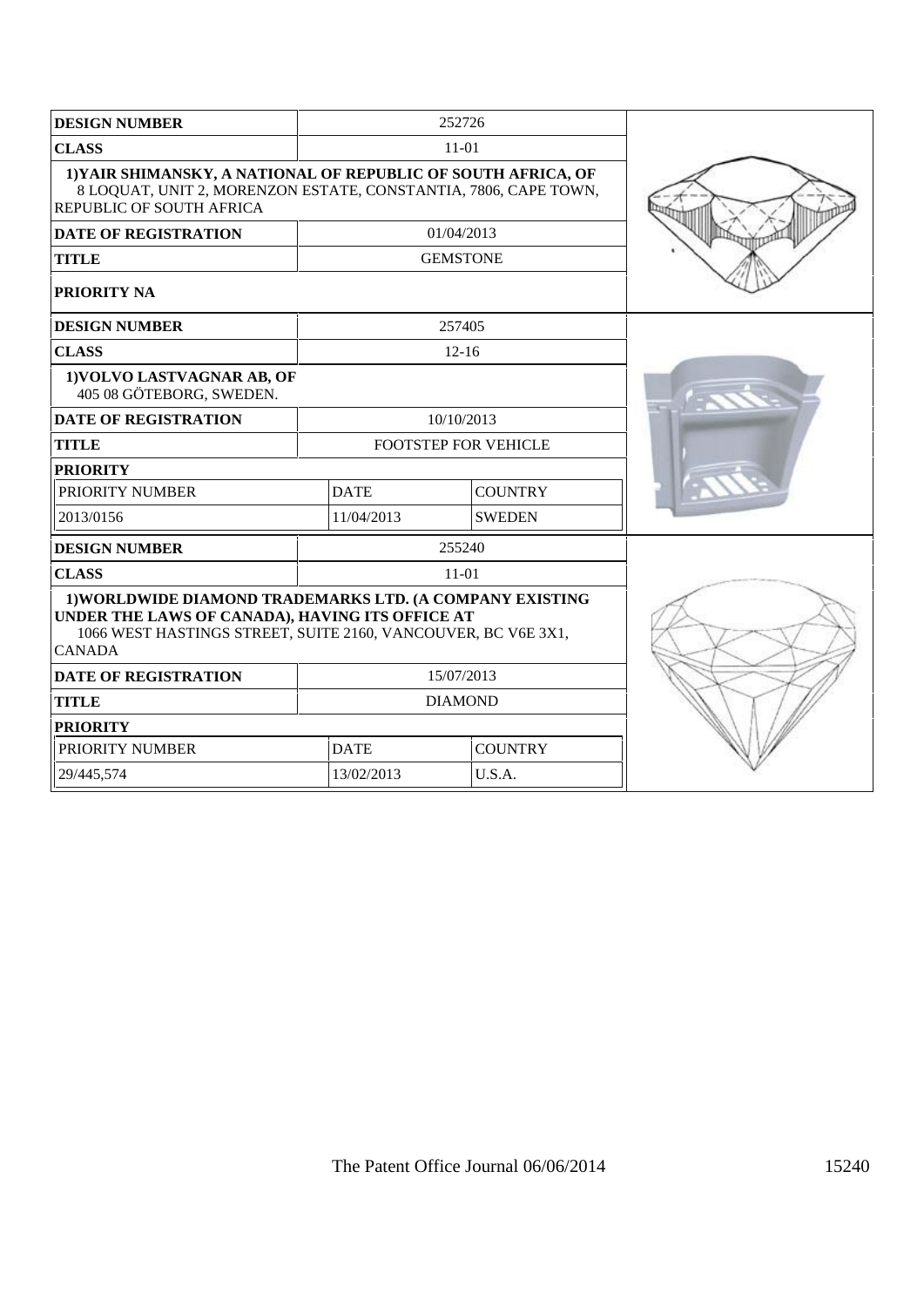| | | | |
|---|---|---|---|
| **DESIGN NUMBER** | 252726 | | |
| **CLASS** | 11-01 | | |
| **1)YAIR SHIMANSKY, A NATIONAL OF REPUBLIC OF SOUTH AFRICA, OF** 8 LOQUAT, UNIT 2, MORENZON ESTATE, CONSTANTIA, 7806, CAPE TOWN, REPUBLIC OF SOUTH AFRICA | | | |
| **DATE OF REGISTRATION** | 01/04/2013 | | |
| **TITLE** | GEMSTONE | | |
| **PRIORITY NA** | | | |

| | | | |
|---|---|---|---|
| **DESIGN NUMBER** | 257405 | | |
| **CLASS** | 12-16 | | |
| **1)VOLVO LASTVAGNAR AB, OF** 405 08 GÖTEBORG, SWEDEN. | | | |
| **DATE OF REGISTRATION** | 10/10/2013 | | |
| **TITLE** | FOOTSTEP FOR VEHICLE | | |
| **PRIORITY** | | | |
| PRIORITY NUMBER | DATE | COUNTRY | |
| 2013/0156 | 11/04/2013 | SWEDEN | |

| | | | |
|---|---|---|---|
| **DESIGN NUMBER** | 255240 | | |
| **CLASS** | 11-01 | | |
| **1)WORLDWIDE DIAMOND TRADEMARKS LTD. (A COMPANY EXISTING UNDER THE LAWS OF CANADA), HAVING ITS OFFICE AT** 1066 WEST HASTINGS STREET, SUITE 2160, VANCOUVER, BC V6E 3X1, CANADA | | | |
| **DATE OF REGISTRATION** | 15/07/2013 | | |
| **TITLE** | DIAMOND | | |
| **PRIORITY** | | | |
| PRIORITY NUMBER | DATE | COUNTRY | |
| 29/445,574 | 13/02/2013 | U.S.A. | |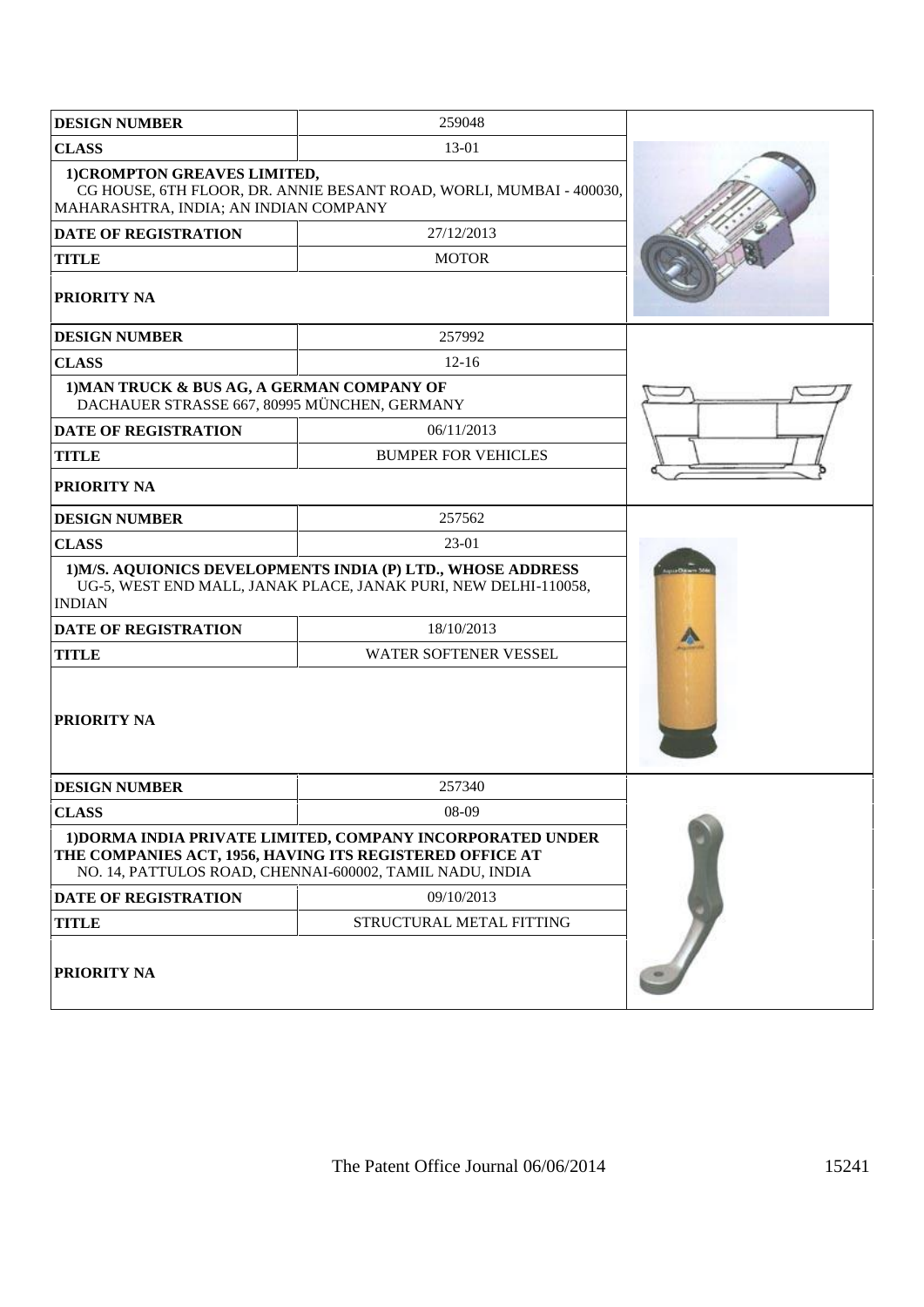| | |
|---|---|
| **DESIGN NUMBER** | 259048 |
| **CLASS** | 13-01 |
| **1)CROMPTON GREAVES LIMITED,** CG HOUSE, 6TH FLOOR, DR. ANNIE BESANT ROAD, WORLI, MUMBAI - 400030, MAHARASHTRA, INDIA; AN INDIAN COMPANY | |
| **DATE OF REGISTRATION** | 27/12/2013 |
| **TITLE** | MOTOR |
| **PRIORITY NA** | |

| | |
|---|---|
| **DESIGN NUMBER** | 257992 |
| **CLASS** | 12-16 |
| **1)MAN TRUCK & BUS AG, A GERMAN COMPANY OF** DACHAUER STRASSE 667, 80995 MÜNCHEN, GERMANY | |
| **DATE OF REGISTRATION** | 06/11/2013 |
| **TITLE** | BUMPER FOR VEHICLES |
| **PRIORITY NA** | |

| | |
|---|---|
| **DESIGN NUMBER** | 257562 |
| **CLASS** | 23-01 |
| **1)M/S. AQUIONICS DEVELOPMENTS INDIA (P) LTD., WHOSE ADDRESS** UG-5, WEST END MALL, JANAK PLACE, JANAK PURI, NEW DELHI-110058, INDIAN | |
| **DATE OF REGISTRATION** | 18/10/2013 |
| **TITLE** | WATER SOFTENER VESSEL |
| **PRIORITY NA** | |

| | |
|---|---|
| **DESIGN NUMBER** | 257340 |
| **CLASS** | 08-09 |
| **1)DORMA INDIA PRIVATE LIMITED, COMPANY INCORPORATED UNDER THE COMPANIES ACT, 1956, HAVING ITS REGISTERED OFFICE AT** NO. 14, PATTULOS ROAD, CHENNAI-600002, TAMIL NADU, INDIA | |
| **DATE OF REGISTRATION** | 09/10/2013 |
| **TITLE** | STRUCTURAL METAL FITTING |
| **PRIORITY NA** | |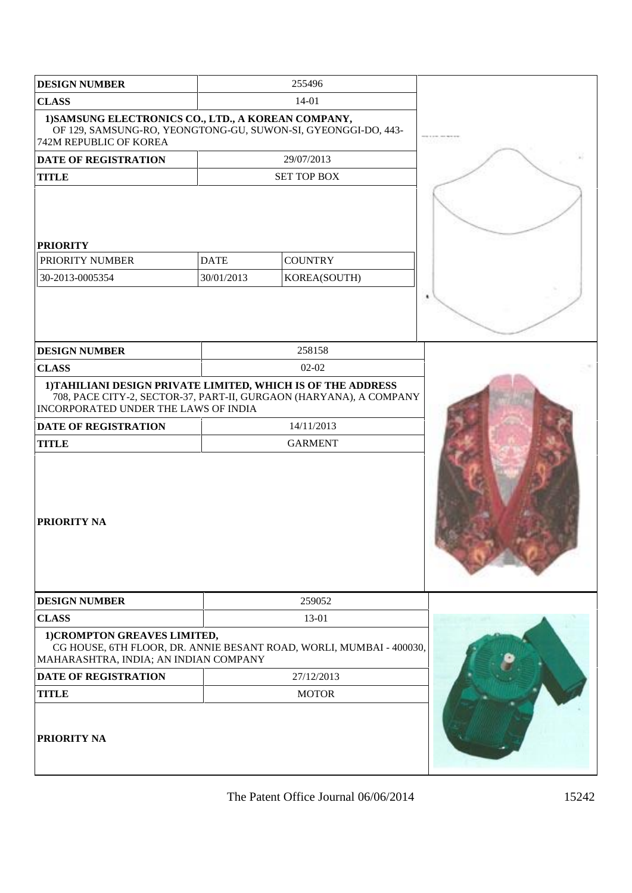| DESIGN NUMBER | 255496 | |
|---|---|---|
| CLASS | 14-01 | |
| 1)SAMSUNG ELECTRONICS CO., LTD., A KOREAN COMPANY, OF 129, SAMSUNG-RO, YEONGTONG-GU, SUWON-SI, GYEONGGI-DO, 443-742M REPUBLIC OF KOREA | | |
| DATE OF REGISTRATION | 29/07/2013 | |
| TITLE | SET TOP BOX | |
| **PRIORITY** | | |
| PRIORITY NUMBER | DATE | COUNTRY |
| 30-2013-0005354 | 30/01/2013 | KOREA(SOUTH) |

| DESIGN NUMBER | 258158 |
|---|---|
| CLASS | 02-02 |
| 1)TAHILIANI DESIGN PRIVATE LIMITED, WHICH IS OF THE ADDRESS 708, PACE CITY-2, SECTOR-37, PART-II, GURGAON (HARYANA), A COMPANY INCORPORATED UNDER THE LAWS OF INDIA | |
| DATE OF REGISTRATION | 14/11/2013 |
| TITLE | GARMENT |
| PRIORITY NA | |

| DESIGN NUMBER | 259052 |
|---|---|
| CLASS | 13-01 |
| 1)CROMPTON GREAVES LIMITED, CG HOUSE, 6TH FLOOR, DR. ANNIE BESANT ROAD, WORLI, MUMBAI - 400030, MAHARASHTRA, INDIA; AN INDIAN COMPANY | |
| DATE OF REGISTRATION | 27/12/2013 |
| TITLE | MOTOR |
| PRIORITY NA | |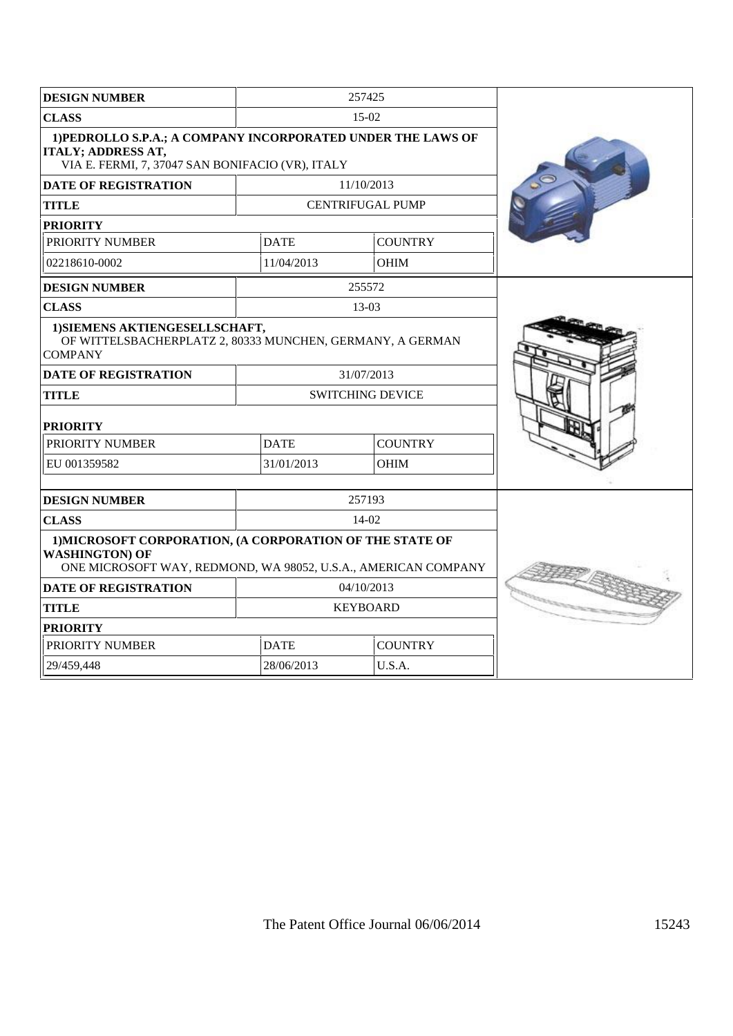| | | |
|---|---|---|
| **DESIGN NUMBER** | 257425 | |
| **CLASS** | 15-02 | |
| **1)PEDROLLO S.P.A.; A COMPANY INCORPORATED UNDER THE LAWS OF ITALY; ADDRESS AT,** VIA E. FERMI, 7, 37047 SAN BONIFACIO (VR), ITALY | | |
| **DATE OF REGISTRATION** | 11/10/2013 | |
| **TITLE** | CENTRIFUGAL PUMP | |
| **PRIORITY** | | |
| PRIORITY NUMBER | DATE | COUNTRY |
| 02218610-0002 | 11/04/2013 | OHIM |

| | | |
|---|---|---|
| **DESIGN NUMBER** | 255572 | |
| **CLASS** | 13-03 | |
| **1)SIEMENS AKTIENGESELLSCHAFT,** OF WITTELSBACHERPLATZ 2, 80333 MUNCHEN, GERMANY, A GERMAN COMPANY | | |
| **DATE OF REGISTRATION** | 31/07/2013 | |
| **TITLE** | SWITCHING DEVICE | |
| **PRIORITY** | | |
| PRIORITY NUMBER | DATE | COUNTRY |
| EU 001359582 | 31/01/2013 | OHIM |

| | | |
|---|---|---|
| **DESIGN NUMBER** | 257193 | |
| **CLASS** | 14-02 | |
| **1)MICROSOFT CORPORATION, (A CORPORATION OF THE STATE OF WASHINGTON) OF** ONE MICROSOFT WAY, REDMOND, WA 98052, U.S.A., AMERICAN COMPANY | | |
| **DATE OF REGISTRATION** | 04/10/2013 | |
| **TITLE** | KEYBOARD | |
| **PRIORITY** | | |
| PRIORITY NUMBER | DATE | COUNTRY |
| 29/459,448 | 28/06/2013 | U.S.A. |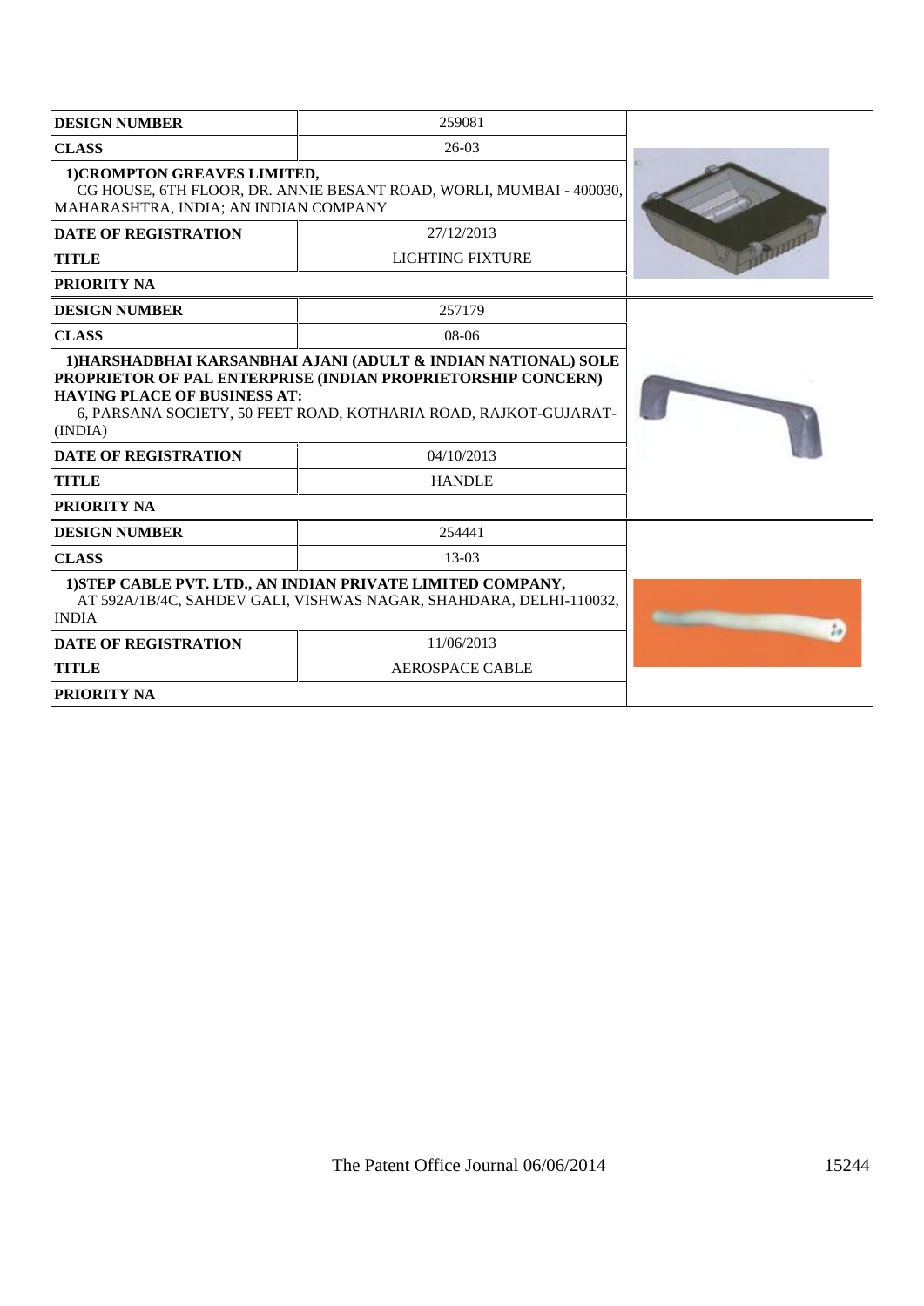| | |
|---|---|
| **DESIGN NUMBER** | 259081 |
| **CLASS** | 26-03 |
| **1)CROMPTON GREAVES LIMITED,** CG HOUSE, 6TH FLOOR, DR. ANNIE BESANT ROAD, WORLI, MUMBAI - 400030, MAHARASHTRA, INDIA; AN INDIAN COMPANY | |
| **DATE OF REGISTRATION** | 27/12/2013 |
| **TITLE** | LIGHTING FIXTURE |
| **PRIORITY NA** | |

| | |
|---|---|
| **DESIGN NUMBER** | 257179 |
| **CLASS** | 08-06 |
| **1)HARSHADBHAI KARSANBHAI AJANI (ADULT & INDIAN NATIONAL) SOLE PROPRIETOR OF PAL ENTERPRISE (INDIAN PROPRIETORSHIP CONCERN) HAVING PLACE OF BUSINESS AT:** 6, PARSANA SOCIETY, 50 FEET ROAD, KOTHARIA ROAD, RAJKOT-GUJARAT-(INDIA) | |
| **DATE OF REGISTRATION** | 04/10/2013 |
| **TITLE** | HANDLE |
| **PRIORITY NA** | |

| | |
|---|---|
| **DESIGN NUMBER** | 254441 |
| **CLASS** | 13-03 |
| **1)STEP CABLE PVT. LTD., AN INDIAN PRIVATE LIMITED COMPANY,** AT 592A/1B/4C, SAHDEV GALI, VISHWAS NAGAR, SHAHDARA, DELHI-110032, INDIA | |
| **DATE OF REGISTRATION** | 11/06/2013 |
| **TITLE** | AEROSPACE CABLE |
| **PRIORITY NA** | |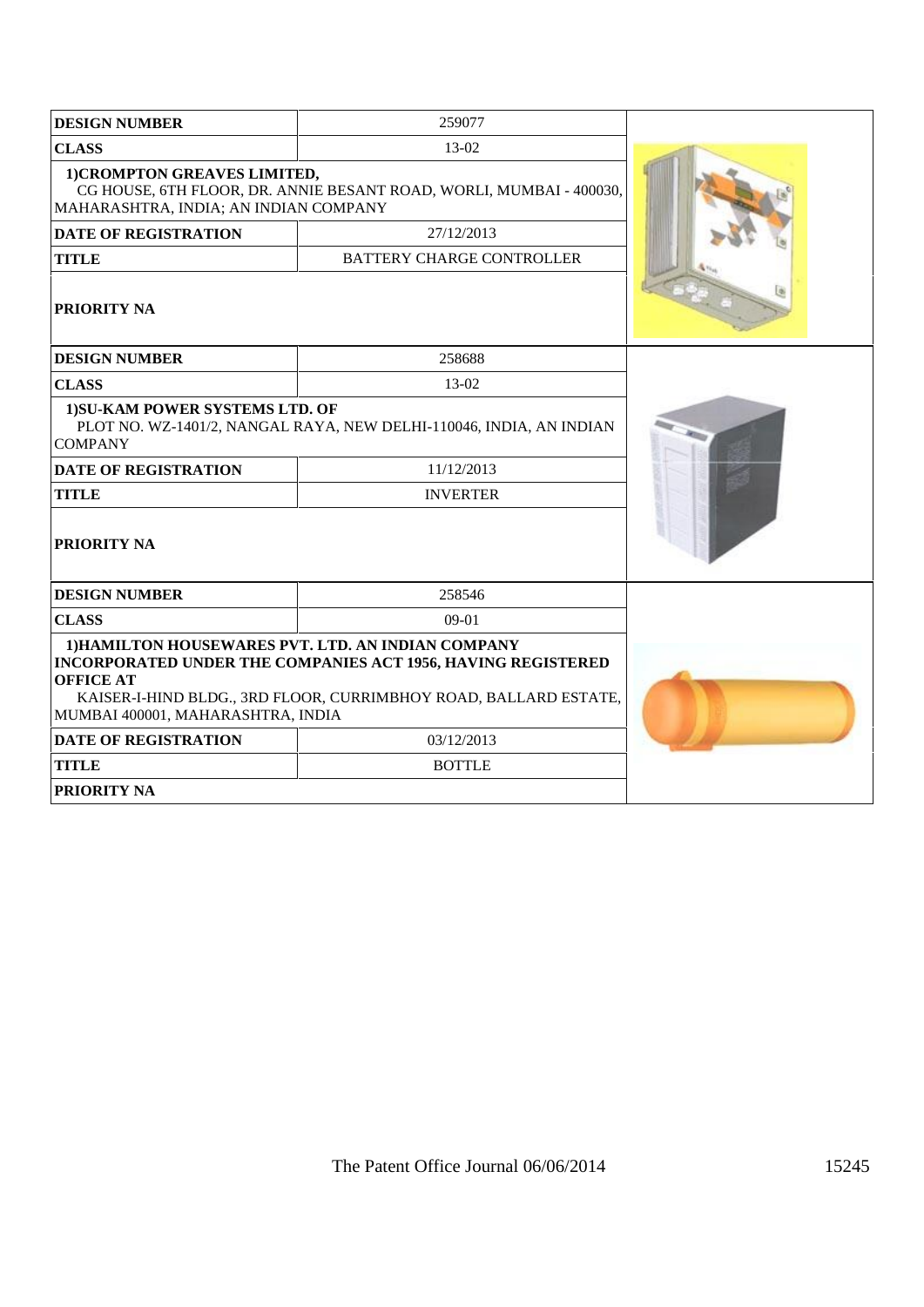| | |
|---|---|
| **DESIGN NUMBER** | 259077 |
| **CLASS** | 13-02 |
| **1)CROMPTON GREAVES LIMITED,** CG HOUSE, 6TH FLOOR, DR. ANNIE BESANT ROAD, WORLI, MUMBAI - 400030, MAHARASHTRA, INDIA; AN INDIAN COMPANY | |
| **DATE OF REGISTRATION** | 27/12/2013 |
| **TITLE** | BATTERY CHARGE CONTROLLER |
| **PRIORITY NA** | |

| | |
|---|---|
| **DESIGN NUMBER** | 258688 |
| **CLASS** | 13-02 |
| **1)SU-KAM POWER SYSTEMS LTD. OF** PLOT NO. WZ-1401/2, NANGAL RAYA, NEW DELHI-110046, INDIA, AN INDIAN COMPANY | |
| **DATE OF REGISTRATION** | 11/12/2013 |
| **TITLE** | INVERTER |
| **PRIORITY NA** | |

| | |
|---|---|
| **DESIGN NUMBER** | 258546 |
| **CLASS** | 09-01 |
| **1)HAMILTON HOUSEWARES PVT. LTD. AN INDIAN COMPANY INCORPORATED UNDER THE COMPANIES ACT 1956, HAVING REGISTERED OFFICE AT** KAISER-I-HIND BLDG., 3RD FLOOR, CURRIMBHOY ROAD, BALLARD ESTATE, MUMBAI 400001, MAHARASHTRA, INDIA | |
| **DATE OF REGISTRATION** | 03/12/2013 |
| **TITLE** | BOTTLE |
| **PRIORITY NA** | |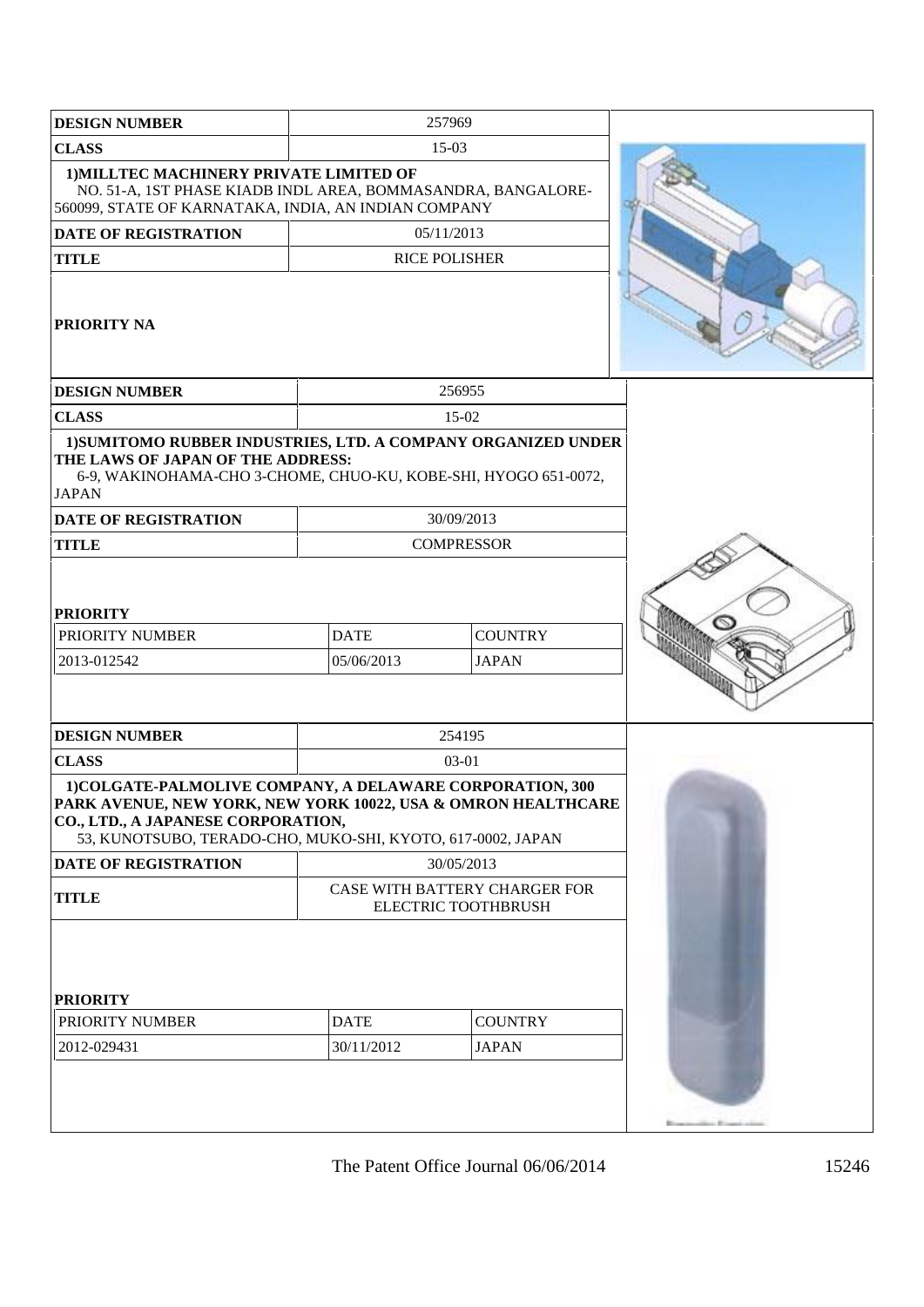| | |
|---|---|
| **DESIGN NUMBER** | 257969 |
| **CLASS** | 15-03 |
| **1)MILLTEC MACHINERY PRIVATE LIMITED OF** NO. 51-A, 1ST PHASE KIADB INDL AREA, BOMMASANDRA, BANGALORE-560099, STATE OF KARNATAKA, INDIA, AN INDIAN COMPANY | |
| **DATE OF REGISTRATION** | 05/11/2013 |
| **TITLE** | RICE POLISHER |
| **PRIORITY NA** | |

| | |
|---|---|
| **DESIGN NUMBER** | 256955 |
| **CLASS** | 15-02 |
| **1)SUMITOMO RUBBER INDUSTRIES, LTD. A COMPANY ORGANIZED UNDER THE LAWS OF JAPAN OF THE ADDRESS:** 6-9, WAKINOHAMA-CHO 3-CHOME, CHUO-KU, KOBE-SHI, HYOGO 651-0072, JAPAN | |
| **DATE OF REGISTRATION** | 30/09/2013 |
| **TITLE** | COMPRESSOR |

**PRIORITY**

| PRIORITY NUMBER | DATE | COUNTRY |
|---|---|---|
| 2013-012542 | 05/06/2013 | JAPAN |

| | |
|---|---|
| **DESIGN NUMBER** | 254195 |
| **CLASS** | 03-01 |
| **1)COLGATE-PALMOLIVE COMPANY, A DELAWARE CORPORATION, 300 PARK AVENUE, NEW YORK, NEW YORK 10022, USA & OMRON HEALTHCARE CO., LTD., A JAPANESE CORPORATION,** 53, KUNOTSUBO, TERADO-CHO, MUKO-SHI, KYOTO, 617-0002, JAPAN | |
| **DATE OF REGISTRATION** | 30/05/2013 |
| **TITLE** | CASE WITH BATTERY CHARGER FOR ELECTRIC TOOTHBRUSH |

**PRIORITY**

| PRIORITY NUMBER | DATE | COUNTRY |
|---|---|---|
| 2012-029431 | 30/11/2012 | JAPAN |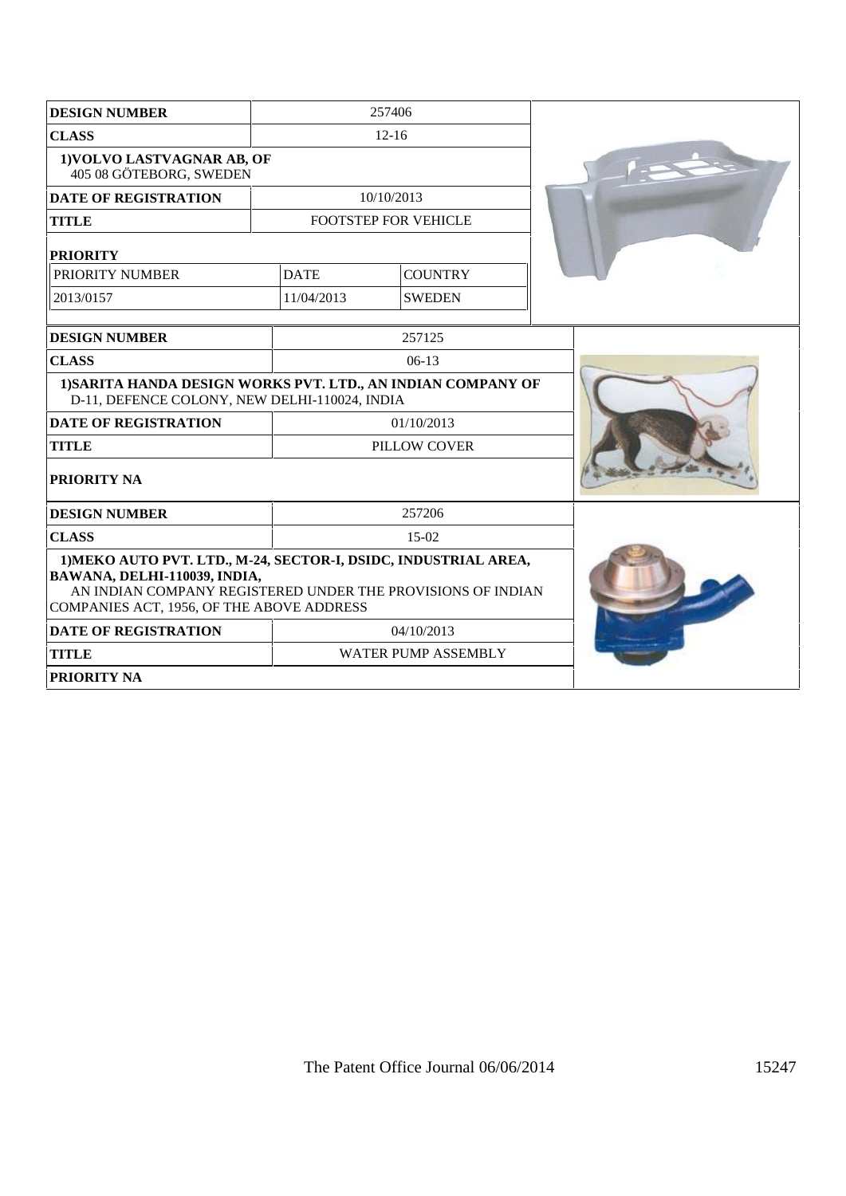| | | | |
|---|---|---|---|
| **DESIGN NUMBER** | 257406 | | |
| **CLASS** | 12-16 | | |
| **1)VOLVO LASTVAGNAR AB, OF** 405 08 GÖTEBORG, SWEDEN | | | |
| **DATE OF REGISTRATION** | 10/10/2013 | | |
| **TITLE** | FOOTSTEP FOR VEHICLE | | |
| **PRIORITY** | | | |
| PRIORITY NUMBER | DATE | COUNTRY | |
| 2013/0157 | 11/04/2013 | SWEDEN | |

| | |
|---|---|
| **DESIGN NUMBER** | 257125 |
| **CLASS** | 06-13 |
| **1)SARITA HANDA DESIGN WORKS PVT. LTD., AN INDIAN COMPANY OF** D-11, DEFENCE COLONY, NEW DELHI-110024, INDIA | |
| **DATE OF REGISTRATION** | 01/10/2013 |
| **TITLE** | PILLOW COVER |
| **PRIORITY NA** | |

| | |
|---|---|
| **DESIGN NUMBER** | 257206 |
| **CLASS** | 15-02 |
| **1)MEKO AUTO PVT. LTD., M-24, SECTOR-I, DSIDC, INDUSTRIAL AREA, BAWANA, DELHI-110039, INDIA,** AN INDIAN COMPANY REGISTERED UNDER THE PROVISIONS OF INDIAN COMPANIES ACT, 1956, OF THE ABOVE ADDRESS | |
| **DATE OF REGISTRATION** | 04/10/2013 |
| **TITLE** | WATER PUMP ASSEMBLY |
| **PRIORITY NA** | |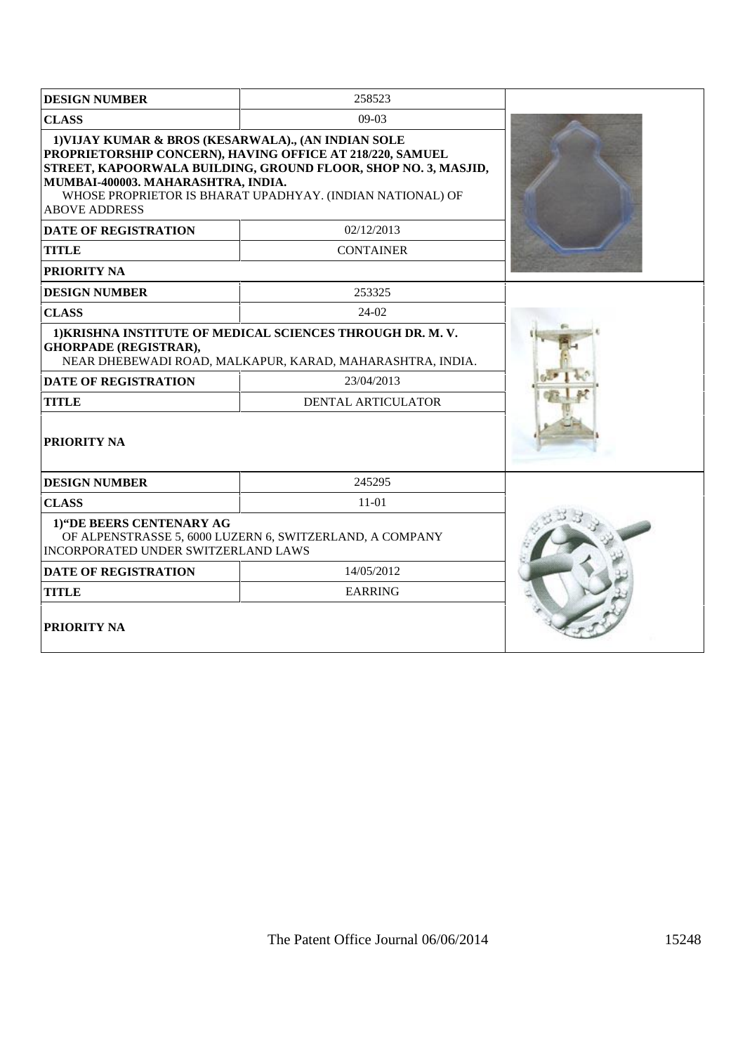| | |
|---|---|
| **DESIGN NUMBER** | 258523 |
| **CLASS** | 09-03 |
| **1)VIJAY KUMAR & BROS (KESARWALA)., (AN INDIAN SOLE PROPRIETORSHIP CONCERN), HAVING OFFICE AT 218/220, SAMUEL STREET, KAPOORWALA BUILDING, GROUND FLOOR, SHOP NO. 3, MASJID, MUMBAI-400003. MAHARASHTRA, INDIA.** WHOSE PROPRIETOR IS BHARAT UPADHYAY. (INDIAN NATIONAL) OF ABOVE ADDRESS | |
| **DATE OF REGISTRATION** | 02/12/2013 |
| **TITLE** | CONTAINER |
| **PRIORITY NA** | |

| | |
|---|---|
| **DESIGN NUMBER** | 253325 |
| **CLASS** | 24-02 |
| **1)KRISHNA INSTITUTE OF MEDICAL SCIENCES THROUGH DR. M. V. GHORPADE (REGISTRAR),** NEAR DHEBEWADI ROAD, MALKAPUR, KARAD, MAHARASHTRA, INDIA. | |
| **DATE OF REGISTRATION** | 23/04/2013 |
| **TITLE** | DENTAL ARTICULATOR |
| **PRIORITY NA** | |

| | |
|---|---|
| **DESIGN NUMBER** | 245295 |
| **CLASS** | 11-01 |
| **1)"DE BEERS CENTENARY AG** OF ALPENSTRASSE 5, 6000 LUZERN 6, SWITZERLAND, A COMPANY INCORPORATED UNDER SWITZERLAND LAWS | |
| **DATE OF REGISTRATION** | 14/05/2012 |
| **TITLE** | EARRING |
| **PRIORITY NA** | |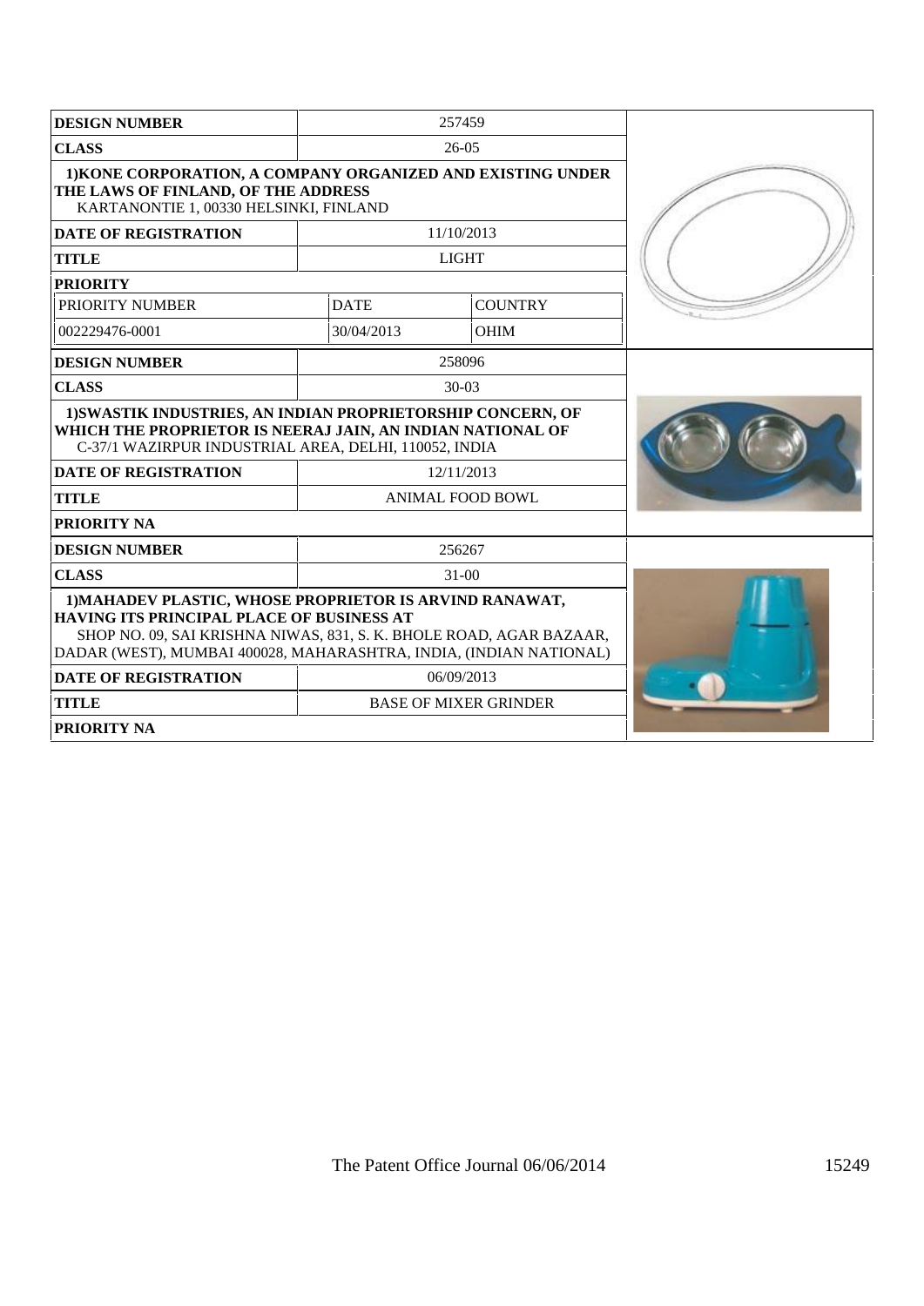| | | |
|---|---|---|
| **DESIGN NUMBER** | 257459 | |
| **CLASS** | 26-05 | |
| **1)KONE CORPORATION, A COMPANY ORGANIZED AND EXISTING UNDER THE LAWS OF FINLAND, OF THE ADDRESS** KARTANONTIE 1, 00330 HELSINKI, FINLAND | | |
| **DATE OF REGISTRATION** | 11/10/2013 | |
| **TITLE** | LIGHT | |
| **PRIORITY** | | |
| PRIORITY NUMBER | DATE | COUNTRY |
| 002229476-0001 | 30/04/2013 | OHIM |

| | |
|---|---|
| **DESIGN NUMBER** | 258096 |
| **CLASS** | 30-03 |
| **1)SWASTIK INDUSTRIES, AN INDIAN PROPRIETORSHIP CONCERN, OF WHICH THE PROPRIETOR IS NEERAJ JAIN, AN INDIAN NATIONAL OF** C-37/1 WAZIRPUR INDUSTRIAL AREA, DELHI, 110052, INDIA | |
| **DATE OF REGISTRATION** | 12/11/2013 |
| **TITLE** | ANIMAL FOOD BOWL |
| **PRIORITY NA** | |

| | |
|---|---|
| **DESIGN NUMBER** | 256267 |
| **CLASS** | 31-00 |
| **1)MAHADEV PLASTIC, WHOSE PROPRIETOR IS ARVIND RANAWAT, HAVING ITS PRINCIPAL PLACE OF BUSINESS AT** SHOP NO. 09, SAI KRISHNA NIWAS, 831, S. K. BHOLE ROAD, AGAR BAZAAR, DADAR (WEST), MUMBAI 400028, MAHARASHTRA, INDIA, (INDIAN NATIONAL) | |
| **DATE OF REGISTRATION** | 06/09/2013 |
| **TITLE** | BASE OF MIXER GRINDER |
| **PRIORITY NA** | |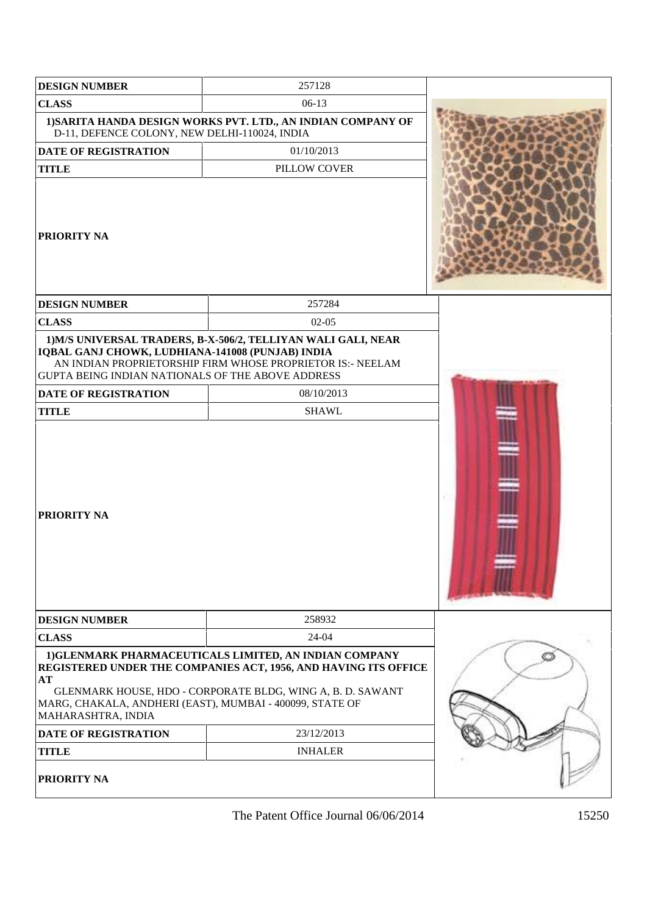| | |
|---|---|
| **DESIGN NUMBER** | 257128 |
| **CLASS** | 06-13 |
| **1)SARITA HANDA DESIGN WORKS PVT. LTD., AN INDIAN COMPANY OF** D-11, DEFENCE COLONY, NEW DELHI-110024, INDIA | |
| **DATE OF REGISTRATION** | 01/10/2013 |
| **TITLE** | PILLOW COVER |
| **PRIORITY NA** | |

| | |
|---|---|
| **DESIGN NUMBER** | 257284 |
| **CLASS** | 02-05 |
| **1)M/S UNIVERSAL TRADERS, B-X-506/2, TELLIYAN WALI GALI, NEAR IQBAL GANJ CHOWK, LUDHIANA-141008 (PUNJAB) INDIA** AN INDIAN PROPRIETORSHIP FIRM WHOSE PROPRIETOR IS:- NEELAM GUPTA BEING INDIAN NATIONALS OF THE ABOVE ADDRESS | |
| **DATE OF REGISTRATION** | 08/10/2013 |
| **TITLE** | SHAWL |
| **PRIORITY NA** | |

| | |
|---|---|
| **DESIGN NUMBER** | 258932 |
| **CLASS** | 24-04 |
| **1)GLENMARK PHARMACEUTICALS LIMITED, AN INDIAN COMPANY REGISTERED UNDER THE COMPANIES ACT, 1956, AND HAVING ITS OFFICE AT** GLENMARK HOUSE, HDO - CORPORATE BLDG, WING A, B. D. SAWANT MARG, CHAKALA, ANDHERI (EAST), MUMBAI - 400099, STATE OF MAHARASHTRA, INDIA | |
| **DATE OF REGISTRATION** | 23/12/2013 |
| **TITLE** | INHALER |
| **PRIORITY NA** | |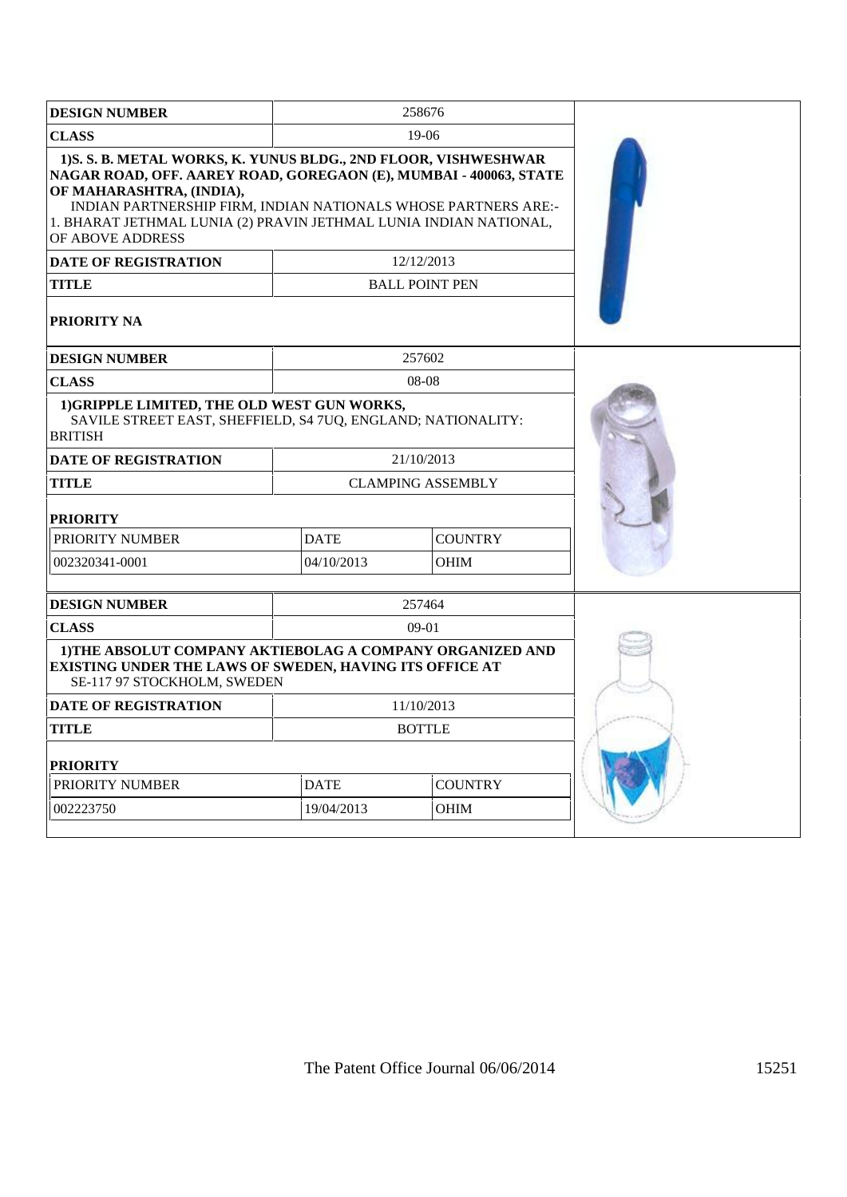| | | |
|---|---|---|
| **DESIGN NUMBER** | 258676 | |
| **CLASS** | 19-06 | |
| **1)S. S. B. METAL WORKS, K. YUNUS BLDG., 2ND FLOOR, VISHWESHWAR NAGAR ROAD, OFF. AAREY ROAD, GOREGAON (E), MUMBAI - 400063, STATE OF MAHARASHTRA, (INDIA),** INDIAN PARTNERSHIP FIRM, INDIAN NATIONALS WHOSE PARTNERS ARE:- 1. BHARAT JETHMAL LUNIA (2) PRAVIN JETHMAL LUNIA INDIAN NATIONAL, OF ABOVE ADDRESS | | |
| **DATE OF REGISTRATION** | 12/12/2013 | |
| **TITLE** | BALL POINT PEN | |
| **PRIORITY NA** | | |

| | | |
|---|---|---|
| **DESIGN NUMBER** | 257602 | |
| **CLASS** | 08-08 | |
| **1)GRIPPLE LIMITED, THE OLD WEST GUN WORKS,** SAVILE STREET EAST, SHEFFIELD, S4 7UQ, ENGLAND; NATIONALITY: BRITISH | | |
| **DATE OF REGISTRATION** | 21/10/2013 | |
| **TITLE** | CLAMPING ASSEMBLY | |
| **PRIORITY** | | |
| PRIORITY NUMBER | DATE | COUNTRY |
| 002320341-0001 | 04/10/2013 | OHIM |

| | | |
|---|---|---|
| **DESIGN NUMBER** | 257464 | |
| **CLASS** | 09-01 | |
| **1)THE ABSOLUT COMPANY AKTIEBOLAG A COMPANY ORGANIZED AND EXISTING UNDER THE LAWS OF SWEDEN, HAVING ITS OFFICE AT** SE-117 97 STOCKHOLM, SWEDEN | | |
| **DATE OF REGISTRATION** | 11/10/2013 | |
| **TITLE** | BOTTLE | |
| **PRIORITY** | | |
| PRIORITY NUMBER | DATE | COUNTRY |
| 002223750 | 19/04/2013 | OHIM |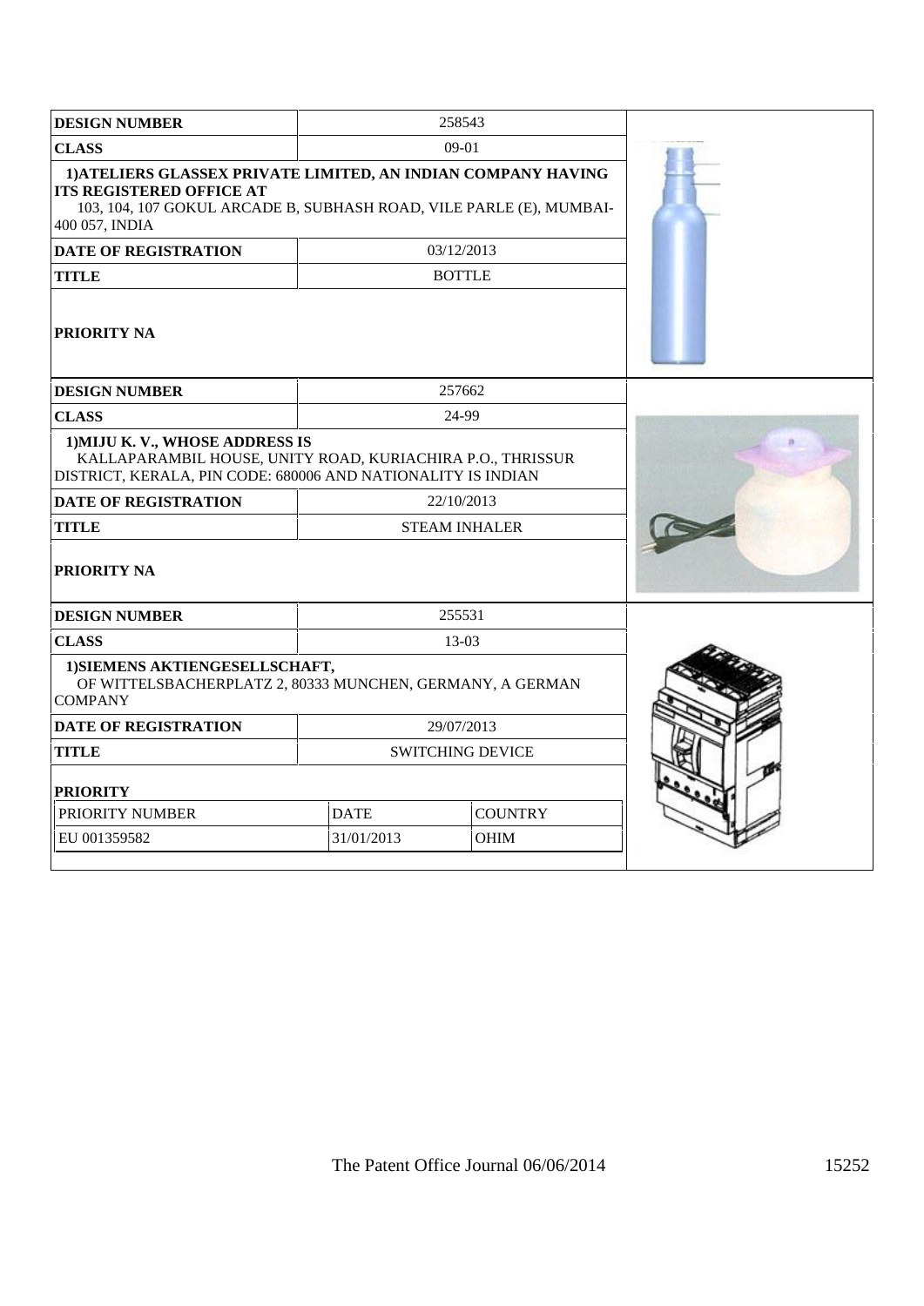| DESIGN NUMBER | 258543 |
| --- | --- |
| CLASS | 09-01 |
| 1)ATELIERS GLASSEX PRIVATE LIMITED, AN INDIAN COMPANY HAVING ITS REGISTERED OFFICE AT 103, 104, 107 GOKUL ARCADE B, SUBHASH ROAD, VILE PARLE (E), MUMBAI-400 057, INDIA | |
| DATE OF REGISTRATION | 03/12/2013 |
| TITLE | BOTTLE |
| PRIORITY NA | |

| DESIGN NUMBER | 257662 |
| --- | --- |
| CLASS | 24-99 |
| 1)MIJU K. V., WHOSE ADDRESS IS KALLAPARAMBIL HOUSE, UNITY ROAD, KURIACHIRA P.O., THRISSUR DISTRICT, KERALA, PIN CODE: 680006 AND NATIONALITY IS INDIAN | |
| DATE OF REGISTRATION | 22/10/2013 |
| TITLE | STEAM INHALER |
| PRIORITY NA | |

| DESIGN NUMBER | 255531 | |
| --- | --- | --- |
| CLASS | 13-03 | |
| 1)SIEMENS AKTIENGESELLSCHAFT, OF WITTELSBACHERPLATZ 2, 80333 MUNCHEN, GERMANY, A GERMAN COMPANY | | |
| DATE OF REGISTRATION | 29/07/2013 | |
| TITLE | SWITCHING DEVICE | |
| PRIORITY | | |
| PRIORITY NUMBER | DATE | COUNTRY |
| EU 001359582 | 31/01/2013 | OHIM |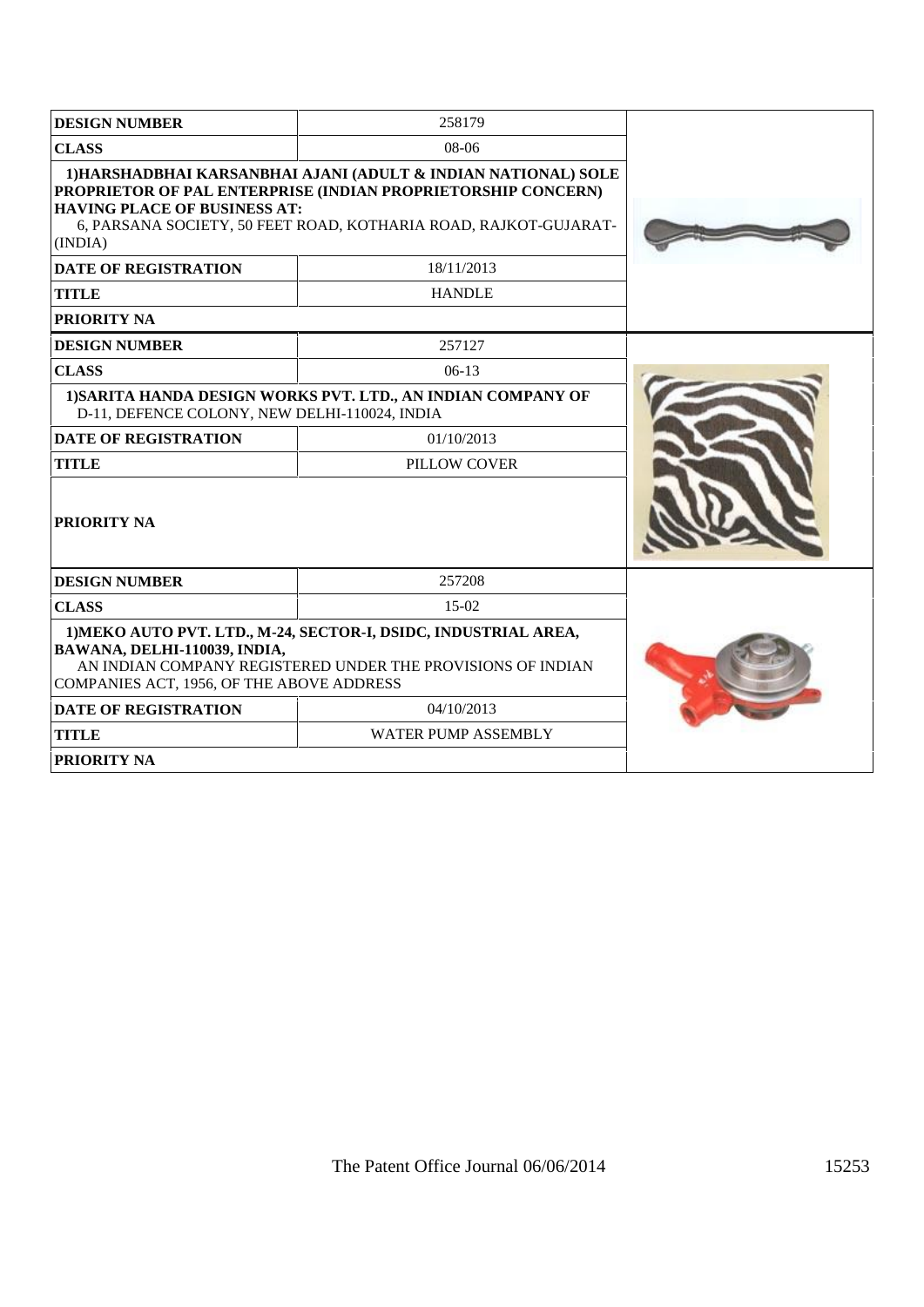| DESIGN NUMBER | 258179 |
|---|---|
| CLASS | 08-06 |
| **1)HARSHADBHAI KARSANBHAI AJANI (ADULT & INDIAN NATIONAL) SOLE PROPRIETOR OF PAL ENTERPRISE (INDIAN PROPRIETORSHIP CONCERN) HAVING PLACE OF BUSINESS AT:** 6, PARSANA SOCIETY, 50 FEET ROAD, KOTHARIA ROAD, RAJKOT-GUJARAT-(INDIA) | |
| DATE OF REGISTRATION | 18/11/2013 |
| TITLE | HANDLE |
| PRIORITY NA | |

| DESIGN NUMBER | 257127 |
|---|---|
| CLASS | 06-13 |
| **1)SARITA HANDA DESIGN WORKS PVT. LTD., AN INDIAN COMPANY OF** D-11, DEFENCE COLONY, NEW DELHI-110024, INDIA | |
| DATE OF REGISTRATION | 01/10/2013 |
| TITLE | PILLOW COVER |
| PRIORITY NA | |

| DESIGN NUMBER | 257208 |
|---|---|
| CLASS | 15-02 |
| **1)MEKO AUTO PVT. LTD., M-24, SECTOR-I, DSIDC, INDUSTRIAL AREA, BAWANA, DELHI-110039, INDIA,** AN INDIAN COMPANY REGISTERED UNDER THE PROVISIONS OF INDIAN COMPANIES ACT, 1956, OF THE ABOVE ADDRESS | |
| DATE OF REGISTRATION | 04/10/2013 |
| TITLE | WATER PUMP ASSEMBLY |
| PRIORITY NA | |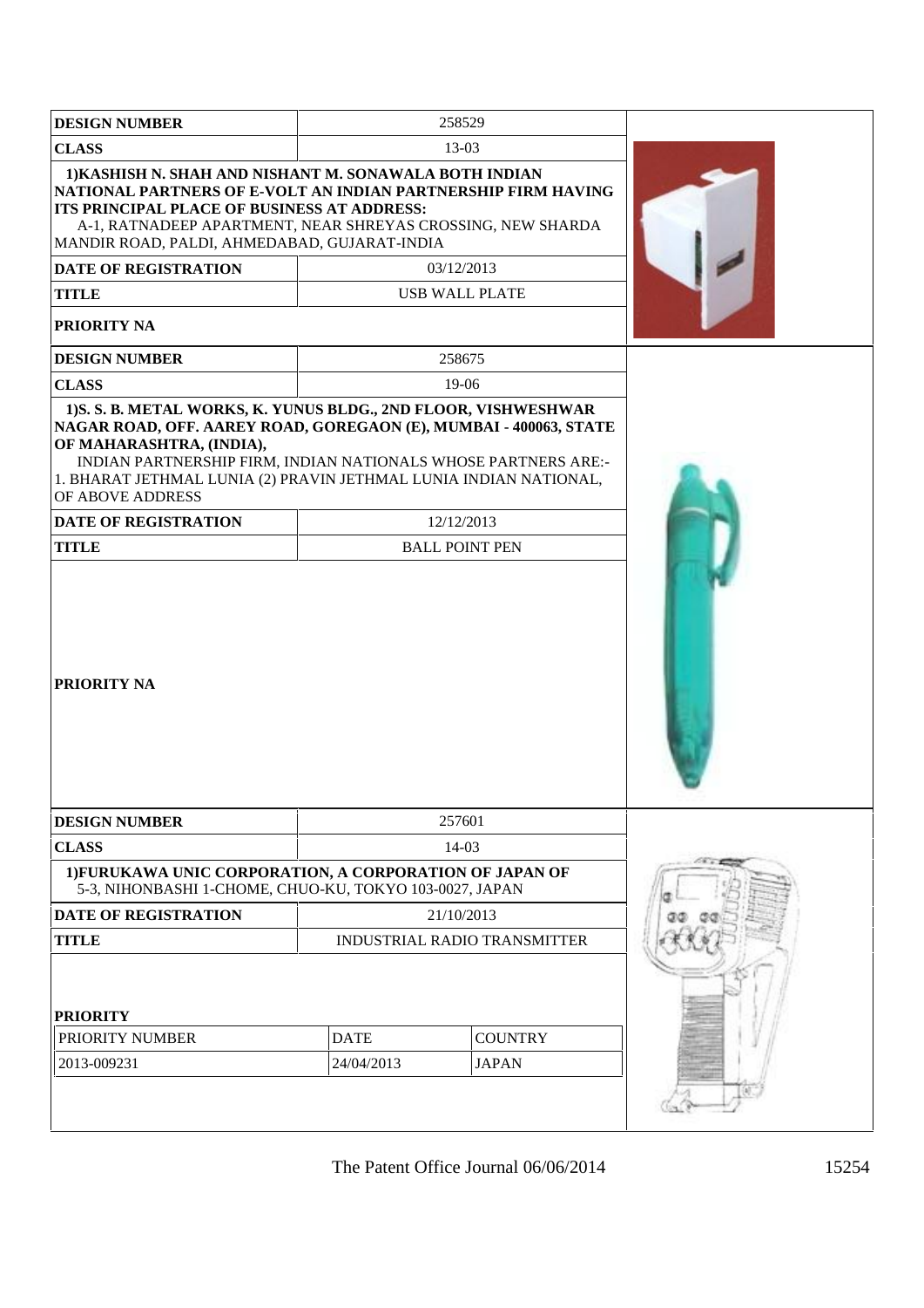| | |
|---|---|
| **DESIGN NUMBER** | 258529 |
| **CLASS** | 13-03 |
| **1)KASHISH N. SHAH AND NISHANT M. SONAWALA BOTH INDIAN NATIONAL PARTNERS OF E-VOLT AN INDIAN PARTNERSHIP FIRM HAVING ITS PRINCIPAL PLACE OF BUSINESS AT ADDRESS:** A-1, RATNADEEP APARTMENT, NEAR SHREYAS CROSSING, NEW SHARDA MANDIR ROAD, PALDI, AHMEDABAD, GUJARAT-INDIA | |
| **DATE OF REGISTRATION** | 03/12/2013 |
| **TITLE** | USB WALL PLATE |
| **PRIORITY NA** | |

| | |
|---|---|
| **DESIGN NUMBER** | 258675 |
| **CLASS** | 19-06 |
| **1)S. S. B. METAL WORKS, K. YUNUS BLDG., 2ND FLOOR, VISHWESHWAR NAGAR ROAD, OFF. AAREY ROAD, GOREGAON (E), MUMBAI - 400063, STATE OF MAHARASHTRA, (INDIA),** INDIAN PARTNERSHIP FIRM, INDIAN NATIONALS WHOSE PARTNERS ARE:- 1. BHARAT JETHMAL LUNIA (2) PRAVIN JETHMAL LUNIA INDIAN NATIONAL, OF ABOVE ADDRESS | |
| **DATE OF REGISTRATION** | 12/12/2013 |
| **TITLE** | BALL POINT PEN |
| **PRIORITY NA** | |

| | | |
|---|---|---|
| **DESIGN NUMBER** | 257601 | |
| **CLASS** | 14-03 | |
| **1)FURUKAWA UNIC CORPORATION, A CORPORATION OF JAPAN OF** 5-3, NIHONBASHI 1-CHOME, CHUO-KU, TOKYO 103-0027, JAPAN | | |
| **DATE OF REGISTRATION** | 21/10/2013 | |
| **TITLE** | INDUSTRIAL RADIO TRANSMITTER | |
| **PRIORITY** | | |
| PRIORITY NUMBER | DATE | COUNTRY |
| 2013-009231 | 24/04/2013 | JAPAN |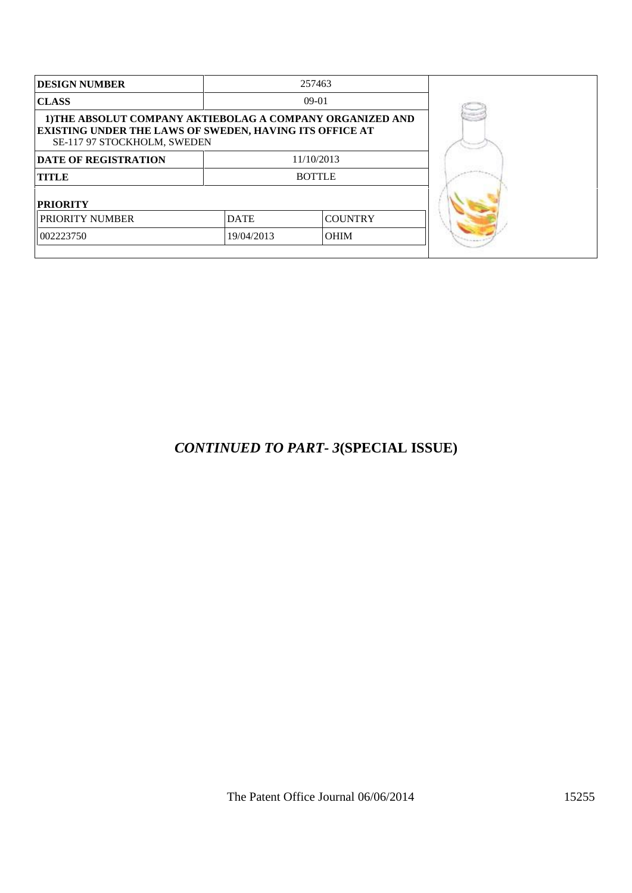| | |
|---|---|
| **DESIGN NUMBER** | 257463 |
| **CLASS** | 09-01 |
| **1)THE ABSOLUT COMPANY AKTIEBOLAG A COMPANY ORGANIZED AND EXISTING UNDER THE LAWS OF SWEDEN, HAVING ITS OFFICE AT** SE-117 97 STOCKHOLM, SWEDEN | |
| **DATE OF REGISTRATION** | 11/10/2013 |
| **TITLE** | BOTTLE |

**PRIORITY**

| PRIORITY NUMBER | DATE | COUNTRY |
|---|---|---|
| 002223750 | 19/04/2013 | OHIM |

## *CONTINUED TO PART- 3*(SPECIAL ISSUE)